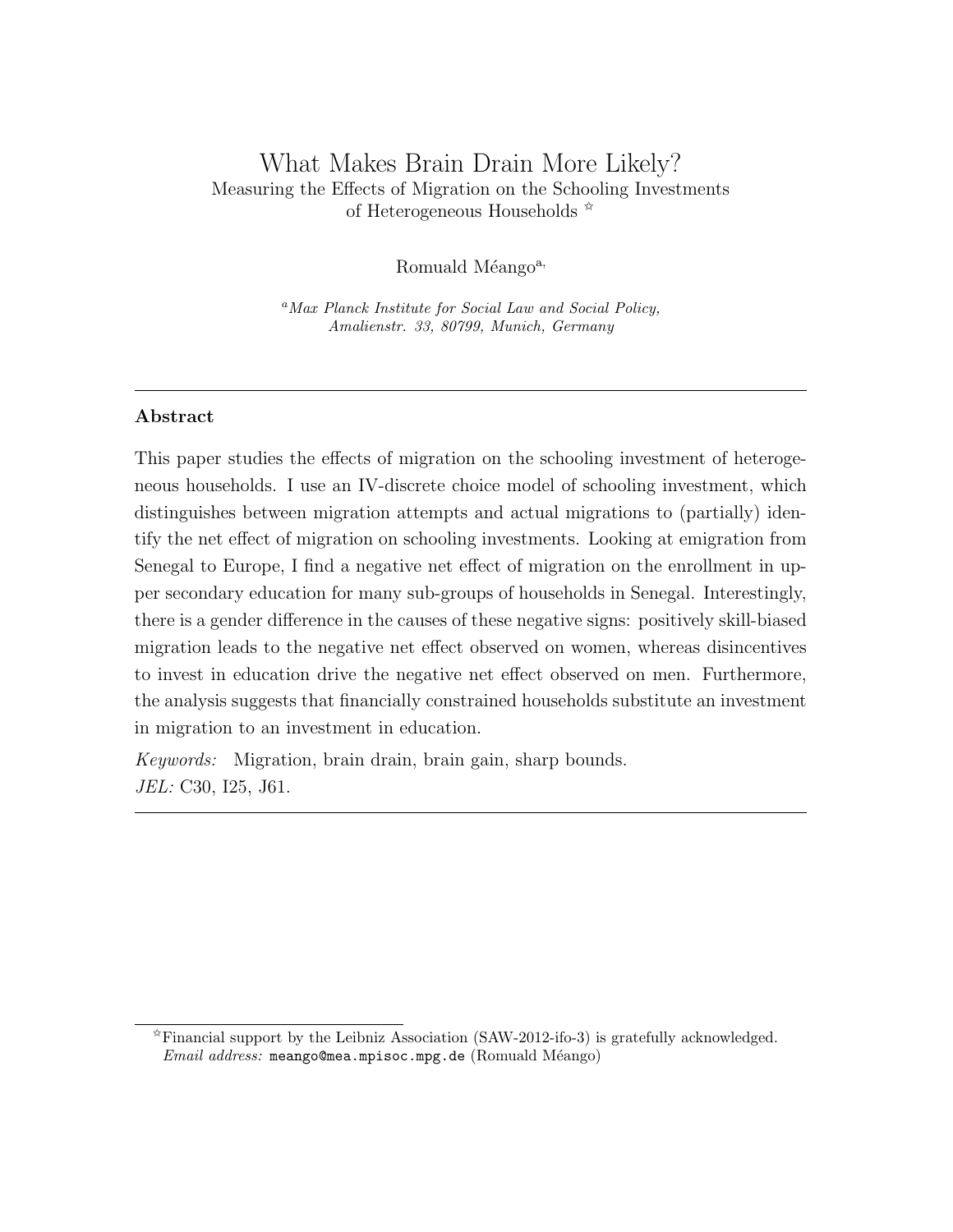# What Makes Brain Drain More Likely?

## Measuring the Effects of Migration on the Schooling Investments of Heterogeneous Households ☆

Romuald Méango[a,]

[a] *Max Planck Institute for Social Law and Social Policy, Amalienstr. 33, 80799, Munich, Germany*

---

**Abstract**

This paper studies the effects of migration on the schooling investment of heterogeneous households. I use an IV-discrete choice model of schooling investment, which distinguishes between migration attempts and actual migrations to (partially) identify the net effect of migration on schooling investments. Looking at emigration from Senegal to Europe, I find a negative net effect of migration on the enrollment in upper secondary education for many sub-groups of households in Senegal. Interestingly, there is a gender difference in the causes of these negative signs: positively skill-biased migration leads to the negative net effect observed on women, whereas disincentives to invest in education drive the negative net effect observed on men. Furthermore, the analysis suggests that financially constrained households substitute an investment in migration to an investment in education.

*Keywords:* Migration, brain drain, brain gain, sharp bounds.
*JEL:* C30, I25, J61.

---

☆Financial support by the Leibniz Association (SAW-2012-ifo-3) is gratefully acknowledged.
*Email address:* meango@mea.mpisoc.mpg.de (Romuald Méango)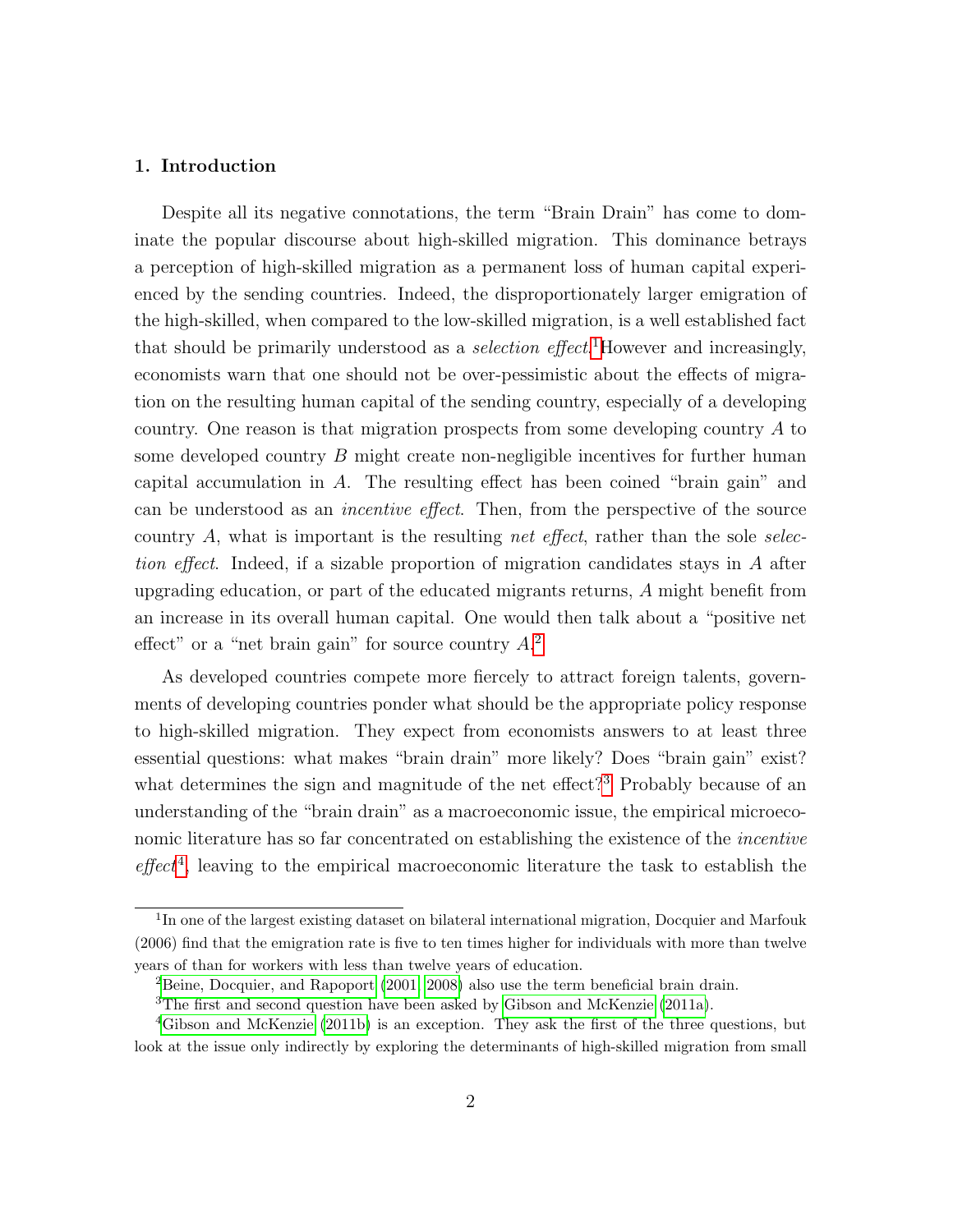## 1. Introduction

Despite all its negative connotations, the term "Brain Drain" has come to dominate the popular discourse about high-skilled migration. This dominance betrays a perception of high-skilled migration as a permanent loss of human capital experienced by the sending countries. Indeed, the disproportionately larger emigration of the high-skilled, when compared to the low-skilled migration, is a well established fact that should be primarily understood as a *selection effect*.[1] However and increasingly, economists warn that one should not be over-pessimistic about the effects of migration on the resulting human capital of the sending country, especially of a developing country. One reason is that migration prospects from some developing country $A$ to some developed country $B$ might create non-negligible incentives for further human capital accumulation in $A$. The resulting effect has been coined "brain gain" and can be understood as an *incentive effect*. Then, from the perspective of the source country $A$, what is important is the resulting *net effect*, rather than the sole *selection effect*. Indeed, if a sizable proportion of migration candidates stays in $A$ after upgrading education, or part of the educated migrants returns, $A$ might benefit from an increase in its overall human capital. One would then talk about a "positive net effect" or a "net brain gain" for source country $A$.[2]

As developed countries compete more fiercely to attract foreign talents, governments of developing countries ponder what should be the appropriate policy response to high-skilled migration. They expect from economists answers to at least three essential questions: what makes "brain drain" more likely? Does "brain gain" exist? what determines the sign and magnitude of the net effect?[3] Probably because of an understanding of the "brain drain" as a macroeconomic issue, the empirical microeconomic literature has so far concentrated on establishing the existence of the *incentive effect*[4], leaving to the empirical macroeconomic literature the task to establish the

[1] In one of the largest existing dataset on bilateral international migration, Docquier and Marfouk (2006) find that the emigration rate is five to ten times higher for individuals with more than twelve years of than for workers with less than twelve years of education.

[2] Beine, Docquier, and Rapoport (2001, 2008) also use the term beneficial brain drain.

[3] The first and second question have been asked by Gibson and McKenzie (2011a).

[4] Gibson and McKenzie (2011b) is an exception. They ask the first of the three questions, but look at the issue only indirectly by exploring the determinants of high-skilled migration from small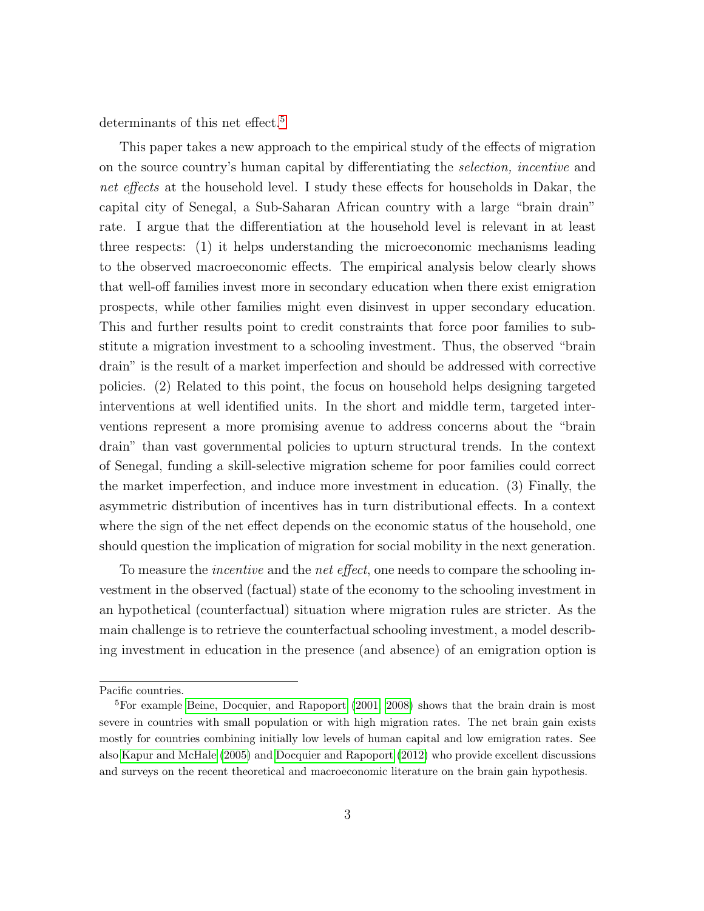determinants of this net effect.[5]

This paper takes a new approach to the empirical study of the effects of migration on the source country's human capital by differentiating the *selection, incentive* and *net effects* at the household level. I study these effects for households in Dakar, the capital city of Senegal, a Sub-Saharan African country with a large "brain drain" rate. I argue that the differentiation at the household level is relevant in at least three respects: (1) it helps understanding the microeconomic mechanisms leading to the observed macroeconomic effects. The empirical analysis below clearly shows that well-off families invest more in secondary education when there exist emigration prospects, while other families might even disinvest in upper secondary education. This and further results point to credit constraints that force poor families to substitute a migration investment to a schooling investment. Thus, the observed "brain drain" is the result of a market imperfection and should be addressed with corrective policies. (2) Related to this point, the focus on household helps designing targeted interventions at well identified units. In the short and middle term, targeted interventions represent a more promising avenue to address concerns about the "brain drain" than vast governmental policies to upturn structural trends. In the context of Senegal, funding a skill-selective migration scheme for poor families could correct the market imperfection, and induce more investment in education. (3) Finally, the asymmetric distribution of incentives has in turn distributional effects. In a context where the sign of the net effect depends on the economic status of the household, one should question the implication of migration for social mobility in the next generation.

To measure the *incentive* and the *net effect*, one needs to compare the schooling investment in the observed (factual) state of the economy to the schooling investment in an hypothetical (counterfactual) situation where migration rules are stricter. As the main challenge is to retrieve the counterfactual schooling investment, a model describing investment in education in the presence (and absence) of an emigration option is

Pacific countries.

[5] For example Beine, Docquier, and Rapoport (2001, 2008) shows that the brain drain is most severe in countries with small population or with high migration rates. The net brain gain exists mostly for countries combining initially low levels of human capital and low emigration rates. See also Kapur and McHale (2005) and Docquier and Rapoport (2012) who provide excellent discussions and surveys on the recent theoretical and macroeconomic literature on the brain gain hypothesis.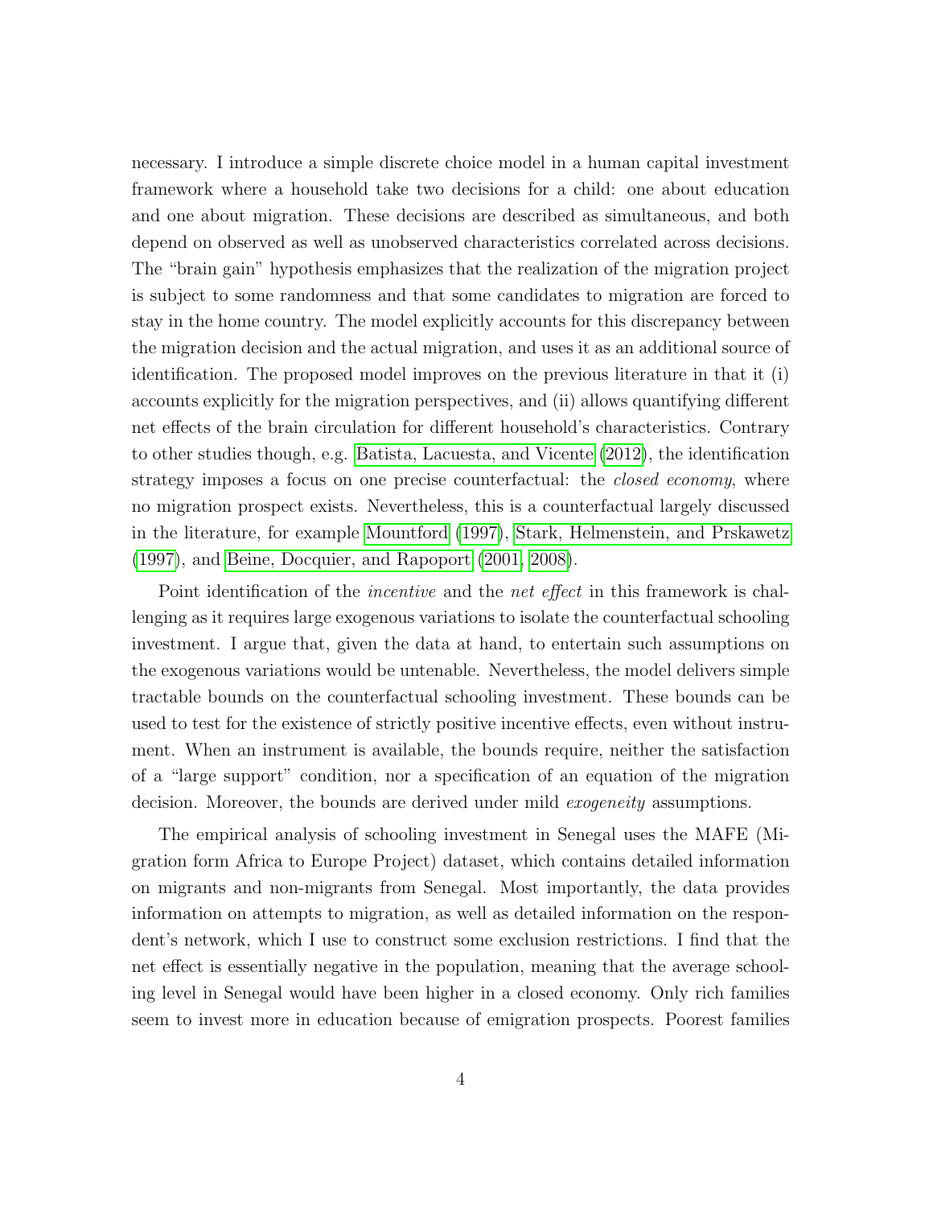necessary. I introduce a simple discrete choice model in a human capital investment framework where a household take two decisions for a child: one about education and one about migration. These decisions are described as simultaneous, and both depend on observed as well as unobserved characteristics correlated across decisions. The "brain gain" hypothesis emphasizes that the realization of the migration project is subject to some randomness and that some candidates to migration are forced to stay in the home country. The model explicitly accounts for this discrepancy between the migration decision and the actual migration, and uses it as an additional source of identification. The proposed model improves on the previous literature in that it (i) accounts explicitly for the migration perspectives, and (ii) allows quantifying different net effects of the brain circulation for different household's characteristics. Contrary to other studies though, e.g. Batista, Lacuesta, and Vicente (2012), the identification strategy imposes a focus on one precise counterfactual: the *closed economy*, where no migration prospect exists. Nevertheless, this is a counterfactual largely discussed in the literature, for example Mountford (1997), Stark, Helmenstein, and Prskawetz (1997), and Beine, Docquier, and Rapoport (2001, 2008).

Point identification of the *incentive* and the *net effect* in this framework is challenging as it requires large exogenous variations to isolate the counterfactual schooling investment. I argue that, given the data at hand, to entertain such assumptions on the exogenous variations would be untenable. Nevertheless, the model delivers simple tractable bounds on the counterfactual schooling investment. These bounds can be used to test for the existence of strictly positive incentive effects, even without instrument. When an instrument is available, the bounds require, neither the satisfaction of a "large support" condition, nor a specification of an equation of the migration decision. Moreover, the bounds are derived under mild *exogeneity* assumptions.

The empirical analysis of schooling investment in Senegal uses the MAFE (Migration form Africa to Europe Project) dataset, which contains detailed information on migrants and non-migrants from Senegal. Most importantly, the data provides information on attempts to migration, as well as detailed information on the respondent's network, which I use to construct some exclusion restrictions. I find that the net effect is essentially negative in the population, meaning that the average schooling level in Senegal would have been higher in a closed economy. Only rich families seem to invest more in education because of emigration prospects. Poorest families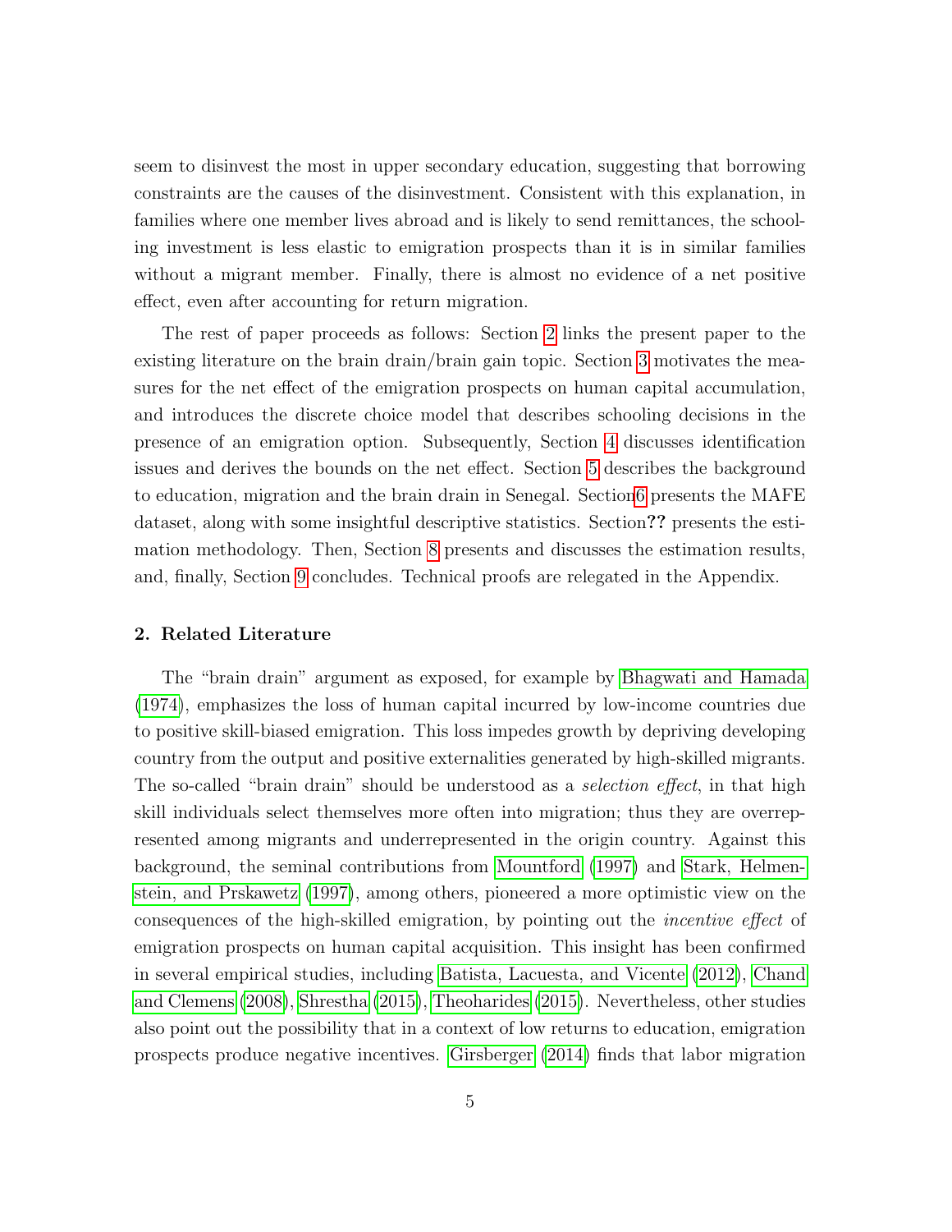seem to disinvest the most in upper secondary education, suggesting that borrowing constraints are the causes of the disinvestment. Consistent with this explanation, in families where one member lives abroad and is likely to send remittances, the schooling investment is less elastic to emigration prospects than it is in similar families without a migrant member. Finally, there is almost no evidence of a net positive effect, even after accounting for return migration.

The rest of paper proceeds as follows: Section 2 links the present paper to the existing literature on the brain drain/brain gain topic. Section 3 motivates the measures for the net effect of the emigration prospects on human capital accumulation, and introduces the discrete choice model that describes schooling decisions in the presence of an emigration option. Subsequently, Section 4 discusses identification issues and derives the bounds on the net effect. Section 5 describes the background to education, migration and the brain drain in Senegal. Section6 presents the MAFE dataset, along with some insightful descriptive statistics. Section**??** presents the estimation methodology. Then, Section 8 presents and discusses the estimation results, and, finally, Section 9 concludes. Technical proofs are relegated in the Appendix.

## 2. Related Literature

The "brain drain" argument as exposed, for example by Bhagwati and Hamada (1974), emphasizes the loss of human capital incurred by low-income countries due to positive skill-biased emigration. This loss impedes growth by depriving developing country from the output and positive externalities generated by high-skilled migrants. The so-called "brain drain" should be understood as a *selection effect*, in that high skill individuals select themselves more often into migration; thus they are overrepresented among migrants and underrepresented in the origin country. Against this background, the seminal contributions from Mountford (1997) and Stark, Helmenstein, and Prskawetz (1997), among others, pioneered a more optimistic view on the consequences of the high-skilled emigration, by pointing out the *incentive effect* of emigration prospects on human capital acquisition. This insight has been confirmed in several empirical studies, including Batista, Lacuesta, and Vicente (2012), Chand and Clemens (2008), Shrestha (2015), Theoharides (2015). Nevertheless, other studies also point out the possibility that in a context of low returns to education, emigration prospects produce negative incentives. Girsberger (2014) finds that labor migration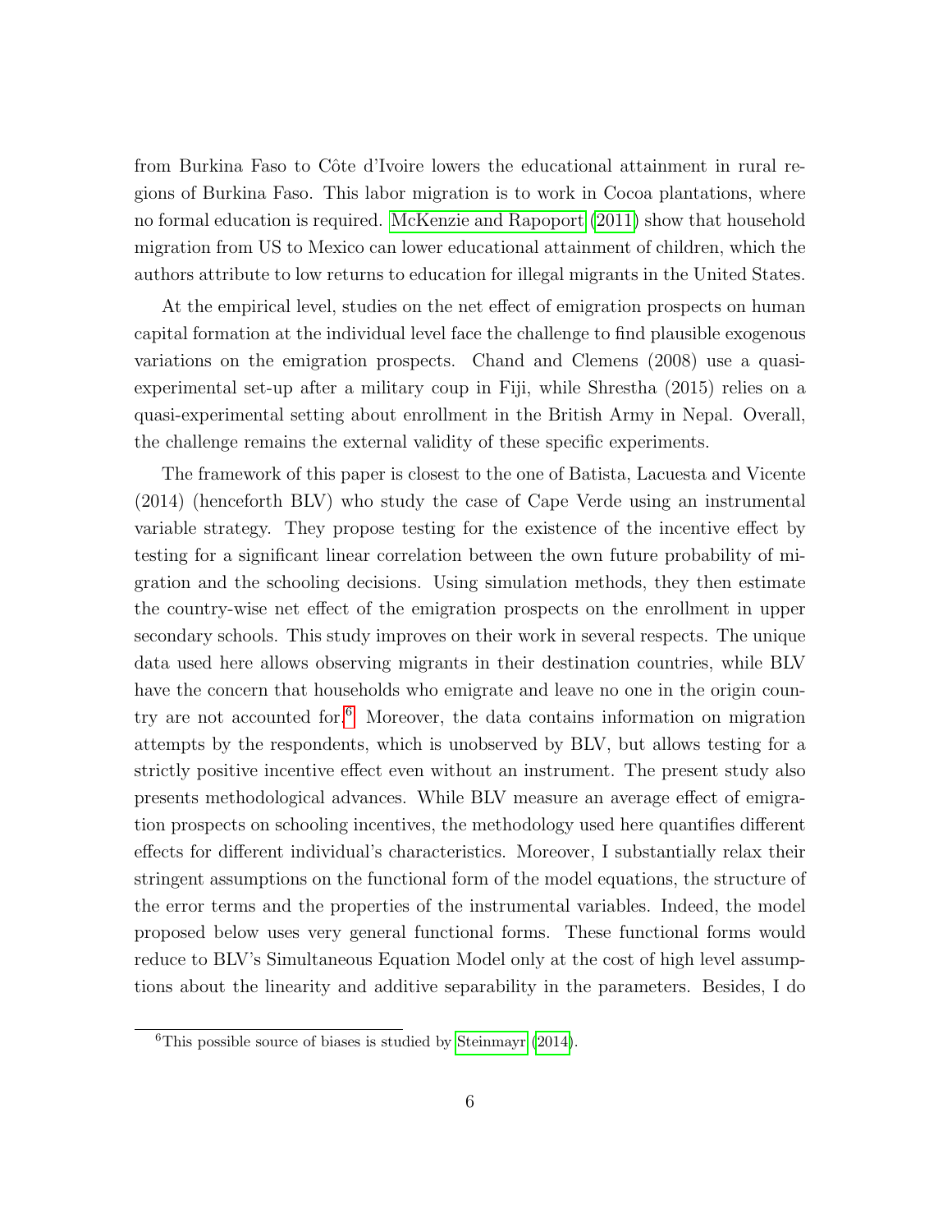from Burkina Faso to Côte d'Ivoire lowers the educational attainment in rural regions of Burkina Faso. This labor migration is to work in Cocoa plantations, where no formal education is required. McKenzie and Rapoport (2011) show that household migration from US to Mexico can lower educational attainment of children, which the authors attribute to low returns to education for illegal migrants in the United States.

At the empirical level, studies on the net effect of emigration prospects on human capital formation at the individual level face the challenge to find plausible exogenous variations on the emigration prospects. Chand and Clemens (2008) use a quasi-experimental set-up after a military coup in Fiji, while Shrestha (2015) relies on a quasi-experimental setting about enrollment in the British Army in Nepal. Overall, the challenge remains the external validity of these specific experiments.

The framework of this paper is closest to the one of Batista, Lacuesta and Vicente (2014) (henceforth BLV) who study the case of Cape Verde using an instrumental variable strategy. They propose testing for the existence of the incentive effect by testing for a significant linear correlation between the own future probability of migration and the schooling decisions. Using simulation methods, they then estimate the country-wise net effect of the emigration prospects on the enrollment in upper secondary schools. This study improves on their work in several respects. The unique data used here allows observing migrants in their destination countries, while BLV have the concern that households who emigrate and leave no one in the origin country are not accounted for.[6] Moreover, the data contains information on migration attempts by the respondents, which is unobserved by BLV, but allows testing for a strictly positive incentive effect even without an instrument. The present study also presents methodological advances. While BLV measure an average effect of emigration prospects on schooling incentives, the methodology used here quantifies different effects for different individual's characteristics. Moreover, I substantially relax their stringent assumptions on the functional form of the model equations, the structure of the error terms and the properties of the instrumental variables. Indeed, the model proposed below uses very general functional forms. These functional forms would reduce to BLV's Simultaneous Equation Model only at the cost of high level assumptions about the linearity and additive separability in the parameters. Besides, I do

[6] This possible source of biases is studied by Steinmayr (2014).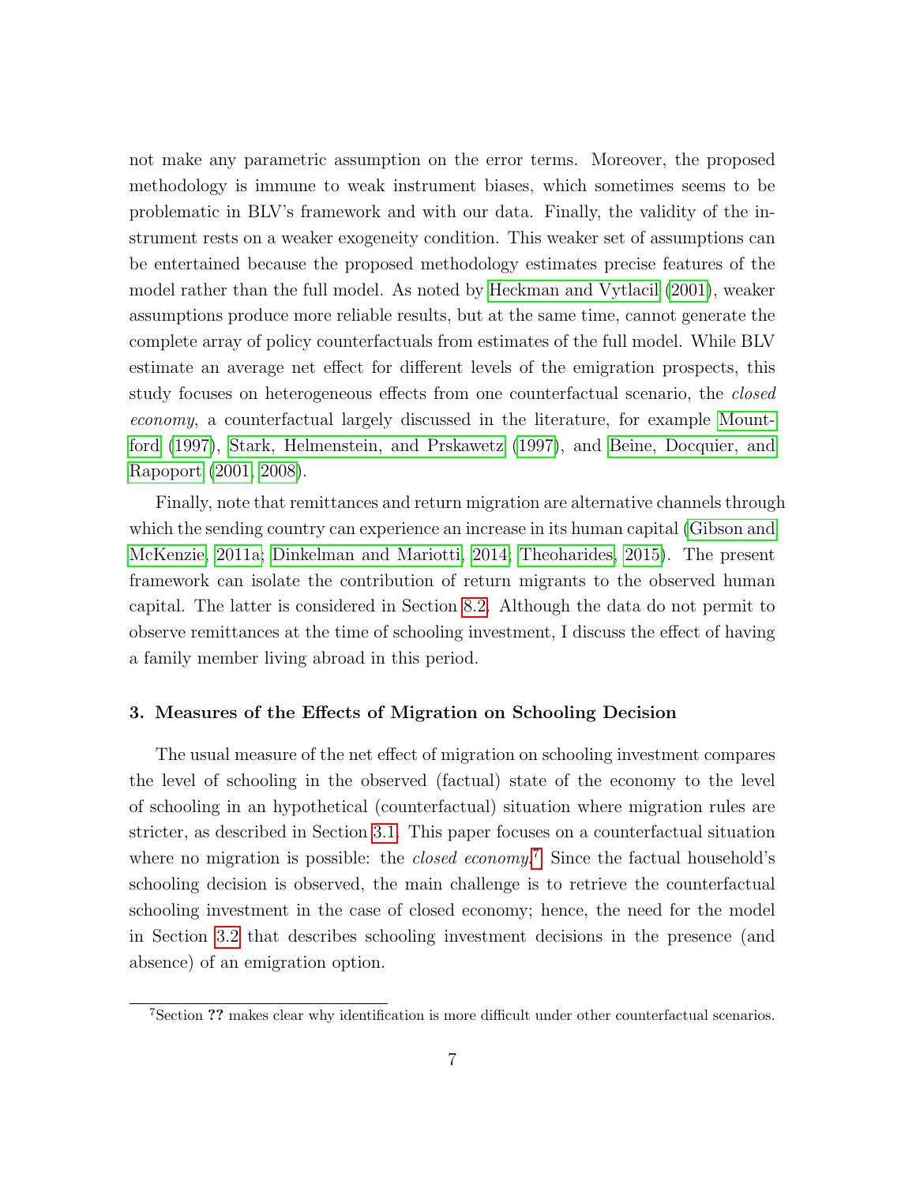not make any parametric assumption on the error terms. Moreover, the proposed methodology is immune to weak instrument biases, which sometimes seems to be problematic in BLV's framework and with our data. Finally, the validity of the instrument rests on a weaker exogeneity condition. This weaker set of assumptions can be entertained because the proposed methodology estimates precise features of the model rather than the full model. As noted by Heckman and Vytlacil (2001), weaker assumptions produce more reliable results, but at the same time, cannot generate the complete array of policy counterfactuals from estimates of the full model. While BLV estimate an average net effect for different levels of the emigration prospects, this study focuses on heterogeneous effects from one counterfactual scenario, the *closed economy*, a counterfactual largely discussed in the literature, for example Mountford (1997), Stark, Helmenstein, and Prskawetz (1997), and Beine, Docquier, and Rapoport (2001, 2008).

Finally, note that remittances and return migration are alternative channels through which the sending country can experience an increase in its human capital (Gibson and McKenzie, 2011a; Dinkelman and Mariotti, 2014; Theoharides, 2015). The present framework can isolate the contribution of return migrants to the observed human capital. The latter is considered in Section 8.2. Although the data do not permit to observe remittances at the time of schooling investment, I discuss the effect of having a family member living abroad in this period.

## 3. Measures of the Effects of Migration on Schooling Decision

The usual measure of the net effect of migration on schooling investment compares the level of schooling in the observed (factual) state of the economy to the level of schooling in an hypothetical (counterfactual) situation where migration rules are stricter, as described in Section 3.1. This paper focuses on a counterfactual situation where no migration is possible: the *closed economy*.[7] Since the factual household's schooling decision is observed, the main challenge is to retrieve the counterfactual schooling investment in the case of closed economy; hence, the need for the model in Section 3.2 that describes schooling investment decisions in the presence (and absence) of an emigration option.

[7] Section **??** makes clear why identification is more difficult under other counterfactual scenarios.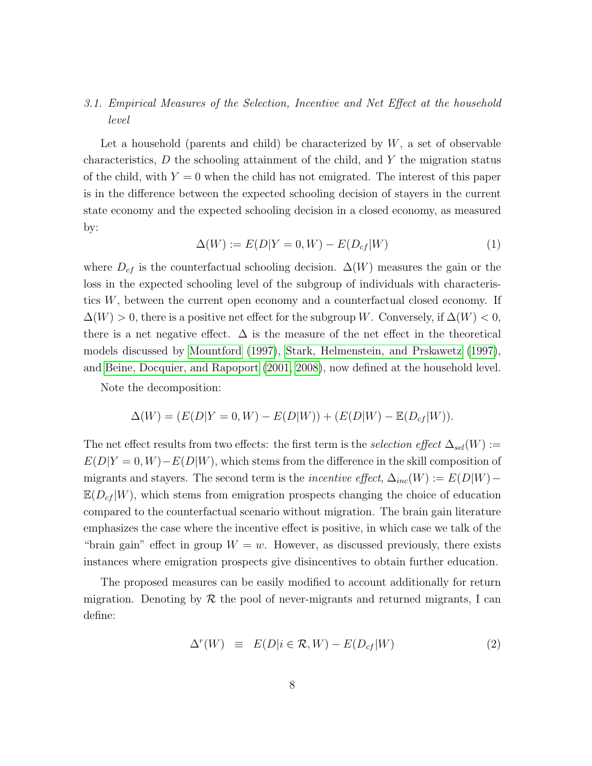### 3.1. Empirical Measures of the Selection, Incentive and Net Effect at the household level

Let a household (parents and child) be characterized by $W$, a set of observable characteristics, $D$ the schooling attainment of the child, and $Y$ the migration status of the child, with $Y = 0$ when the child has not emigrated. The interest of this paper is in the difference between the expected schooling decision of stayers in the current state economy and the expected schooling decision in a closed economy, as measured by:

$$\Delta(W) := E(D|Y = 0, W) - E(D_{cf}|W) \tag{1}$$

where $D_{cf}$ is the counterfactual schooling decision. $\Delta(W)$ measures the gain or the loss in the expected schooling level of the subgroup of individuals with characteristics $W$, between the current open economy and a counterfactual closed economy. If $\Delta(W) > 0$, there is a positive net effect for the subgroup $W$. Conversely, if $\Delta(W) < 0$, there is a net negative effect. $\Delta$ is the measure of the net effect in the theoretical models discussed by Mountford (1997), Stark, Helmenstein, and Prskawetz (1997), and Beine, Docquier, and Rapoport (2001, 2008), now defined at the household level.

Note the decomposition:

$$\Delta(W) = (E(D|Y = 0, W) - E(D|W)) + (E(D|W) - \mathbb{E}(D_{cf}|W)).$$

The net effect results from two effects: the first term is the *selection effect* $\Delta_{sel}(W) := E(D|Y = 0, W) - E(D|W)$, which stems from the difference in the skill composition of migrants and stayers. The second term is the *incentive effect*, $\Delta_{inc}(W) := E(D|W) - \mathbb{E}(D_{cf}|W)$, which stems from emigration prospects changing the choice of education compared to the counterfactual scenario without migration. The brain gain literature emphasizes the case where the incentive effect is positive, in which case we talk of the "brain gain" effect in group $W = w$. However, as discussed previously, there exists instances where emigration prospects give disincentives to obtain further education.

The proposed measures can be easily modified to account additionally for return migration. Denoting by $\mathcal{R}$ the pool of never-migrants and returned migrants, I can define:

$$\Delta^r(W) \equiv E(D|i \in \mathcal{R}, W) - E(D_{cf}|W) \tag{2}$$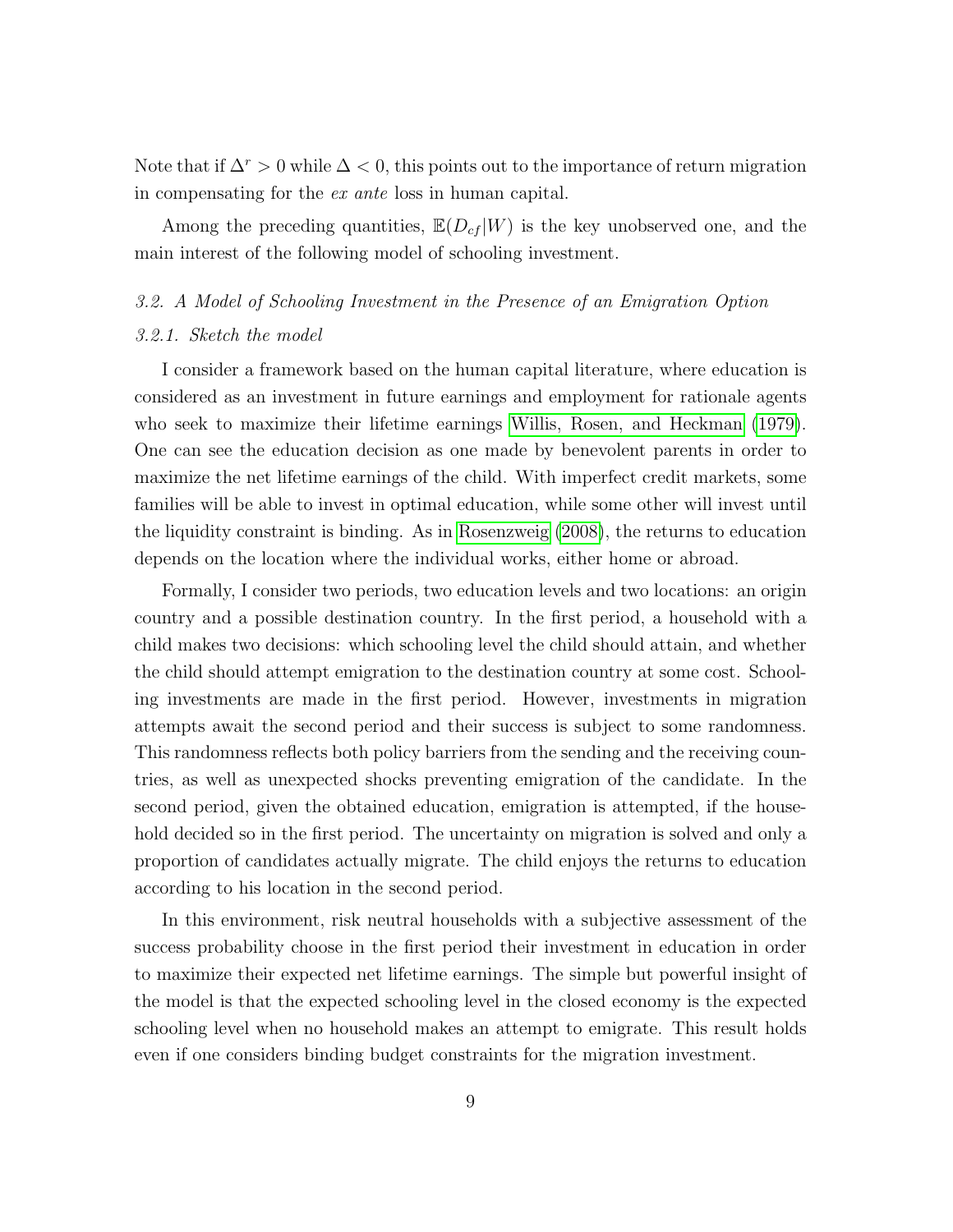Note that if $\Delta^r > 0$ while $\Delta < 0$, this points out to the importance of return migration in compensating for the *ex ante* loss in human capital.

Among the preceding quantities, $\mathbb{E}(D_{cf}|W)$ is the key unobserved one, and the main interest of the following model of schooling investment.

### *3.2. A Model of Schooling Investment in the Presence of an Emigration Option*

#### *3.2.1. Sketch the model*

I consider a framework based on the human capital literature, where education is considered as an investment in future earnings and employment for rationale agents who seek to maximize their lifetime earnings Willis, Rosen, and Heckman (1979). One can see the education decision as one made by benevolent parents in order to maximize the net lifetime earnings of the child. With imperfect credit markets, some families will be able to invest in optimal education, while some other will invest until the liquidity constraint is binding. As in Rosenzweig (2008), the returns to education depends on the location where the individual works, either home or abroad.

Formally, I consider two periods, two education levels and two locations: an origin country and a possible destination country. In the first period, a household with a child makes two decisions: which schooling level the child should attain, and whether the child should attempt emigration to the destination country at some cost. Schooling investments are made in the first period. However, investments in migration attempts await the second period and their success is subject to some randomness. This randomness reflects both policy barriers from the sending and the receiving countries, as well as unexpected shocks preventing emigration of the candidate. In the second period, given the obtained education, emigration is attempted, if the household decided so in the first period. The uncertainty on migration is solved and only a proportion of candidates actually migrate. The child enjoys the returns to education according to his location in the second period.

In this environment, risk neutral households with a subjective assessment of the success probability choose in the first period their investment in education in order to maximize their expected net lifetime earnings. The simple but powerful insight of the model is that the expected schooling level in the closed economy is the expected schooling level when no household makes an attempt to emigrate. This result holds even if one considers binding budget constraints for the migration investment.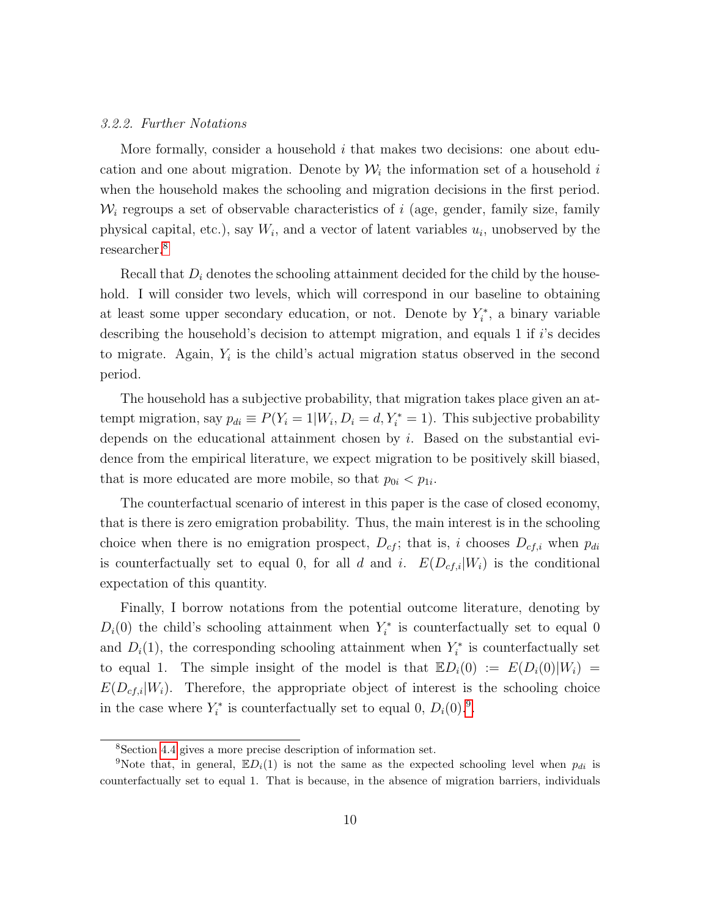*3.2.2. Further Notations*

More formally, consider a household $i$ that makes two decisions: one about education and one about migration. Denote by $\mathcal{W}_i$ the information set of a household $i$ when the household makes the schooling and migration decisions in the first period. $\mathcal{W}_i$ regroups a set of observable characteristics of $i$ (age, gender, family size, family physical capital, etc.), say $W_i$, and a vector of latent variables $u_i$, unobserved by the researcher.[8]

Recall that $D_i$ denotes the schooling attainment decided for the child by the household. I will consider two levels, which will correspond in our baseline to obtaining at least some upper secondary education, or not. Denote by $Y_i^*$, a binary variable describing the household's decision to attempt migration, and equals 1 if $i$'s decides to migrate. Again, $Y_i$ is the child's actual migration status observed in the second period.

The household has a subjective probability, that migration takes place given an attempt migration, say $p_{di} \equiv P(Y_i = 1|W_i, D_i = d, Y_i^* = 1)$. This subjective probability depends on the educational attainment chosen by $i$. Based on the substantial evidence from the empirical literature, we expect migration to be positively skill biased, that is more educated are more mobile, so that $p_{0i} < p_{1i}$.

The counterfactual scenario of interest in this paper is the case of closed economy, that is there is zero emigration probability. Thus, the main interest is in the schooling choice when there is no emigration prospect, $D_{cf}$; that is, $i$ chooses $D_{cf,i}$ when $p_{di}$ is counterfactually set to equal 0, for all $d$ and $i$. $E(D_{cf,i}|W_i)$ is the conditional expectation of this quantity.

Finally, I borrow notations from the potential outcome literature, denoting by $D_i(0)$ the child's schooling attainment when $Y_i^*$ is counterfactually set to equal 0 and $D_i(1)$, the corresponding schooling attainment when $Y_i^*$ is counterfactually set to equal 1. The simple insight of the model is that $\mathbb{E}D_i(0) := E(D_i(0)|W_i) = E(D_{cf,i}|W_i)$. Therefore, the appropriate object of interest is the schooling choice in the case where $Y_i^*$ is counterfactually set to equal 0, $D_i(0)$.[9].

[8] Section 4.4 gives a more precise description of information set.

[9] Note that, in general, $\mathbb{E}D_i(1)$ is not the same as the expected schooling level when $p_{di}$ is counterfactually set to equal 1. That is because, in the absence of migration barriers, individuals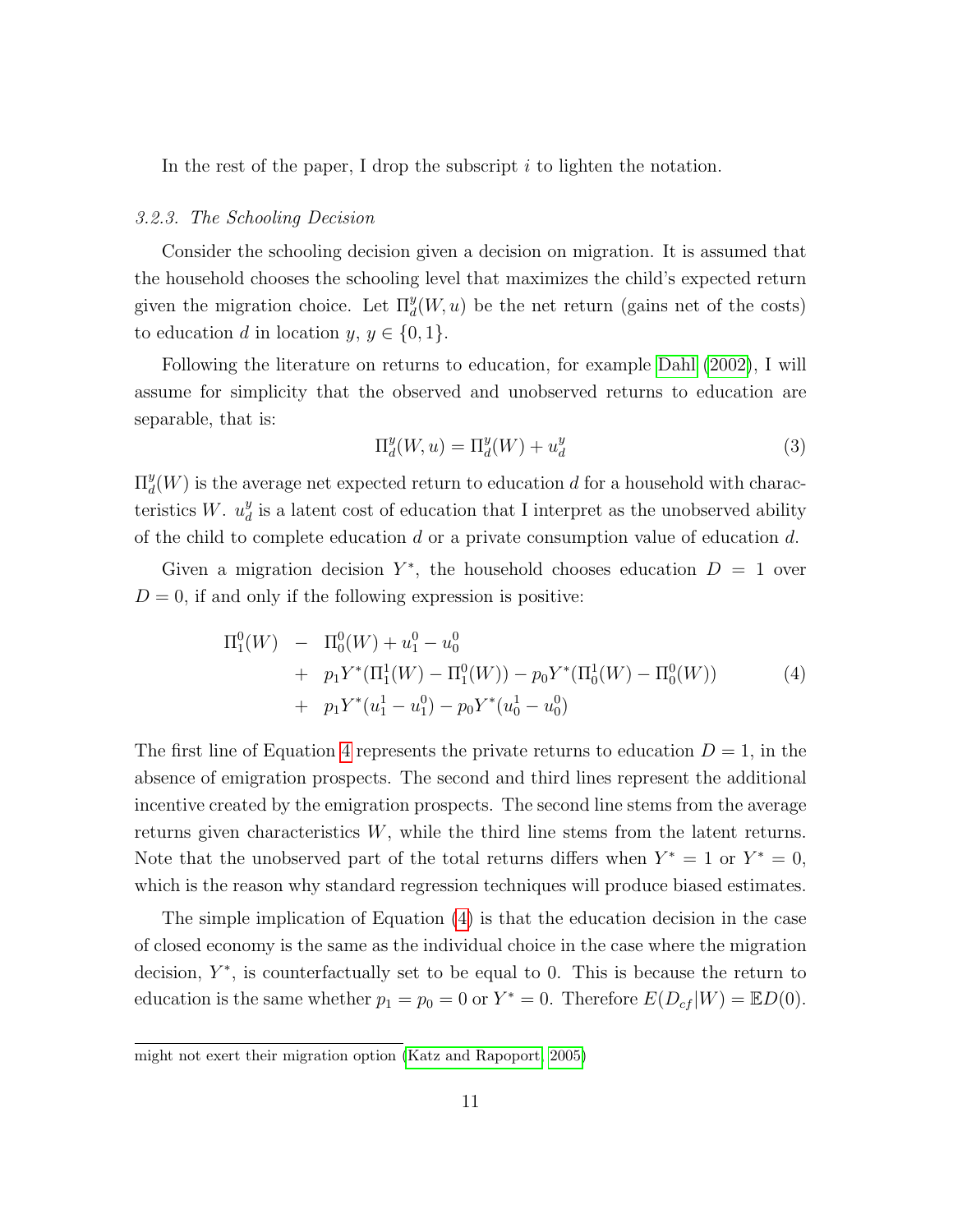In the rest of the paper, I drop the subscript $i$ to lighten the notation.

### *3.2.3. The Schooling Decision*

Consider the schooling decision given a decision on migration. It is assumed that the household chooses the schooling level that maximizes the child's expected return given the migration choice. Let $\Pi_d^y(W, u)$ be the net return (gains net of the costs) to education $d$ in location $y$, $y \in \{0, 1\}$.

Following the literature on returns to education, for example Dahl (2002), I will assume for simplicity that the observed and unobserved returns to education are separable, that is:

$$\Pi_d^y(W, u) = \Pi_d^y(W) + u_d^y \tag{3}$$

$\Pi_d^y(W)$ is the average net expected return to education $d$ for a household with characteristics $W$. $u_d^y$ is a latent cost of education that I interpret as the unobserved ability of the child to complete education $d$ or a private consumption value of education $d$.

Given a migration decision $Y^*$, the household chooses education $D = 1$ over $D = 0$, if and only if the following expression is positive:

$$\begin{aligned}
\Pi_1^0(W) \;&-\; \Pi_0^0(W) + u_1^0 - u_0^0 \\
&+\; p_1 Y^*(\Pi_1^1(W) - \Pi_1^0(W)) - p_0 Y^*(\Pi_0^1(W) - \Pi_0^0(W)) \\
&+\; p_1 Y^*(u_1^1 - u_1^0) - p_0 Y^*(u_0^1 - u_0^0)
\end{aligned} \tag{4}$$

The first line of Equation 4 represents the private returns to education $D = 1$, in the absence of emigration prospects. The second and third lines represent the additional incentive created by the emigration prospects. The second line stems from the average returns given characteristics $W$, while the third line stems from the latent returns. Note that the unobserved part of the total returns differs when $Y^* = 1$ or $Y^* = 0$, which is the reason why standard regression techniques will produce biased estimates.

The simple implication of Equation (4) is that the education decision in the case of closed economy is the same as the individual choice in the case where the migration decision, $Y^*$, is counterfactually set to be equal to 0. This is because the return to education is the same whether $p_1 = p_0 = 0$ or $Y^* = 0$. Therefore $E(D_{cf}|W) = \mathbb{E}D(0)$.

---

might not exert their migration option (Katz and Rapoport, 2005)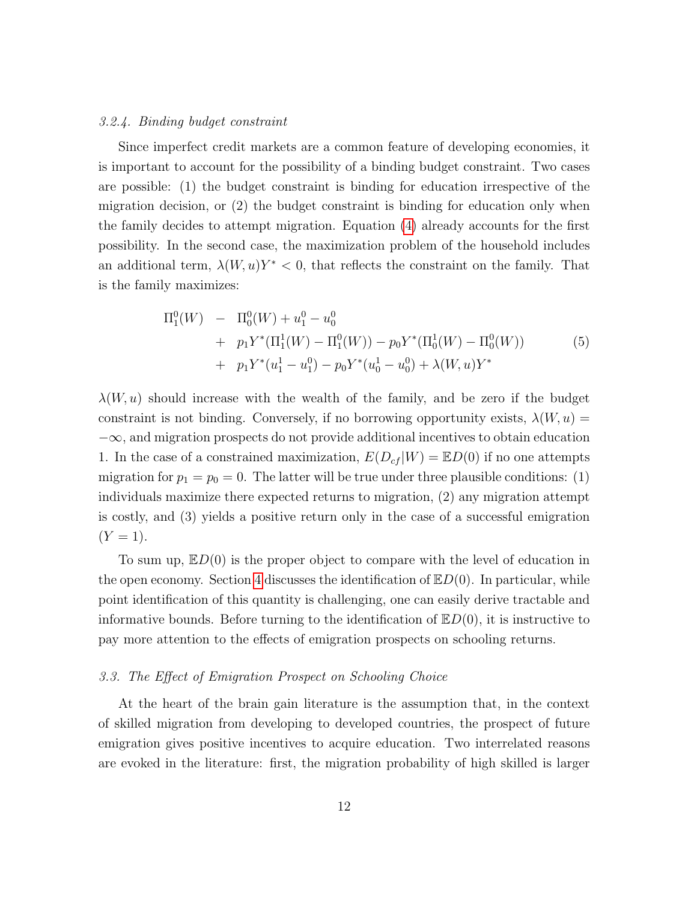#### 3.2.4. Binding budget constraint

Since imperfect credit markets are a common feature of developing economies, it is important to account for the possibility of a binding budget constraint. Two cases are possible: (1) the budget constraint is binding for education irrespective of the migration decision, or (2) the budget constraint is binding for education only when the family decides to attempt migration. Equation (4) already accounts for the first possibility. In the second case, the maximization problem of the household includes an additional term, $\lambda(W,u)Y^* < 0$, that reflects the constraint on the family. That is the family maximizes:

$$
\begin{aligned}
\Pi_1^0(W) \;&-\; \Pi_0^0(W) + u_1^0 - u_0^0 \\
&+\; p_1 Y^*(\Pi_1^1(W) - \Pi_1^0(W)) - p_0 Y^*(\Pi_0^1(W) - \Pi_0^0(W)) \\
&+\; p_1 Y^*(u_1^1 - u_1^0) - p_0 Y^*(u_0^1 - u_0^0) + \lambda(W,u)Y^*
\end{aligned} \tag{5}
$$

$\lambda(W,u)$ should increase with the wealth of the family, and be zero if the budget constraint is not binding. Conversely, if no borrowing opportunity exists, $\lambda(W,u) = -\infty$, and migration prospects do not provide additional incentives to obtain education 1. In the case of a constrained maximization, $E(D_{cf}|W) = \mathbb{E}D(0)$ if no one attempts migration for $p_1 = p_0 = 0$. The latter will be true under three plausible conditions: (1) individuals maximize there expected returns to migration, (2) any migration attempt is costly, and (3) yields a positive return only in the case of a successful emigration ($Y = 1$).

To sum up, $\mathbb{E}D(0)$ is the proper object to compare with the level of education in the open economy. Section 4 discusses the identification of $\mathbb{E}D(0)$. In particular, while point identification of this quantity is challenging, one can easily derive tractable and informative bounds. Before turning to the identification of $\mathbb{E}D(0)$, it is instructive to pay more attention to the effects of emigration prospects on schooling returns.

### 3.3. The Effect of Emigration Prospect on Schooling Choice

At the heart of the brain gain literature is the assumption that, in the context of skilled migration from developing to developed countries, the prospect of future emigration gives positive incentives to acquire education. Two interrelated reasons are evoked in the literature: first, the migration probability of high skilled is larger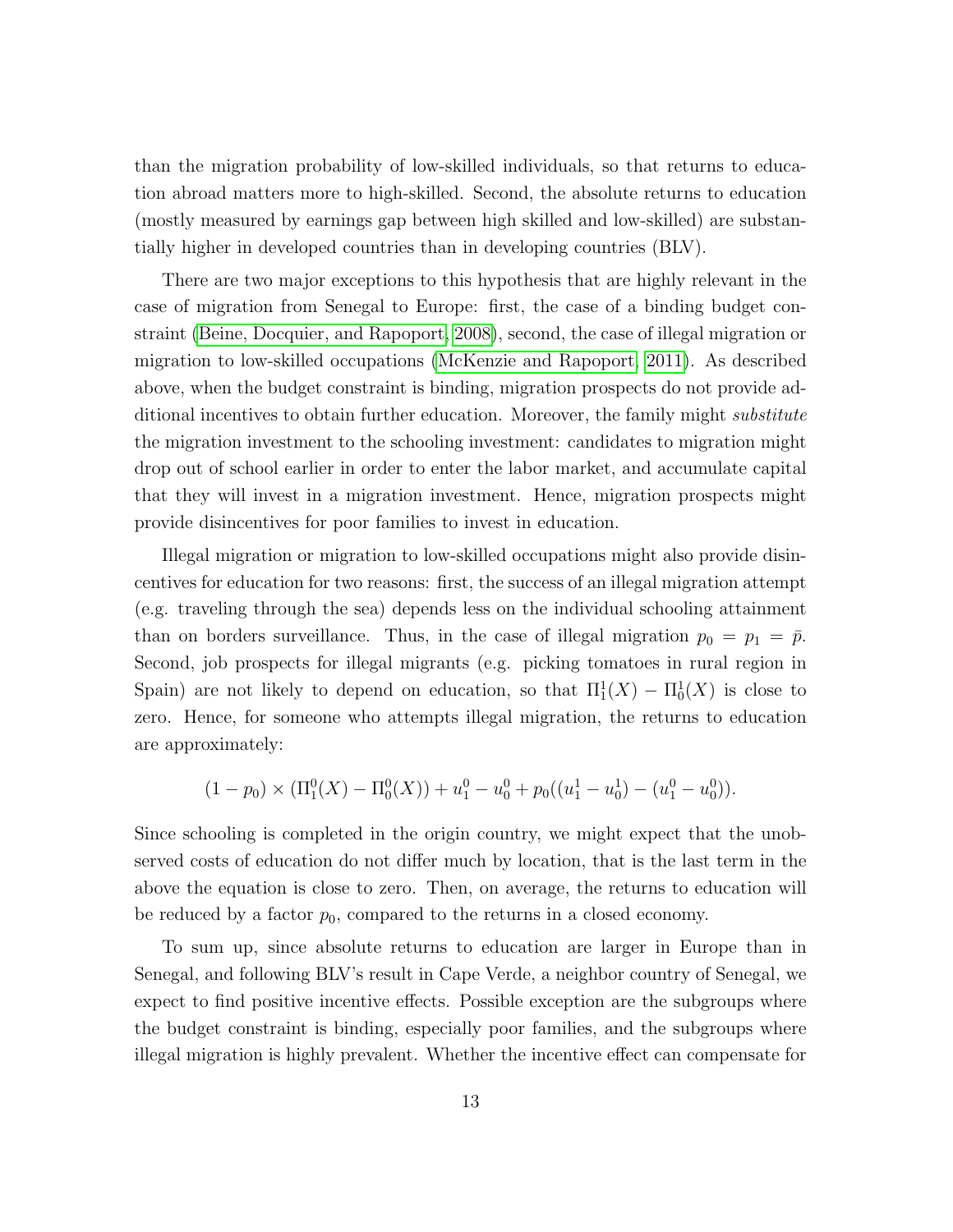than the migration probability of low-skilled individuals, so that returns to education abroad matters more to high-skilled. Second, the absolute returns to education (mostly measured by earnings gap between high skilled and low-skilled) are substantially higher in developed countries than in developing countries (BLV).

There are two major exceptions to this hypothesis that are highly relevant in the case of migration from Senegal to Europe: first, the case of a binding budget constraint (Beine, Docquier, and Rapoport, 2008), second, the case of illegal migration or migration to low-skilled occupations (McKenzie and Rapoport, 2011). As described above, when the budget constraint is binding, migration prospects do not provide additional incentives to obtain further education. Moreover, the family might *substitute* the migration investment to the schooling investment: candidates to migration might drop out of school earlier in order to enter the labor market, and accumulate capital that they will invest in a migration investment. Hence, migration prospects might provide disincentives for poor families to invest in education.

Illegal migration or migration to low-skilled occupations might also provide disincentives for education for two reasons: first, the success of an illegal migration attempt (e.g. traveling through the sea) depends less on the individual schooling attainment than on borders surveillance. Thus, in the case of illegal migration $p_0 = p_1 = \bar{p}$. Second, job prospects for illegal migrants (e.g. picking tomatoes in rural region in Spain) are not likely to depend on education, so that $\Pi_1^1(X) - \Pi_0^1(X)$ is close to zero. Hence, for someone who attempts illegal migration, the returns to education are approximately:

$$(1 - p_0) \times (\Pi_1^0(X) - \Pi_0^0(X)) + u_1^0 - u_0^0 + p_0((u_1^1 - u_0^1) - (u_1^0 - u_0^0)).$$

Since schooling is completed in the origin country, we might expect that the unobserved costs of education do not differ much by location, that is the last term in the above the equation is close to zero. Then, on average, the returns to education will be reduced by a factor $p_0$, compared to the returns in a closed economy.

To sum up, since absolute returns to education are larger in Europe than in Senegal, and following BLV's result in Cape Verde, a neighbor country of Senegal, we expect to find positive incentive effects. Possible exception are the subgroups where the budget constraint is binding, especially poor families, and the subgroups where illegal migration is highly prevalent. Whether the incentive effect can compensate for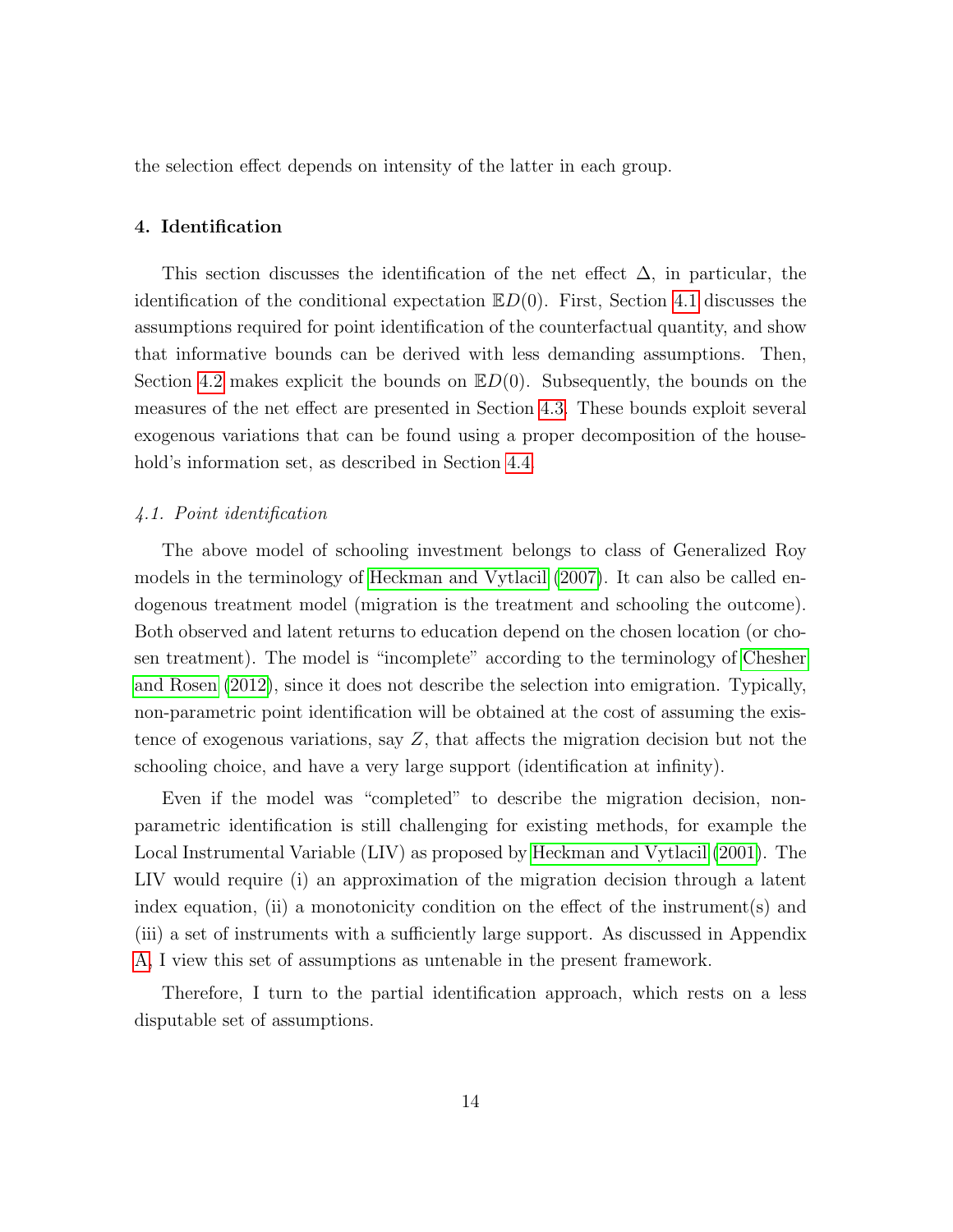the selection effect depends on intensity of the latter in each group.

## 4. Identification

This section discusses the identification of the net effect $\Delta$, in particular, the identification of the conditional expectation $\mathbb{E}D(0)$. First, Section 4.1 discusses the assumptions required for point identification of the counterfactual quantity, and show that informative bounds can be derived with less demanding assumptions. Then, Section 4.2 makes explicit the bounds on $\mathbb{E}D(0)$. Subsequently, the bounds on the measures of the net effect are presented in Section 4.3. These bounds exploit several exogenous variations that can be found using a proper decomposition of the household's information set, as described in Section 4.4.

### *4.1. Point identification*

The above model of schooling investment belongs to class of Generalized Roy models in the terminology of Heckman and Vytlacil (2007). It can also be called endogenous treatment model (migration is the treatment and schooling the outcome). Both observed and latent returns to education depend on the chosen location (or chosen treatment). The model is "incomplete" according to the terminology of Chesher and Rosen (2012), since it does not describe the selection into emigration. Typically, non-parametric point identification will be obtained at the cost of assuming the existence of exogenous variations, say $Z$, that affects the migration decision but not the schooling choice, and have a very large support (identification at infinity).

Even if the model was "completed" to describe the migration decision, non-parametric identification is still challenging for existing methods, for example the Local Instrumental Variable (LIV) as proposed by Heckman and Vytlacil (2001). The LIV would require (i) an approximation of the migration decision through a latent index equation, (ii) a monotonicity condition on the effect of the instrument(s) and (iii) a set of instruments with a sufficiently large support. As discussed in Appendix A, I view this set of assumptions as untenable in the present framework.

Therefore, I turn to the partial identification approach, which rests on a less disputable set of assumptions.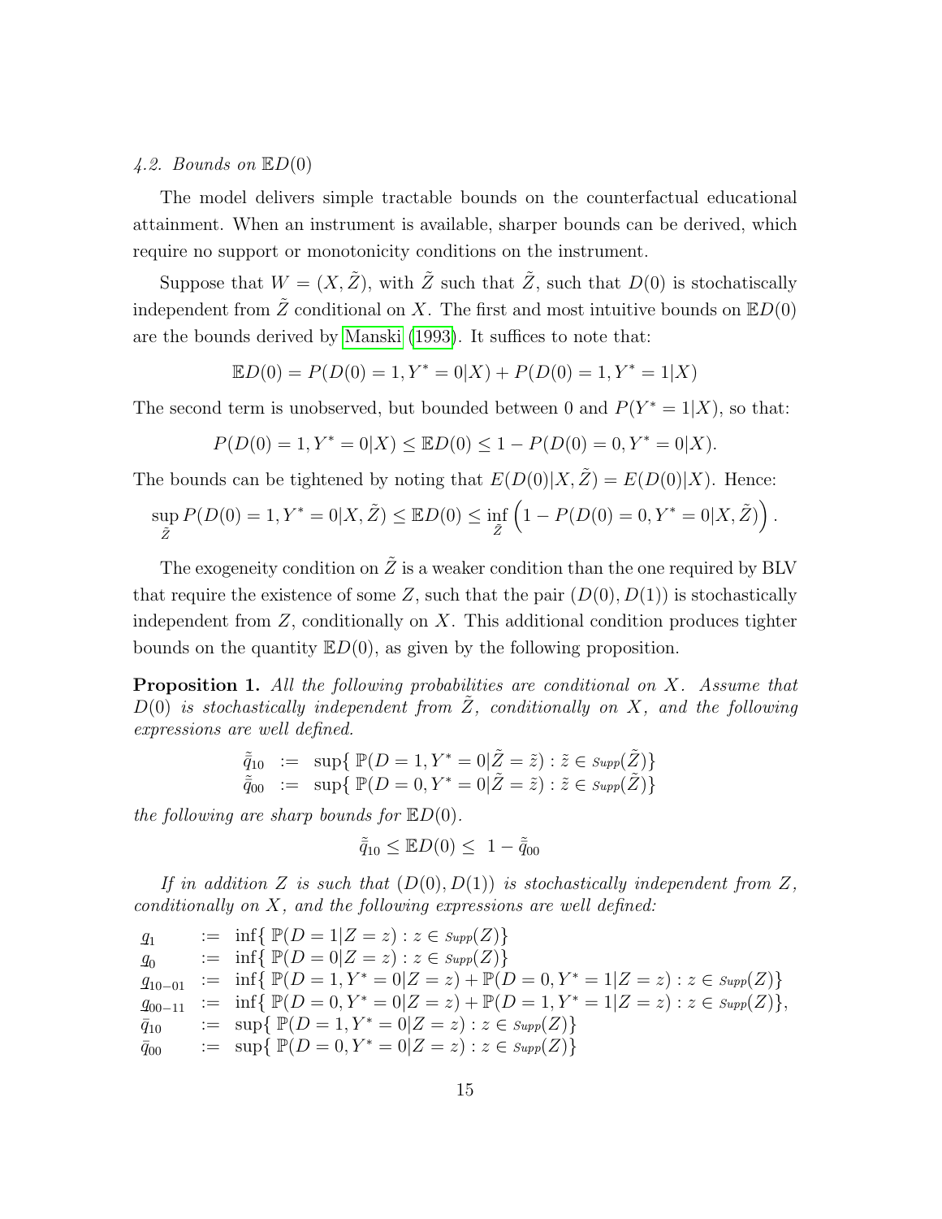*4.2. Bounds on $\mathbb{E}D(0)$*

The model delivers simple tractable bounds on the counterfactual educational attainment. When an instrument is available, sharper bounds can be derived, which require no support or monotonicity conditions on the instrument.

Suppose that $W = (X, \tilde{Z})$, with $\tilde{Z}$ such that $\tilde{Z}$, such that $D(0)$ is stochastiscally independent from $\tilde{Z}$ conditional on $X$. The first and most intuitive bounds on $\mathbb{E}D(0)$ are the bounds derived by Manski (1993). It suffices to note that:

$$\mathbb{E}D(0) = P(D(0) = 1, Y^* = 0|X) + P(D(0) = 1, Y^* = 1|X)$$

The second term is unobserved, but bounded between 0 and $P(Y^* = 1|X)$, so that:

$$P(D(0) = 1, Y^* = 0|X) \leq \mathbb{E}D(0) \leq 1 - P(D(0) = 0, Y^* = 0|X).$$

The bounds can be tightened by noting that $E(D(0)|X, \tilde{Z}) = E(D(0)|X)$. Hence:

$$\sup_{\tilde{Z}} P(D(0) = 1, Y^* = 0|X, \tilde{Z}) \leq \mathbb{E}D(0) \leq \inf_{\tilde{Z}} \left(1 - P(D(0) = 0, Y^* = 0|X, \tilde{Z})\right).$$

The exogeneity condition on $\tilde{Z}$ is a weaker condition than the one required by BLV that require the existence of some $Z$, such that the pair $(D(0), D(1))$ is stochastically independent from $Z$, conditionally on $X$. This additional condition produces tighter bounds on the quantity $\mathbb{E}D(0)$, as given by the following proposition.

**Proposition 1.** *All the following probabilities are conditional on $X$. Assume that $D(0)$ is stochastically independent from $\tilde{Z}$, conditionally on $X$, and the following expressions are well defined.*

$$\begin{aligned}
\bar{\tilde{q}}_{10} &:= \sup\{\, \mathbb{P}(D = 1, Y^* = 0|\tilde{Z} = \tilde{z}) : \tilde{z} \in \mathit{Supp}(\tilde{Z})\} \\
\bar{\tilde{q}}_{00} &:= \sup\{\, \mathbb{P}(D = 0, Y^* = 0|\tilde{Z} = \tilde{z}) : \tilde{z} \in \mathit{Supp}(\tilde{Z})\}
\end{aligned}$$

*the following are sharp bounds for $\mathbb{E}D(0)$.*

$$\bar{\tilde{q}}_{10} \leq \mathbb{E}D(0) \leq 1 - \bar{\tilde{q}}_{00}$$

*If in addition $Z$ is such that $(D(0), D(1))$ is stochastically independent from $Z$, conditionally on $X$, and the following expressions are well defined:*

$$\begin{aligned}
\underline{q}_1 &:= \inf\{\, \mathbb{P}(D = 1|Z = z) : z \in \mathit{Supp}(Z)\} \\
\underline{q}_0 &:= \inf\{\, \mathbb{P}(D = 0|Z = z) : z \in \mathit{Supp}(Z)\} \\
\underline{q}_{10-01} &:= \inf\{\, \mathbb{P}(D = 1, Y^* = 0|Z = z) + \mathbb{P}(D = 0, Y^* = 1|Z = z) : z \in \mathit{Supp}(Z)\} \\
\underline{q}_{00-11} &:= \inf\{\, \mathbb{P}(D = 0, Y^* = 0|Z = z) + \mathbb{P}(D = 1, Y^* = 1|Z = z) : z \in \mathit{Supp}(Z)\}, \\
\bar{q}_{10} &:= \sup\{\, \mathbb{P}(D = 1, Y^* = 0|Z = z) : z \in \mathit{Supp}(Z)\} \\
\bar{q}_{00} &:= \sup\{\, \mathbb{P}(D = 0, Y^* = 0|Z = z) : z \in \mathit{Supp}(Z)\}
\end{aligned}$$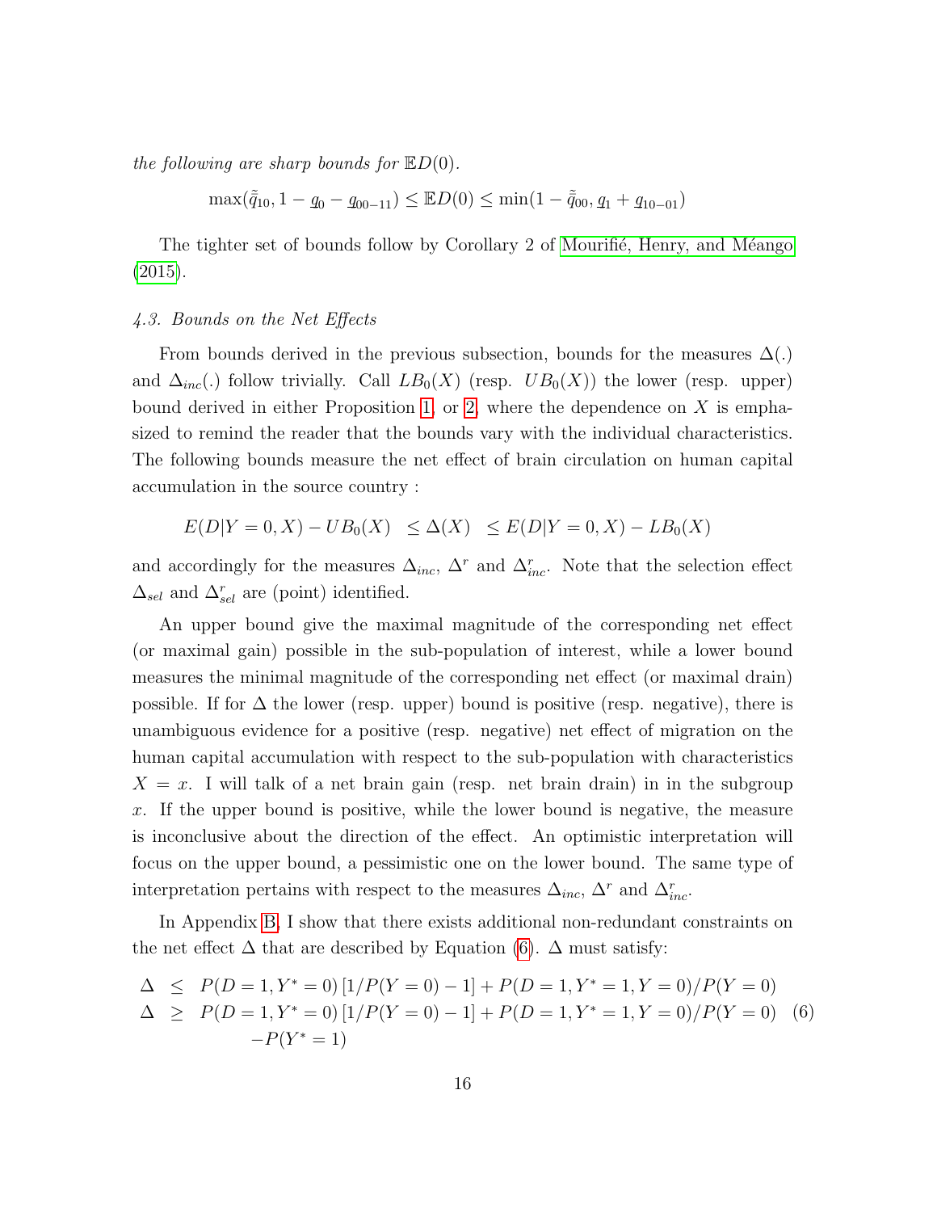*the following are sharp bounds for* $\mathbb{E}D(0)$.

$$\max(\tilde{\tilde{q}}_{10}, 1 - \underline{q}_0 - \underline{q}_{00-11}) \leq \mathbb{E}D(0) \leq \min(1 - \tilde{\tilde{q}}_{00}, \underline{q}_1 + \underline{q}_{10-01})$$

The tighter set of bounds follow by Corollary 2 of Mourifié, Henry, and Méango (2015).

#### 4.3. Bounds on the Net Effects

From bounds derived in the previous subsection, bounds for the measures $\Delta(.)$ and $\Delta_{inc}(.)$ follow trivially. Call $LB_0(X)$ (resp. $UB_0(X)$) the lower (resp. upper) bound derived in either Proposition 1, or 2, where the dependence on $X$ is emphasized to remind the reader that the bounds vary with the individual characteristics. The following bounds measure the net effect of brain circulation on human capital accumulation in the source country :

$$E(D|Y=0,X) - UB_0(X) \;\; \leq \Delta(X) \;\; \leq E(D|Y=0,X) - LB_0(X)$$

and accordingly for the measures $\Delta_{inc}$, $\Delta^r$ and $\Delta^r_{inc}$. Note that the selection effect $\Delta_{sel}$ and $\Delta^r_{sel}$ are (point) identified.

An upper bound give the maximal magnitude of the corresponding net effect (or maximal gain) possible in the sub-population of interest, while a lower bound measures the minimal magnitude of the corresponding net effect (or maximal drain) possible. If for $\Delta$ the lower (resp. upper) bound is positive (resp. negative), there is unambiguous evidence for a positive (resp. negative) net effect of migration on the human capital accumulation with respect to the sub-population with characteristics $X = x$. I will talk of a net brain gain (resp. net brain drain) in in the subgroup $x$. If the upper bound is positive, while the lower bound is negative, the measure is inconclusive about the direction of the effect. An optimistic interpretation will focus on the upper bound, a pessimistic one on the lower bound. The same type of interpretation pertains with respect to the measures $\Delta_{inc}$, $\Delta^r$ and $\Delta^r_{inc}$.

In Appendix B, I show that there exists additional non-redundant constraints on the net effect $\Delta$ that are described by Equation (6). $\Delta$ must satisfy:

$$\begin{aligned}
\Delta &\leq P(D=1,Y^*=0)\left[1/P(Y=0)-1\right] + P(D=1,Y^*=1,Y=0)/P(Y=0) \\
\Delta &\geq P(D=1,Y^*=0)\left[1/P(Y=0)-1\right] + P(D=1,Y^*=1,Y=0)/P(Y=0) \qquad (6) \\
&\quad - P(Y^*=1)
\end{aligned}$$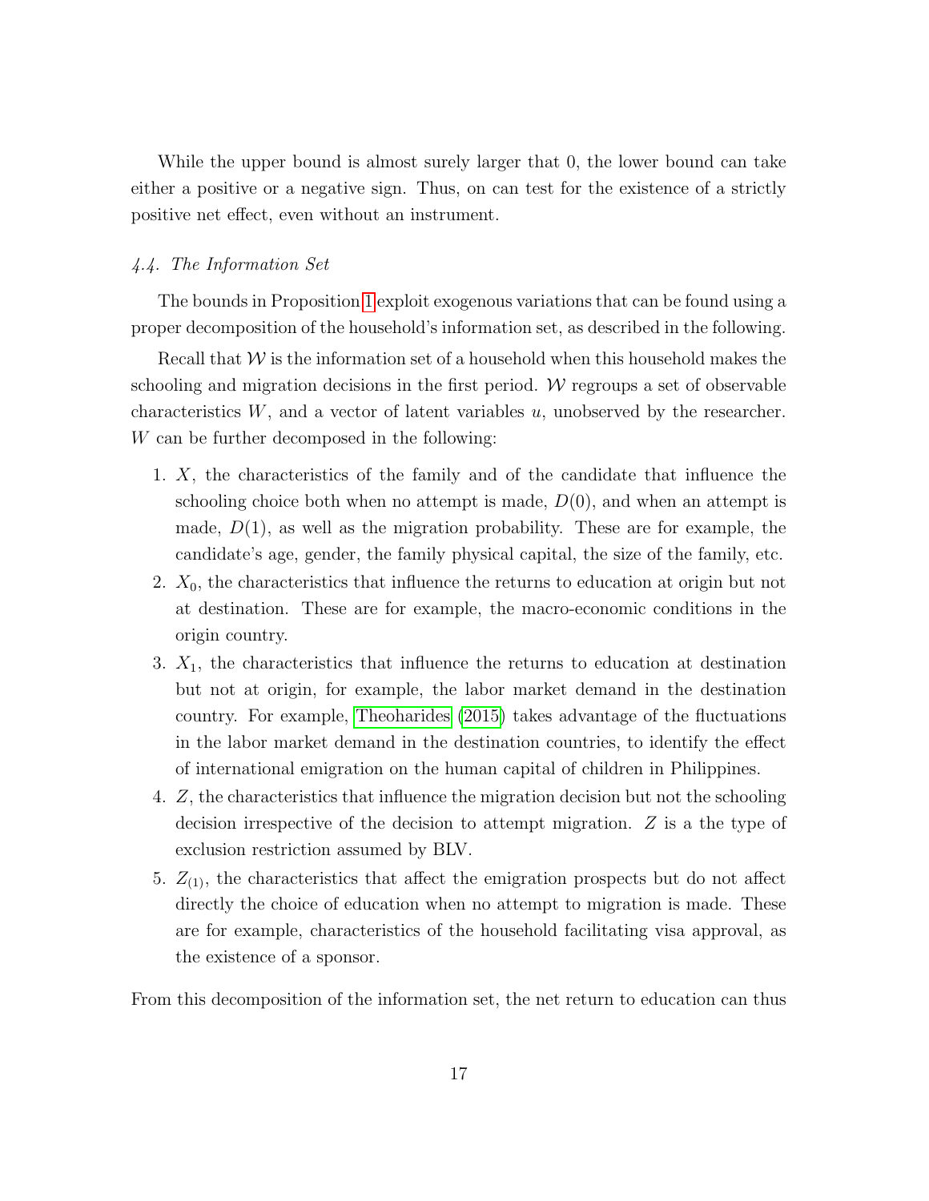While the upper bound is almost surely larger that 0, the lower bound can take either a positive or a negative sign. Thus, on can test for the existence of a strictly positive net effect, even without an instrument.

### *4.4. The Information Set*

The bounds in Proposition 1 exploit exogenous variations that can be found using a proper decomposition of the household's information set, as described in the following.

Recall that $\mathcal{W}$ is the information set of a household when this household makes the schooling and migration decisions in the first period. $\mathcal{W}$ regroups a set of observable characteristics $W$, and a vector of latent variables $u$, unobserved by the researcher. $W$ can be further decomposed in the following:

1. $X$, the characteristics of the family and of the candidate that influence the schooling choice both when no attempt is made, $D(0)$, and when an attempt is made, $D(1)$, as well as the migration probability. These are for example, the candidate's age, gender, the family physical capital, the size of the family, etc.
2. $X_0$, the characteristics that influence the returns to education at origin but not at destination. These are for example, the macro-economic conditions in the origin country.
3. $X_1$, the characteristics that influence the returns to education at destination but not at origin, for example, the labor market demand in the destination country. For example, Theoharides (2015) takes advantage of the fluctuations in the labor market demand in the destination countries, to identify the effect of international emigration on the human capital of children in Philippines.
4. $Z$, the characteristics that influence the migration decision but not the schooling decision irrespective of the decision to attempt migration. $Z$ is a the type of exclusion restriction assumed by BLV.
5. $Z_{(1)}$, the characteristics that affect the emigration prospects but do not affect directly the choice of education when no attempt to migration is made. These are for example, characteristics of the household facilitating visa approval, as the existence of a sponsor.

From this decomposition of the information set, the net return to education can thus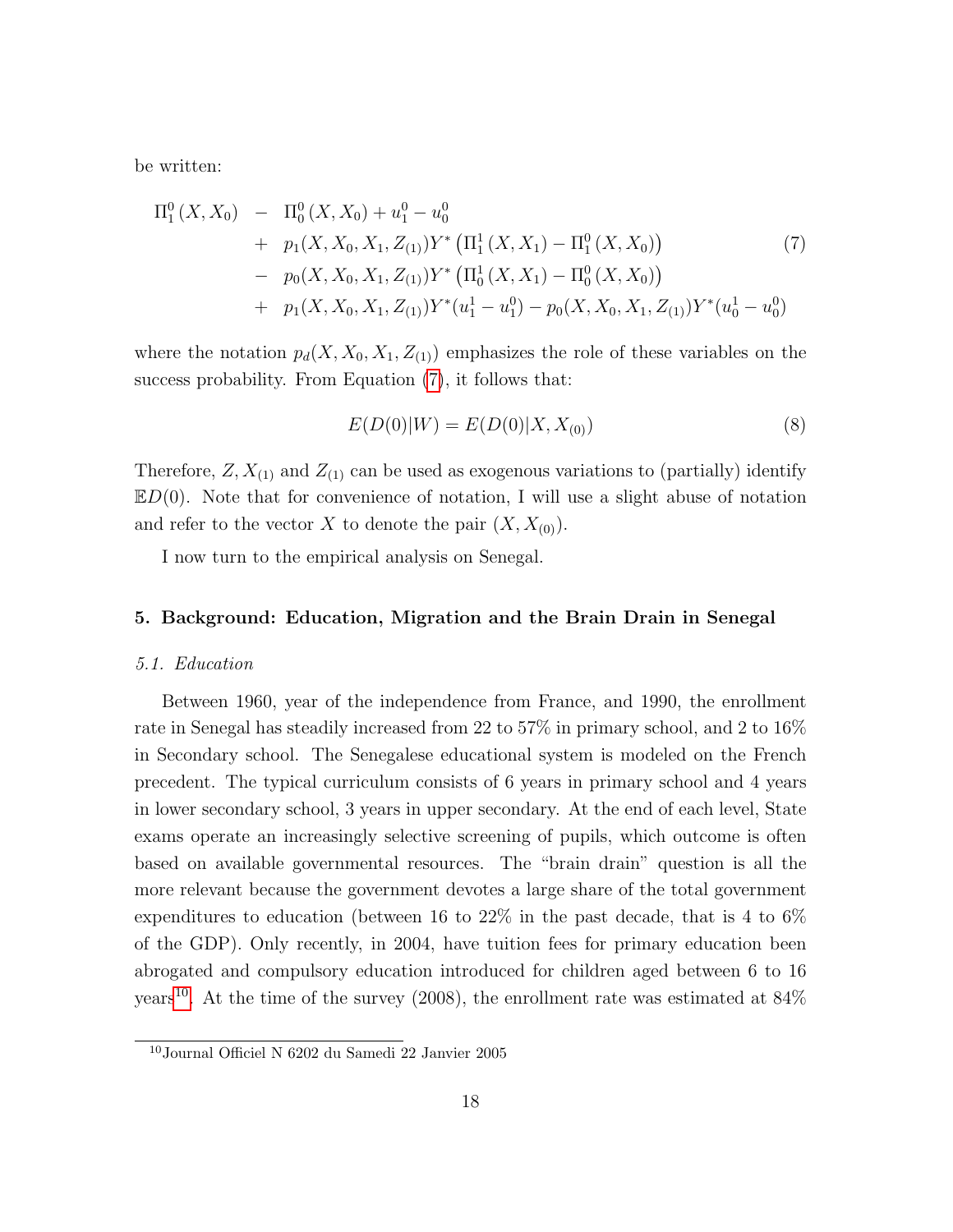be written:

$$
\begin{aligned}
\Pi_1^0(X, X_0) \quad - \quad & \Pi_0^0(X, X_0) + u_1^0 - u_0^0 \\
+ \quad & p_1(X, X_0, X_1, Z_{(1)}) Y^* \left( \Pi_1^1(X, X_1) - \Pi_1^0(X, X_0) \right) \\
- \quad & p_0(X, X_0, X_1, Z_{(1)}) Y^* \left( \Pi_0^1(X, X_1) - \Pi_0^0(X, X_0) \right) \\
+ \quad & p_1(X, X_0, X_1, Z_{(1)}) Y^* (u_1^1 - u_1^0) - p_0(X, X_0, X_1, Z_{(1)}) Y^* (u_0^1 - u_0^0)
\end{aligned} \tag{7}
$$

where the notation $p_d(X, X_0, X_1, Z_{(1)})$ emphasizes the role of these variables on the success probability. From Equation (7), it follows that:

$$
E(D(0)|W) = E(D(0)|X, X_{(0)}) \tag{8}
$$

Therefore, $Z, X_{(1)}$ and $Z_{(1)}$ can be used as exogenous variations to (partially) identify $\mathbb{E}D(0)$. Note that for convenience of notation, I will use a slight abuse of notation and refer to the vector $X$ to denote the pair $(X, X_{(0)})$.

I now turn to the empirical analysis on Senegal.

## 5. Background: Education, Migration and the Brain Drain in Senegal

### *5.1. Education*

Between 1960, year of the independence from France, and 1990, the enrollment rate in Senegal has steadily increased from 22 to 57% in primary school, and 2 to 16% in Secondary school. The Senegalese educational system is modeled on the French precedent. The typical curriculum consists of 6 years in primary school and 4 years in lower secondary school, 3 years in upper secondary. At the end of each level, State exams operate an increasingly selective screening of pupils, which outcome is often based on available governmental resources. The "brain drain" question is all the more relevant because the government devotes a large share of the total government expenditures to education (between 16 to 22% in the past decade, that is 4 to 6% of the GDP). Only recently, in 2004, have tuition fees for primary education been abrogated and compulsory education introduced for children aged between 6 to 16 years[10]. At the time of the survey (2008), the enrollment rate was estimated at 84%

[10] Journal Officiel N 6202 du Samedi 22 Janvier 2005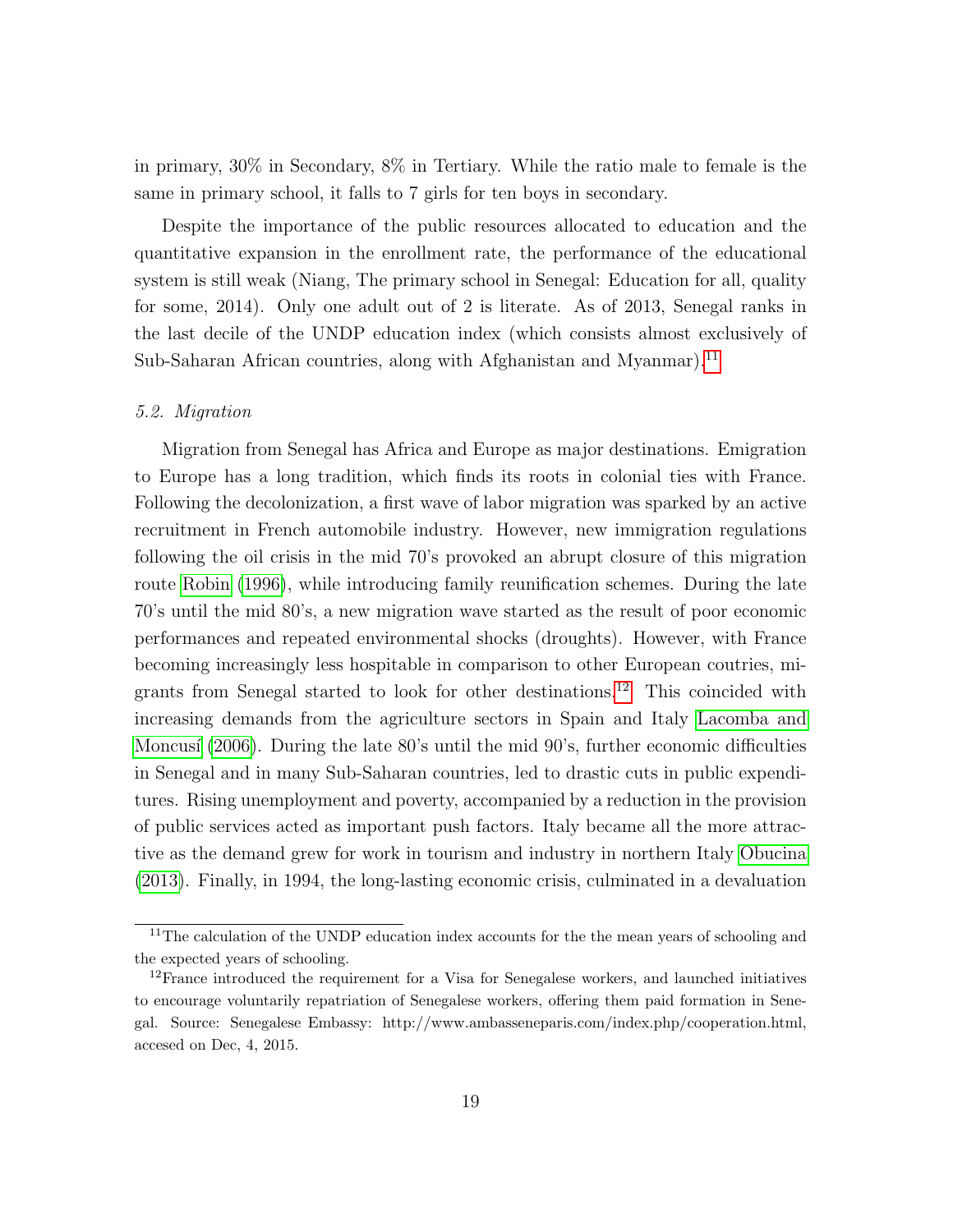in primary, 30% in Secondary, 8% in Tertiary. While the ratio male to female is the same in primary school, it falls to 7 girls for ten boys in secondary.

Despite the importance of the public resources allocated to education and the quantitative expansion in the enrollment rate, the performance of the educational system is still weak (Niang, The primary school in Senegal: Education for all, quality for some, 2014). Only one adult out of 2 is literate. As of 2013, Senegal ranks in the last decile of the UNDP education index (which consists almost exclusively of Sub-Saharan African countries, along with Afghanistan and Myanmar).[11]

*5.2. Migration*

Migration from Senegal has Africa and Europe as major destinations. Emigration to Europe has a long tradition, which finds its roots in colonial ties with France. Following the decolonization, a first wave of labor migration was sparked by an active recruitment in French automobile industry. However, new immigration regulations following the oil crisis in the mid 70's provoked an abrupt closure of this migration route Robin (1996), while introducing family reunification schemes. During the late 70's until the mid 80's, a new migration wave started as the result of poor economic performances and repeated environmental shocks (droughts). However, with France becoming increasingly less hospitable in comparison to other European coutries, migrants from Senegal started to look for other destinations.[12] This coincided with increasing demands from the agriculture sectors in Spain and Italy Lacomba and Moncusí (2006). During the late 80's until the mid 90's, further economic difficulties in Senegal and in many Sub-Saharan countries, led to drastic cuts in public expenditures. Rising unemployment and poverty, accompanied by a reduction in the provision of public services acted as important push factors. Italy became all the more attractive as the demand grew for work in tourism and industry in northern Italy Obucina (2013). Finally, in 1994, the long-lasting economic crisis, culminated in a devaluation

[11] The calculation of the UNDP education index accounts for the the mean years of schooling and the expected years of schooling.

[12] France introduced the requirement for a Visa for Senegalese workers, and launched initiatives to encourage voluntarily repatriation of Senegalese workers, offering them paid formation in Senegal. Source: Senegalese Embassy: http://www.ambasseneparis.com/index.php/cooperation.html, accesed on Dec, 4, 2015.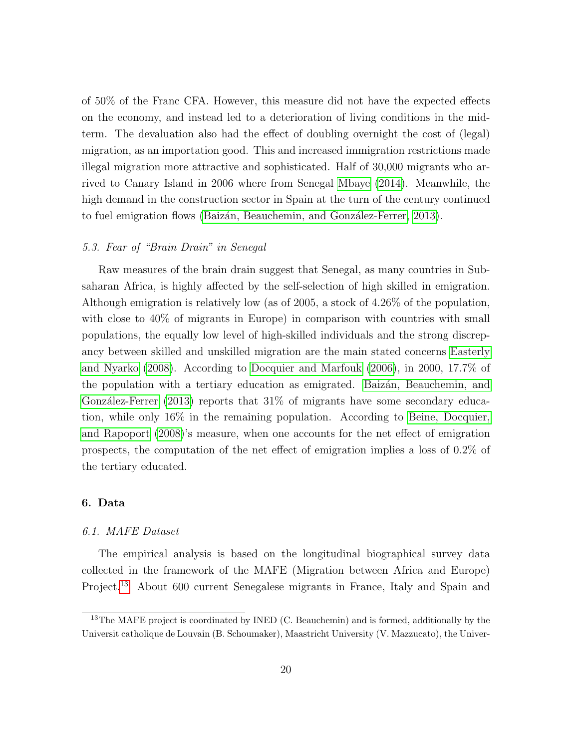of 50% of the Franc CFA. However, this measure did not have the expected effects on the economy, and instead led to a deterioration of living conditions in the mid-term. The devaluation also had the effect of doubling overnight the cost of (legal) migration, as an importation good. This and increased immigration restrictions made illegal migration more attractive and sophisticated. Half of 30,000 migrants who arrived to Canary Island in 2006 where from Senegal Mbaye (2014). Meanwhile, the high demand in the construction sector in Spain at the turn of the century continued to fuel emigration flows (Baizán, Beauchemin, and González-Ferrer, 2013).

### *5.3. Fear of "Brain Drain" in Senegal*

Raw measures of the brain drain suggest that Senegal, as many countries in Subsaharan Africa, is highly affected by the self-selection of high skilled in emigration. Although emigration is relatively low (as of 2005, a stock of 4.26% of the population, with close to 40% of migrants in Europe) in comparison with countries with small populations, the equally low level of high-skilled individuals and the strong discrepancy between skilled and unskilled migration are the main stated concerns Easterly and Nyarko (2008). According to Docquier and Marfouk (2006), in 2000, 17.7% of the population with a tertiary education as emigrated. Baizán, Beauchemin, and González-Ferrer (2013) reports that 31% of migrants have some secondary education, while only 16% in the remaining population. According to Beine, Docquier, and Rapoport (2008)'s measure, when one accounts for the net effect of emigration prospects, the computation of the net effect of emigration implies a loss of 0.2% of the tertiary educated.

## 6. Data

### *6.1. MAFE Dataset*

The empirical analysis is based on the longitudinal biographical survey data collected in the framework of the MAFE (Migration between Africa and Europe) Project.[13] About 600 current Senegalese migrants in France, Italy and Spain and

[13]The MAFE project is coordinated by INED (C. Beauchemin) and is formed, additionally by the Universit catholique de Louvain (B. Schoumaker), Maastricht University (V. Mazzucato), the Univer-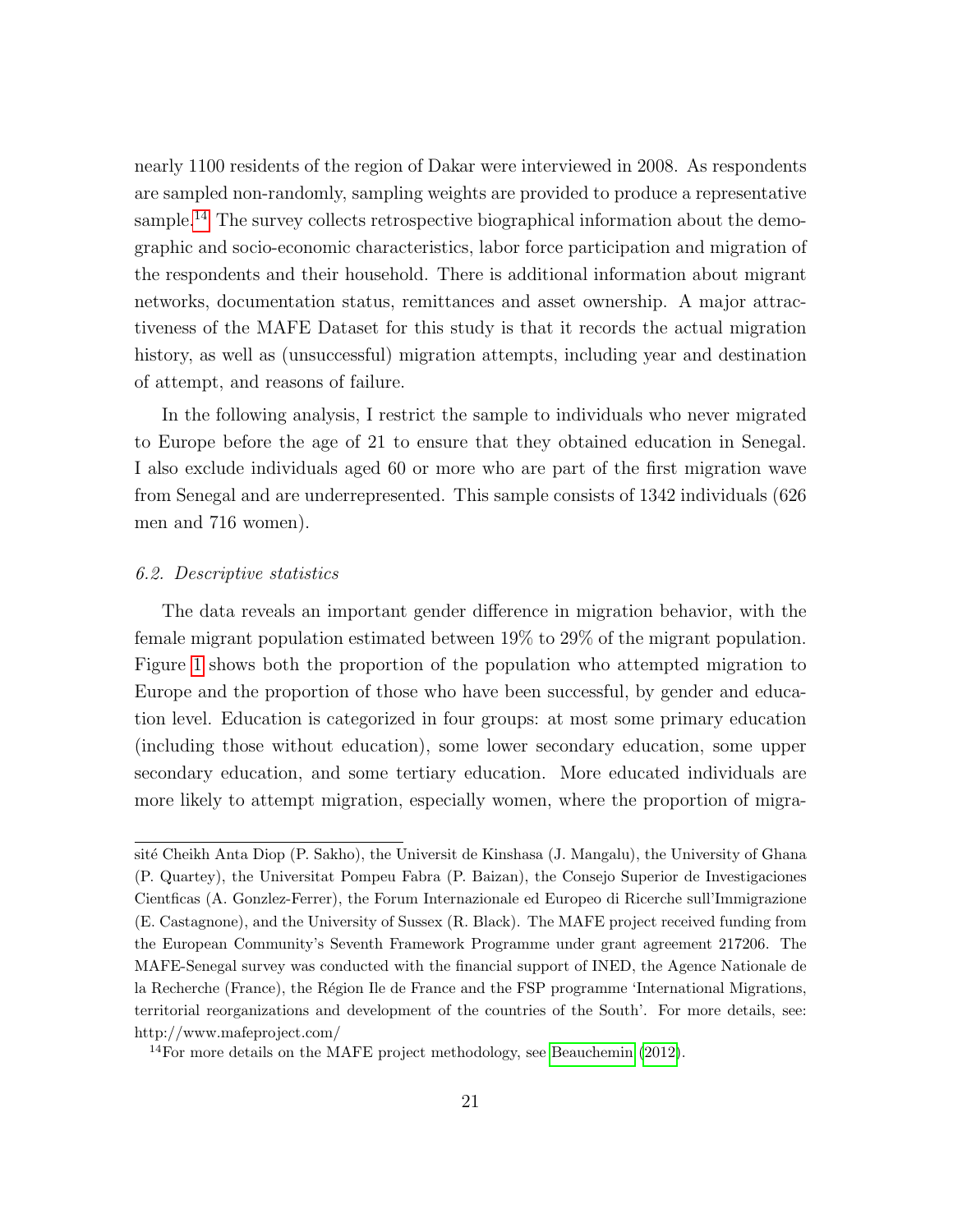nearly 1100 residents of the region of Dakar were interviewed in 2008. As respondents are sampled non-randomly, sampling weights are provided to produce a representative sample.[14] The survey collects retrospective biographical information about the demographic and socio-economic characteristics, labor force participation and migration of the respondents and their household. There is additional information about migrant networks, documentation status, remittances and asset ownership. A major attractiveness of the MAFE Dataset for this study is that it records the actual migration history, as well as (unsuccessful) migration attempts, including year and destination of attempt, and reasons of failure.

In the following analysis, I restrict the sample to individuals who never migrated to Europe before the age of 21 to ensure that they obtained education in Senegal. I also exclude individuals aged 60 or more who are part of the first migration wave from Senegal and are underrepresented. This sample consists of 1342 individuals (626 men and 716 women).

### *6.2. Descriptive statistics*

The data reveals an important gender difference in migration behavior, with the female migrant population estimated between 19% to 29% of the migrant population. Figure 1 shows both the proportion of the population who attempted migration to Europe and the proportion of those who have been successful, by gender and education level. Education is categorized in four groups: at most some primary education (including those without education), some lower secondary education, some upper secondary education, and some tertiary education. More educated individuals are more likely to attempt migration, especially women, where the proportion of migra-

---

sité Cheikh Anta Diop (P. Sakho), the Universit de Kinshasa (J. Mangalu), the University of Ghana (P. Quartey), the Universitat Pompeu Fabra (P. Baizan), the Consejo Superior de Investigaciones Cientficas (A. Gonzlez-Ferrer), the Forum Internazionale ed Europeo di Ricerche sull'Immigrazione (E. Castagnone), and the University of Sussex (R. Black). The MAFE project received funding from the European Community's Seventh Framework Programme under grant agreement 217206. The MAFE-Senegal survey was conducted with the financial support of INED, the Agence Nationale de la Recherche (France), the Région Ile de France and the FSP programme 'International Migrations, territorial reorganizations and development of the countries of the South'. For more details, see: http://www.mafeproject.com/

[14] For more details on the MAFE project methodology, see Beauchemin (2012).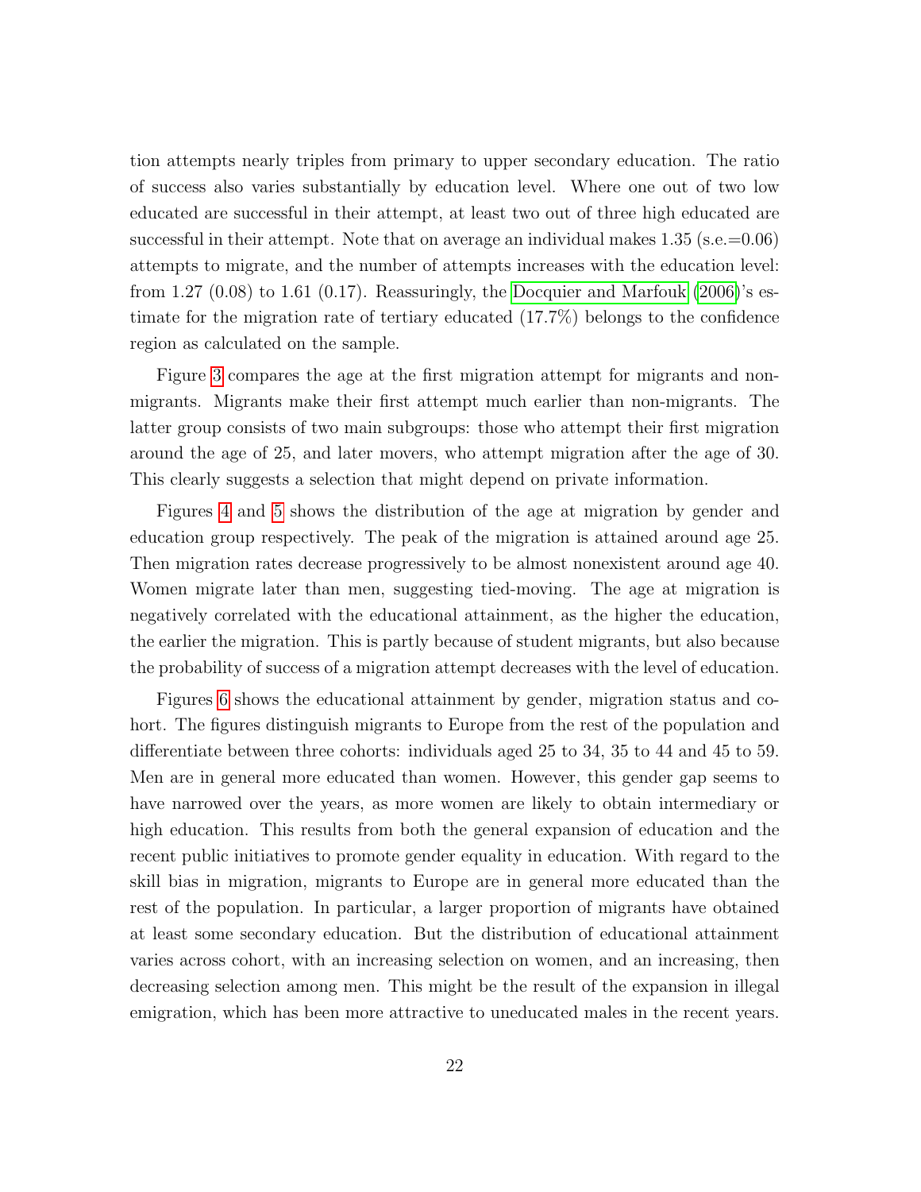tion attempts nearly triples from primary to upper secondary education. The ratio of success also varies substantially by education level. Where one out of two low educated are successful in their attempt, at least two out of three high educated are successful in their attempt. Note that on average an individual makes 1.35 (s.e.=0.06) attempts to migrate, and the number of attempts increases with the education level: from 1.27 (0.08) to 1.61 (0.17). Reassuringly, the Docquier and Marfouk (2006)'s estimate for the migration rate of tertiary educated (17.7%) belongs to the confidence region as calculated on the sample.

Figure 3 compares the age at the first migration attempt for migrants and non-migrants. Migrants make their first attempt much earlier than non-migrants. The latter group consists of two main subgroups: those who attempt their first migration around the age of 25, and later movers, who attempt migration after the age of 30. This clearly suggests a selection that might depend on private information.

Figures 4 and 5 shows the distribution of the age at migration by gender and education group respectively. The peak of the migration is attained around age 25. Then migration rates decrease progressively to be almost nonexistent around age 40. Women migrate later than men, suggesting tied-moving. The age at migration is negatively correlated with the educational attainment, as the higher the education, the earlier the migration. This is partly because of student migrants, but also because the probability of success of a migration attempt decreases with the level of education.

Figures 6 shows the educational attainment by gender, migration status and cohort. The figures distinguish migrants to Europe from the rest of the population and differentiate between three cohorts: individuals aged 25 to 34, 35 to 44 and 45 to 59. Men are in general more educated than women. However, this gender gap seems to have narrowed over the years, as more women are likely to obtain intermediary or high education. This results from both the general expansion of education and the recent public initiatives to promote gender equality in education. With regard to the skill bias in migration, migrants to Europe are in general more educated than the rest of the population. In particular, a larger proportion of migrants have obtained at least some secondary education. But the distribution of educational attainment varies across cohort, with an increasing selection on women, and an increasing, then decreasing selection among men. This might be the result of the expansion in illegal emigration, which has been more attractive to uneducated males in the recent years.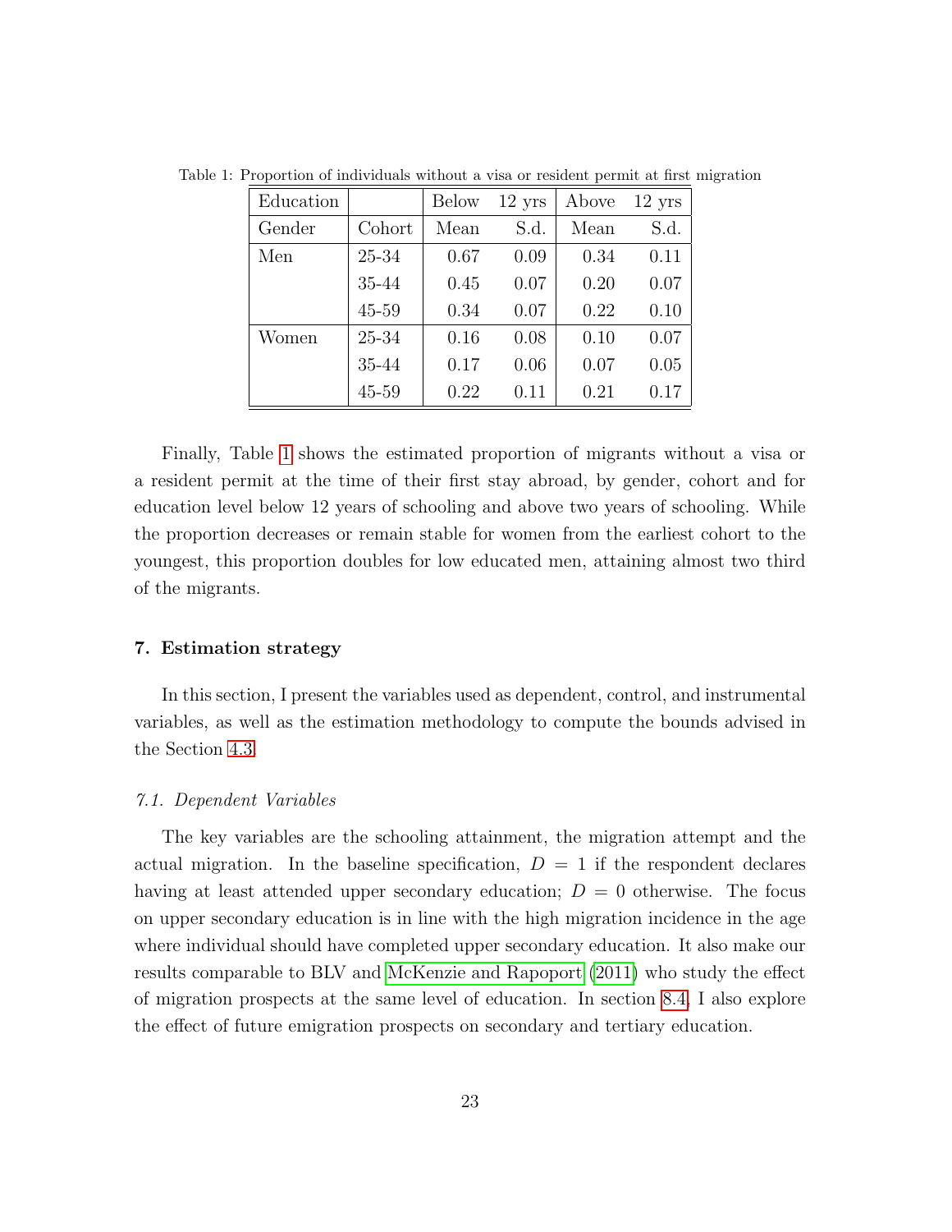Table 1: Proportion of individuals without a visa or resident permit at first migration

| Education | | Below | 12 yrs | Above | 12 yrs |
|---|---|---|---|---|---|
| Gender | Cohort | Mean | S.d. | Mean | S.d. |
| Men | 25-34 | 0.67 | 0.09 | 0.34 | 0.11 |
| | 35-44 | 0.45 | 0.07 | 0.20 | 0.07 |
| | 45-59 | 0.34 | 0.07 | 0.22 | 0.10 |
| Women | 25-34 | 0.16 | 0.08 | 0.10 | 0.07 |
| | 35-44 | 0.17 | 0.06 | 0.07 | 0.05 |
| | 45-59 | 0.22 | 0.11 | 0.21 | 0.17 |

Finally, Table 1 shows the estimated proportion of migrants without a visa or a resident permit at the time of their first stay abroad, by gender, cohort and for education level below 12 years of schooling and above two years of schooling. While the proportion decreases or remain stable for women from the earliest cohort to the youngest, this proportion doubles for low educated men, attaining almost two third of the migrants.

## 7. Estimation strategy

In this section, I present the variables used as dependent, control, and instrumental variables, as well as the estimation methodology to compute the bounds advised in the Section 4.3.

### *7.1. Dependent Variables*

The key variables are the schooling attainment, the migration attempt and the actual migration. In the baseline specification, $D = 1$ if the respondent declares having at least attended upper secondary education; $D = 0$ otherwise. The focus on upper secondary education is in line with the high migration incidence in the age where individual should have completed upper secondary education. It also make our results comparable to BLV and McKenzie and Rapoport (2011) who study the effect of migration prospects at the same level of education. In section 8.4 I also explore the effect of future emigration prospects on secondary and tertiary education.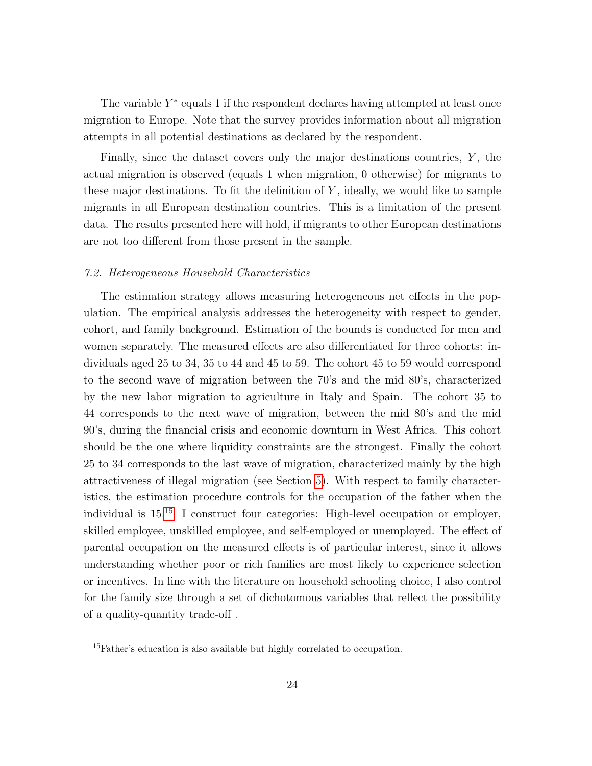The variable $Y^*$ equals 1 if the respondent declares having attempted at least once migration to Europe. Note that the survey provides information about all migration attempts in all potential destinations as declared by the respondent.

Finally, since the dataset covers only the major destinations countries, $Y$, the actual migration is observed (equals 1 when migration, 0 otherwise) for migrants to these major destinations. To fit the definition of $Y$, ideally, we would like to sample migrants in all European destination countries. This is a limitation of the present data. The results presented here will hold, if migrants to other European destinations are not too different from those present in the sample.

### *7.2. Heterogeneous Household Characteristics*

The estimation strategy allows measuring heterogeneous net effects in the population. The empirical analysis addresses the heterogeneity with respect to gender, cohort, and family background. Estimation of the bounds is conducted for men and women separately. The measured effects are also differentiated for three cohorts: individuals aged 25 to 34, 35 to 44 and 45 to 59. The cohort 45 to 59 would correspond to the second wave of migration between the 70's and the mid 80's, characterized by the new labor migration to agriculture in Italy and Spain. The cohort 35 to 44 corresponds to the next wave of migration, between the mid 80's and the mid 90's, during the financial crisis and economic downturn in West Africa. This cohort should be the one where liquidity constraints are the strongest. Finally the cohort 25 to 34 corresponds to the last wave of migration, characterized mainly by the high attractiveness of illegal migration (see Section 5). With respect to family characteristics, the estimation procedure controls for the occupation of the father when the individual is 15.[15] I construct four categories: High-level occupation or employer, skilled employee, unskilled employee, and self-employed or unemployed. The effect of parental occupation on the measured effects is of particular interest, since it allows understanding whether poor or rich families are most likely to experience selection or incentives. In line with the literature on household schooling choice, I also control for the family size through a set of dichotomous variables that reflect the possibility of a quality-quantity trade-off .

[15] Father's education is also available but highly correlated to occupation.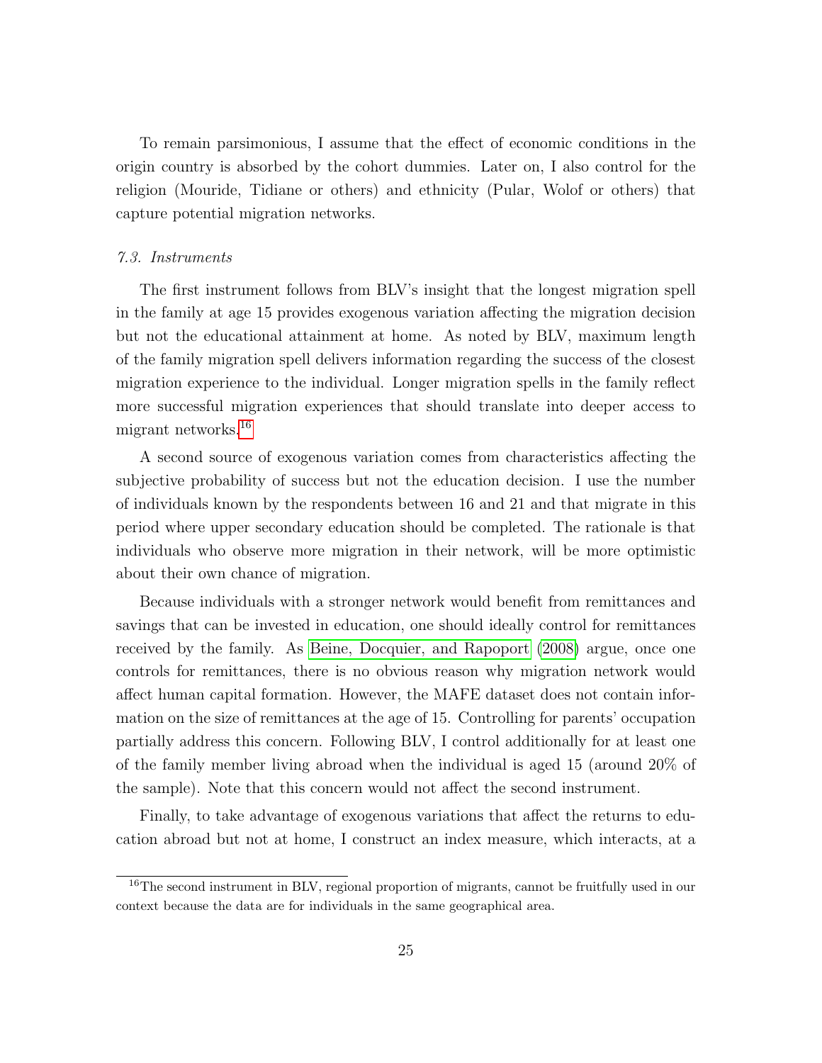To remain parsimonious, I assume that the effect of economic conditions in the origin country is absorbed by the cohort dummies. Later on, I also control for the religion (Mouride, Tidiane or others) and ethnicity (Pular, Wolof or others) that capture potential migration networks.

### *7.3. Instruments*

The first instrument follows from BLV's insight that the longest migration spell in the family at age 15 provides exogenous variation affecting the migration decision but not the educational attainment at home. As noted by BLV, maximum length of the family migration spell delivers information regarding the success of the closest migration experience to the individual. Longer migration spells in the family reflect more successful migration experiences that should translate into deeper access to migrant networks.[16]

A second source of exogenous variation comes from characteristics affecting the subjective probability of success but not the education decision. I use the number of individuals known by the respondents between 16 and 21 and that migrate in this period where upper secondary education should be completed. The rationale is that individuals who observe more migration in their network, will be more optimistic about their own chance of migration.

Because individuals with a stronger network would benefit from remittances and savings that can be invested in education, one should ideally control for remittances received by the family. As Beine, Docquier, and Rapoport (2008) argue, once one controls for remittances, there is no obvious reason why migration network would affect human capital formation. However, the MAFE dataset does not contain information on the size of remittances at the age of 15. Controlling for parents' occupation partially address this concern. Following BLV, I control additionally for at least one of the family member living abroad when the individual is aged 15 (around 20% of the sample). Note that this concern would not affect the second instrument.

Finally, to take advantage of exogenous variations that affect the returns to education abroad but not at home, I construct an index measure, which interacts, at a

[16]The second instrument in BLV, regional proportion of migrants, cannot be fruitfully used in our context because the data are for individuals in the same geographical area.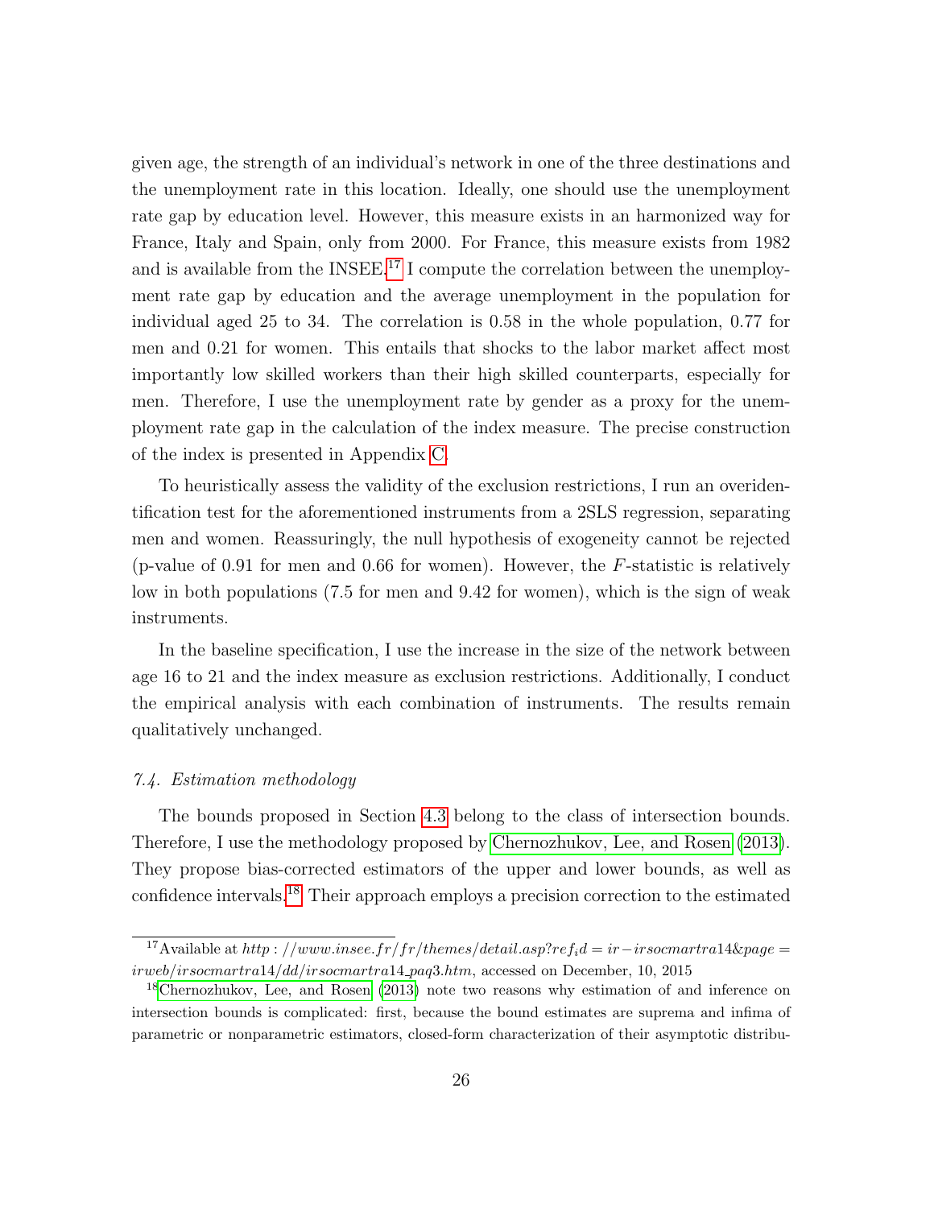given age, the strength of an individual's network in one of the three destinations and the unemployment rate in this location. Ideally, one should use the unemployment rate gap by education level. However, this measure exists in an harmonized way for France, Italy and Spain, only from 2000. For France, this measure exists from 1982 and is available from the INSEE.[17] I compute the correlation between the unemployment rate gap by education and the average unemployment in the population for individual aged 25 to 34. The correlation is 0.58 in the whole population, 0.77 for men and 0.21 for women. This entails that shocks to the labor market affect most importantly low skilled workers than their high skilled counterparts, especially for men. Therefore, I use the unemployment rate by gender as a proxy for the unemployment rate gap in the calculation of the index measure. The precise construction of the index is presented in Appendix C.

To heuristically assess the validity of the exclusion restrictions, I run an overidentification test for the aforementioned instruments from a 2SLS regression, separating men and women. Reassuringly, the null hypothesis of exogeneity cannot be rejected (p-value of 0.91 for men and 0.66 for women). However, the $F$-statistic is relatively low in both populations (7.5 for men and 9.42 for women), which is the sign of weak instruments.

In the baseline specification, I use the increase in the size of the network between age 16 to 21 and the index measure as exclusion restrictions. Additionally, I conduct the empirical analysis with each combination of instruments. The results remain qualitatively unchanged.

### *7.4. Estimation methodology*

The bounds proposed in Section 4.3 belong to the class of intersection bounds. Therefore, I use the methodology proposed by Chernozhukov, Lee, and Rosen (2013). They propose bias-corrected estimators of the upper and lower bounds, as well as confidence intervals.[18] Their approach employs a precision correction to the estimated

---

[17] Available at *http://www.insee.fr/fr/themes/detail.asp?ref_id=ir-irsocmartra14&page=irweb/irsocmartra14/dd/irsocmartra14_paq3.htm*, accessed on December, 10, 2015

[18] Chernozhukov, Lee, and Rosen (2013) note two reasons why estimation of and inference on intersection bounds is complicated: first, because the bound estimates are suprema and infima of parametric or nonparametric estimators, closed-form characterization of their asymptotic distribu-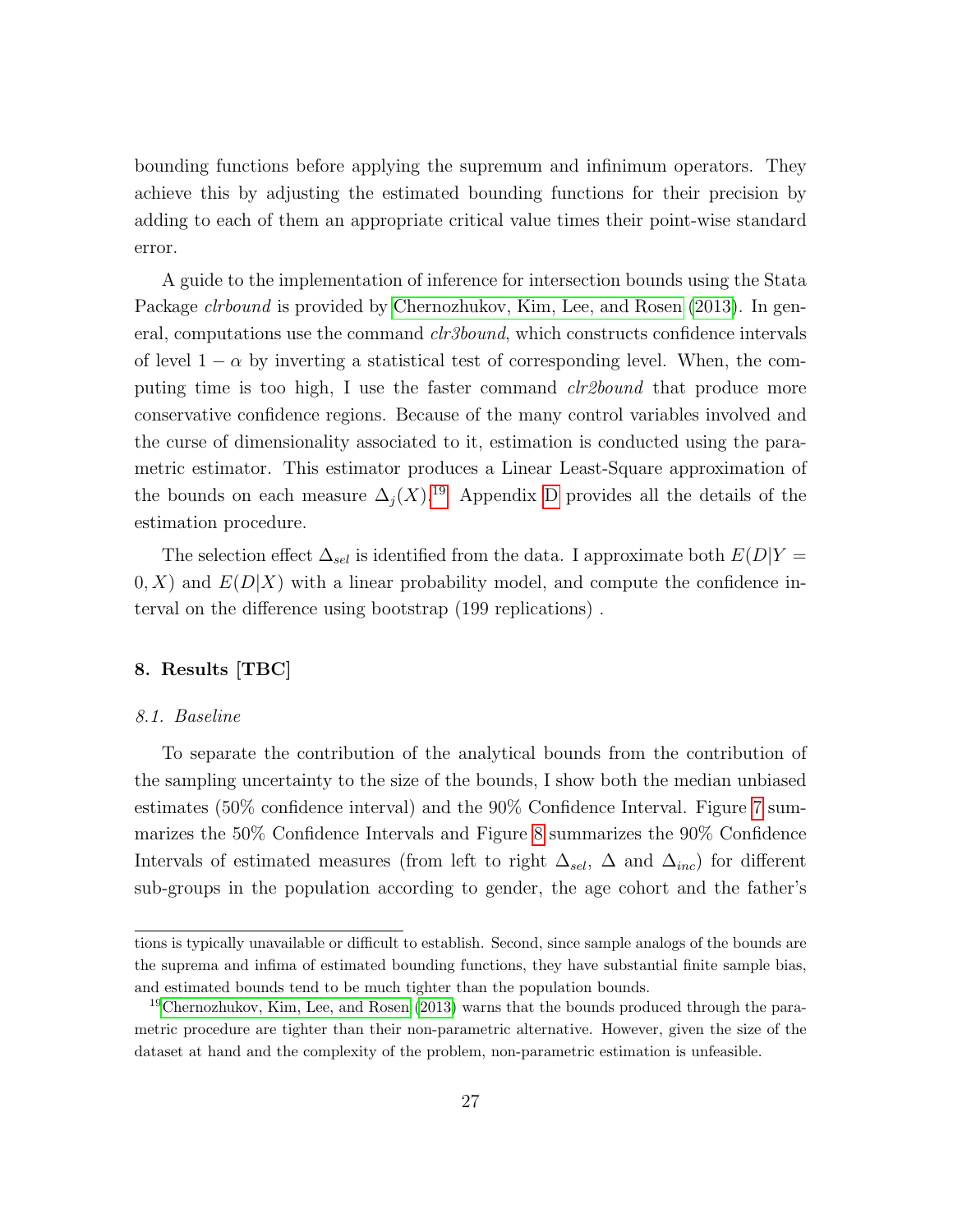bounding functions before applying the supremum and infinimum operators. They achieve this by adjusting the estimated bounding functions for their precision by adding to each of them an appropriate critical value times their point-wise standard error.

A guide to the implementation of inference for intersection bounds using the Stata Package *clrbound* is provided by Chernozhukov, Kim, Lee, and Rosen (2013). In general, computations use the command *clr3bound*, which constructs confidence intervals of level $1 - \alpha$ by inverting a statistical test of corresponding level. When, the computing time is too high, I use the faster command *clr2bound* that produce more conservative confidence regions. Because of the many control variables involved and the curse of dimensionality associated to it, estimation is conducted using the parametric estimator. This estimator produces a Linear Least-Square approximation of the bounds on each measure $\Delta_j(X)$.[19] Appendix D provides all the details of the estimation procedure.

The selection effect $\Delta_{sel}$ is identified from the data. I approximate both $E(D|Y = 0, X)$ and $E(D|X)$ with a linear probability model, and compute the confidence interval on the difference using bootstrap (199 replications) .

## 8. Results [TBC]

### *8.1. Baseline*

To separate the contribution of the analytical bounds from the contribution of the sampling uncertainty to the size of the bounds, I show both the median unbiased estimates (50% confidence interval) and the 90% Confidence Interval. Figure 7 summarizes the 50% Confidence Intervals and Figure 8 summarizes the 90% Confidence Intervals of estimated measures (from left to right $\Delta_{sel}$, $\Delta$ and $\Delta_{inc}$) for different sub-groups in the population according to gender, the age cohort and the father's

tions is typically unavailable or difficult to establish. Second, since sample analogs of the bounds are the suprema and infima of estimated bounding functions, they have substantial finite sample bias, and estimated bounds tend to be much tighter than the population bounds.

[19] Chernozhukov, Kim, Lee, and Rosen (2013) warns that the bounds produced through the parametric procedure are tighter than their non-parametric alternative. However, given the size of the dataset at hand and the complexity of the problem, non-parametric estimation is unfeasible.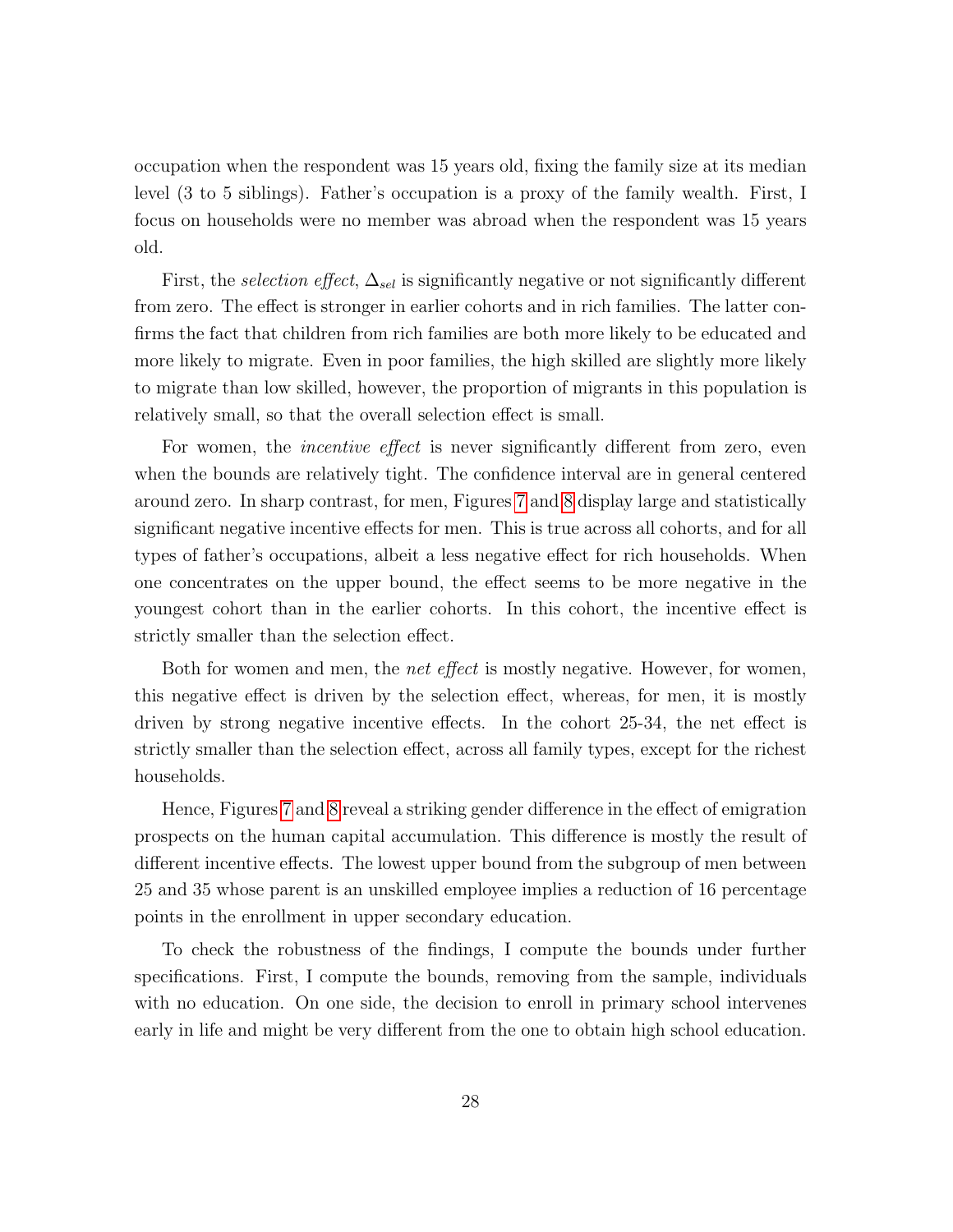occupation when the respondent was 15 years old, fixing the family size at its median level (3 to 5 siblings). Father's occupation is a proxy of the family wealth. First, I focus on households were no member was abroad when the respondent was 15 years old.

First, the *selection effect*, $\Delta_{sel}$ is significantly negative or not significantly different from zero. The effect is stronger in earlier cohorts and in rich families. The latter confirms the fact that children from rich families are both more likely to be educated and more likely to migrate. Even in poor families, the high skilled are slightly more likely to migrate than low skilled, however, the proportion of migrants in this population is relatively small, so that the overall selection effect is small.

For women, the *incentive effect* is never significantly different from zero, even when the bounds are relatively tight. The confidence interval are in general centered around zero. In sharp contrast, for men, Figures 7 and 8 display large and statistically significant negative incentive effects for men. This is true across all cohorts, and for all types of father's occupations, albeit a less negative effect for rich households. When one concentrates on the upper bound, the effect seems to be more negative in the youngest cohort than in the earlier cohorts. In this cohort, the incentive effect is strictly smaller than the selection effect.

Both for women and men, the *net effect* is mostly negative. However, for women, this negative effect is driven by the selection effect, whereas, for men, it is mostly driven by strong negative incentive effects. In the cohort 25-34, the net effect is strictly smaller than the selection effect, across all family types, except for the richest households.

Hence, Figures 7 and 8 reveal a striking gender difference in the effect of emigration prospects on the human capital accumulation. This difference is mostly the result of different incentive effects. The lowest upper bound from the subgroup of men between 25 and 35 whose parent is an unskilled employee implies a reduction of 16 percentage points in the enrollment in upper secondary education.

To check the robustness of the findings, I compute the bounds under further specifications. First, I compute the bounds, removing from the sample, individuals with no education. On one side, the decision to enroll in primary school intervenes early in life and might be very different from the one to obtain high school education.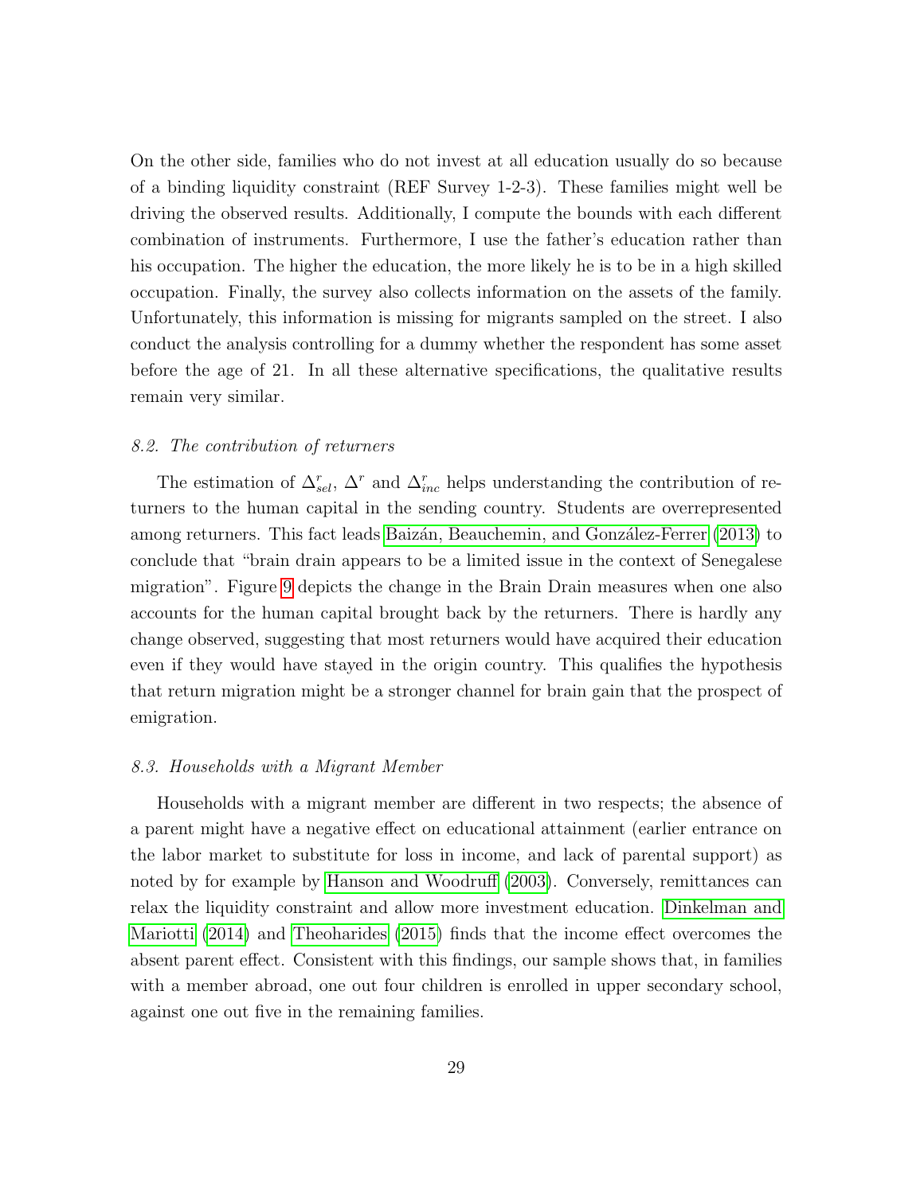On the other side, families who do not invest at all education usually do so because of a binding liquidity constraint (REF Survey 1-2-3). These families might well be driving the observed results. Additionally, I compute the bounds with each different combination of instruments. Furthermore, I use the father's education rather than his occupation. The higher the education, the more likely he is to be in a high skilled occupation. Finally, the survey also collects information on the assets of the family. Unfortunately, this information is missing for migrants sampled on the street. I also conduct the analysis controlling for a dummy whether the respondent has some asset before the age of 21. In all these alternative specifications, the qualitative results remain very similar.

### *8.2. The contribution of returners*

The estimation of $\Delta^r_{sel}$, $\Delta^r$ and $\Delta^r_{inc}$ helps understanding the contribution of returners to the human capital in the sending country. Students are overrepresented among returners. This fact leads Baizán, Beauchemin, and González-Ferrer (2013) to conclude that "brain drain appears to be a limited issue in the context of Senegalese migration". Figure 9 depicts the change in the Brain Drain measures when one also accounts for the human capital brought back by the returners. There is hardly any change observed, suggesting that most returners would have acquired their education even if they would have stayed in the origin country. This qualifies the hypothesis that return migration might be a stronger channel for brain gain that the prospect of emigration.

### *8.3. Households with a Migrant Member*

Households with a migrant member are different in two respects; the absence of a parent might have a negative effect on educational attainment (earlier entrance on the labor market to substitute for loss in income, and lack of parental support) as noted by for example by Hanson and Woodruff (2003). Conversely, remittances can relax the liquidity constraint and allow more investment education. Dinkelman and Mariotti (2014) and Theoharides (2015) finds that the income effect overcomes the absent parent effect. Consistent with this findings, our sample shows that, in families with a member abroad, one out four children is enrolled in upper secondary school, against one out five in the remaining families.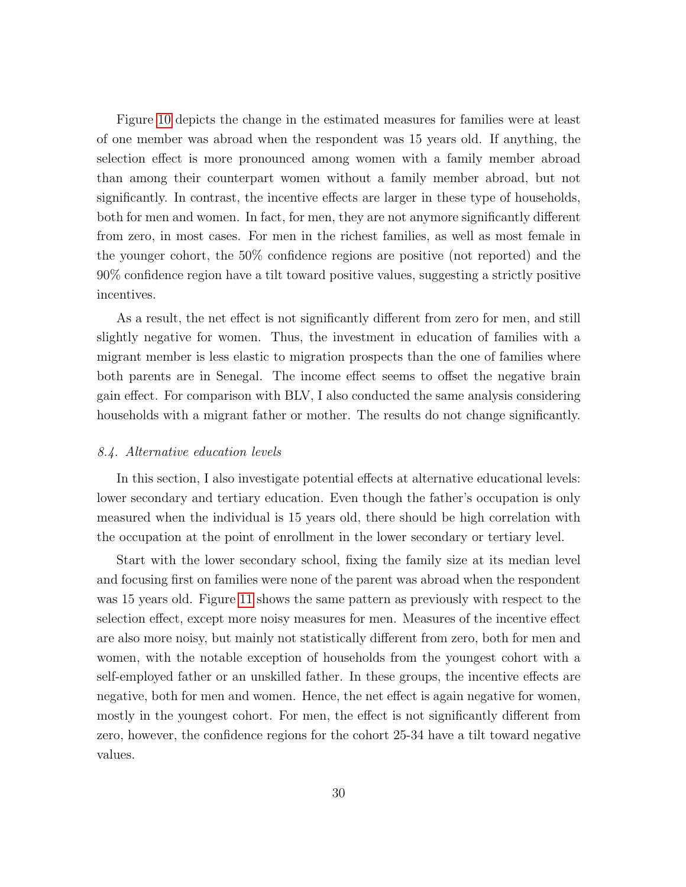Figure 10 depicts the change in the estimated measures for families were at least of one member was abroad when the respondent was 15 years old. If anything, the selection effect is more pronounced among women with a family member abroad than among their counterpart women without a family member abroad, but not significantly. In contrast, the incentive effects are larger in these type of households, both for men and women. In fact, for men, they are not anymore significantly different from zero, in most cases. For men in the richest families, as well as most female in the younger cohort, the 50% confidence regions are positive (not reported) and the 90% confidence region have a tilt toward positive values, suggesting a strictly positive incentives.

As a result, the net effect is not significantly different from zero for men, and still slightly negative for women. Thus, the investment in education of families with a migrant member is less elastic to migration prospects than the one of families where both parents are in Senegal. The income effect seems to offset the negative brain gain effect. For comparison with BLV, I also conducted the same analysis considering households with a migrant father or mother. The results do not change significantly.

### *8.4. Alternative education levels*

In this section, I also investigate potential effects at alternative educational levels: lower secondary and tertiary education. Even though the father's occupation is only measured when the individual is 15 years old, there should be high correlation with the occupation at the point of enrollment in the lower secondary or tertiary level.

Start with the lower secondary school, fixing the family size at its median level and focusing first on families were none of the parent was abroad when the respondent was 15 years old. Figure 11 shows the same pattern as previously with respect to the selection effect, except more noisy measures for men. Measures of the incentive effect are also more noisy, but mainly not statistically different from zero, both for men and women, with the notable exception of households from the youngest cohort with a self-employed father or an unskilled father. In these groups, the incentive effects are negative, both for men and women. Hence, the net effect is again negative for women, mostly in the youngest cohort. For men, the effect is not significantly different from zero, however, the confidence regions for the cohort 25-34 have a tilt toward negative values.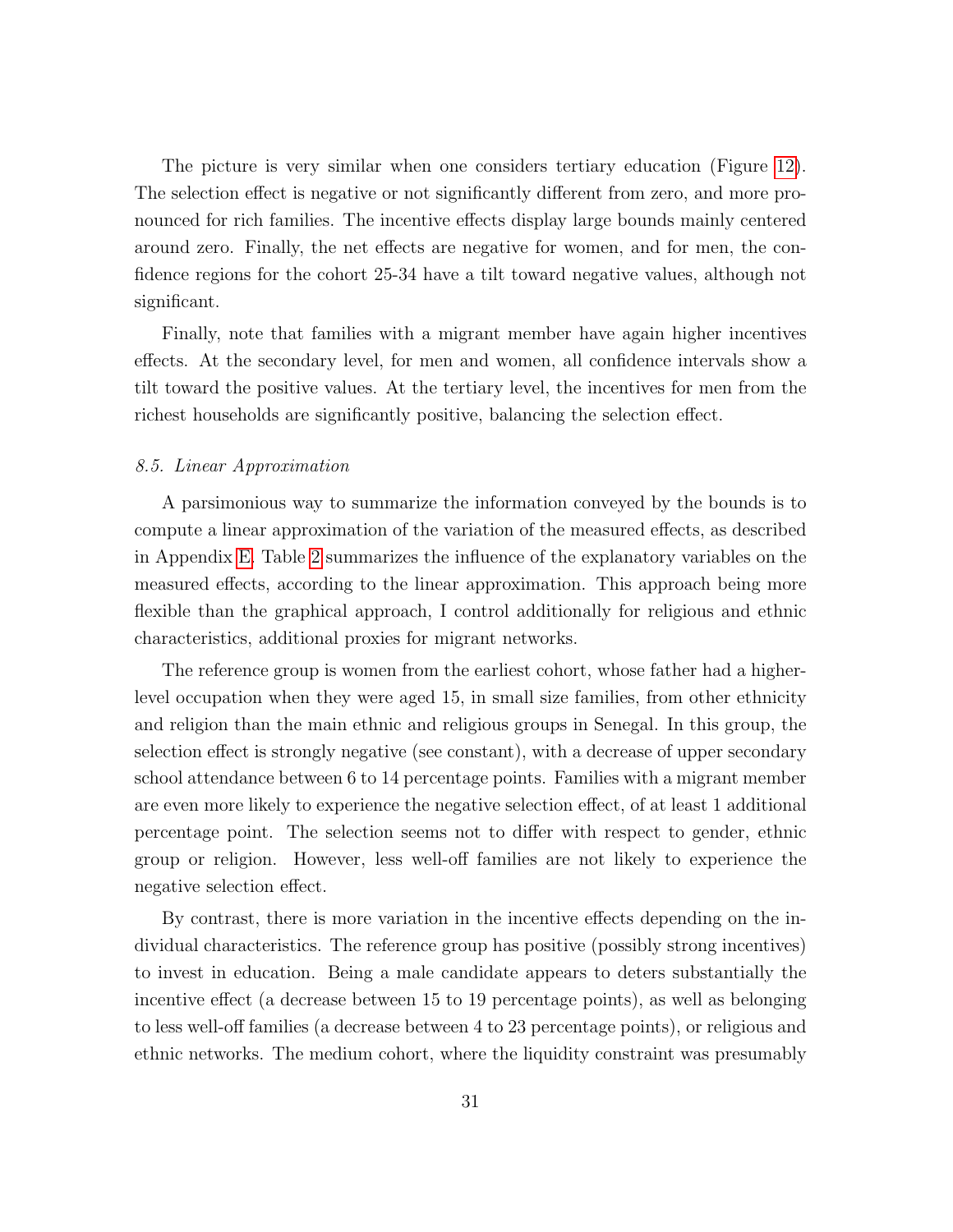The picture is very similar when one considers tertiary education (Figure 12). The selection effect is negative or not significantly different from zero, and more pronounced for rich families. The incentive effects display large bounds mainly centered around zero. Finally, the net effects are negative for women, and for men, the confidence regions for the cohort 25-34 have a tilt toward negative values, although not significant.

Finally, note that families with a migrant member have again higher incentives effects. At the secondary level, for men and women, all confidence intervals show a tilt toward the positive values. At the tertiary level, the incentives for men from the richest households are significantly positive, balancing the selection effect.

### *8.5. Linear Approximation*

A parsimonious way to summarize the information conveyed by the bounds is to compute a linear approximation of the variation of the measured effects, as described in Appendix E. Table 2 summarizes the influence of the explanatory variables on the measured effects, according to the linear approximation. This approach being more flexible than the graphical approach, I control additionally for religious and ethnic characteristics, additional proxies for migrant networks.

The reference group is women from the earliest cohort, whose father had a higher-level occupation when they were aged 15, in small size families, from other ethnicity and religion than the main ethnic and religious groups in Senegal. In this group, the selection effect is strongly negative (see constant), with a decrease of upper secondary school attendance between 6 to 14 percentage points. Families with a migrant member are even more likely to experience the negative selection effect, of at least 1 additional percentage point. The selection seems not to differ with respect to gender, ethnic group or religion. However, less well-off families are not likely to experience the negative selection effect.

By contrast, there is more variation in the incentive effects depending on the individual characteristics. The reference group has positive (possibly strong incentives) to invest in education. Being a male candidate appears to deters substantially the incentive effect (a decrease between 15 to 19 percentage points), as well as belonging to less well-off families (a decrease between 4 to 23 percentage points), or religious and ethnic networks. The medium cohort, where the liquidity constraint was presumably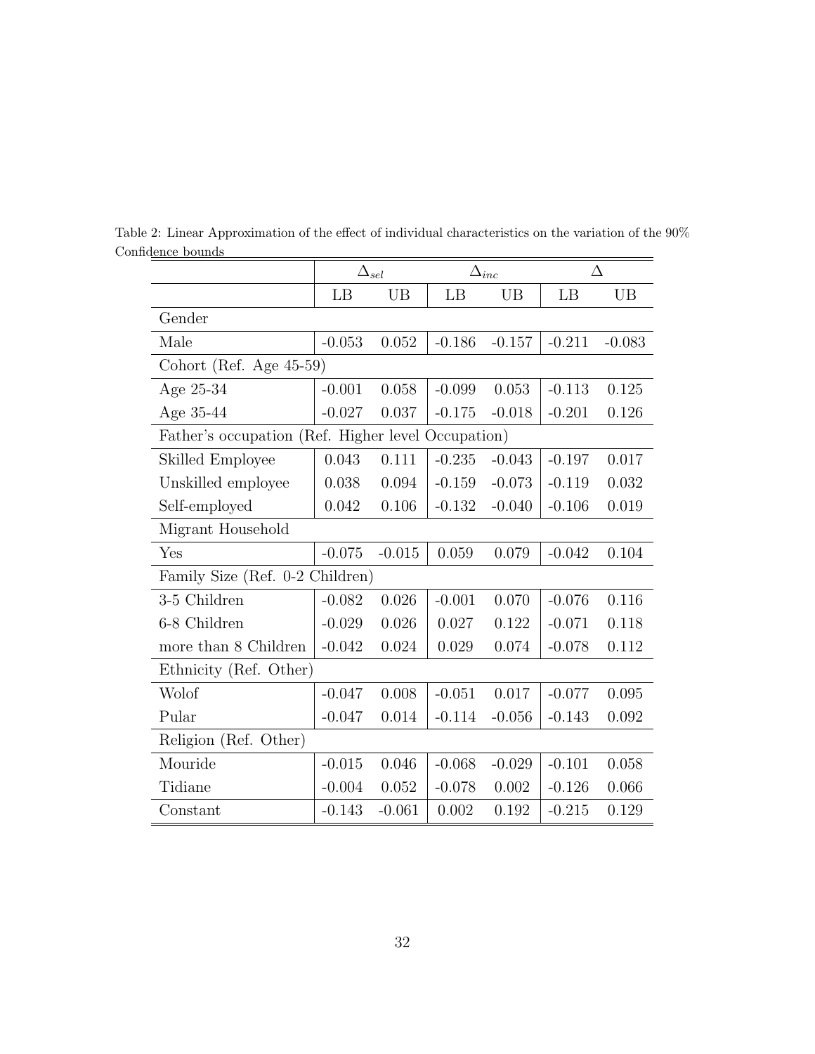Table 2: Linear Approximation of the effect of individual characteristics on the variation of the 90% Confidence bounds

| | $\Delta_{sel}$ | | $\Delta_{inc}$ | | $\Delta$ | |
|---|---|---|---|---|---|---|
| | LB | UB | LB | UB | LB | UB |
| Gender | | | | | | |
| Male | -0.053 | 0.052 | -0.186 | -0.157 | -0.211 | -0.083 |
| Cohort (Ref. Age 45-59) | | | | | | |
| Age 25-34 | -0.001 | 0.058 | -0.099 | 0.053 | -0.113 | 0.125 |
| Age 35-44 | -0.027 | 0.037 | -0.175 | -0.018 | -0.201 | 0.126 |
| Father's occupation (Ref. Higher level Occupation) | | | | | | |
| Skilled Employee | 0.043 | 0.111 | -0.235 | -0.043 | -0.197 | 0.017 |
| Unskilled employee | 0.038 | 0.094 | -0.159 | -0.073 | -0.119 | 0.032 |
| Self-employed | 0.042 | 0.106 | -0.132 | -0.040 | -0.106 | 0.019 |
| Migrant Household | | | | | | |
| Yes | -0.075 | -0.015 | 0.059 | 0.079 | -0.042 | 0.104 |
| Family Size (Ref. 0-2 Children) | | | | | | |
| 3-5 Children | -0.082 | 0.026 | -0.001 | 0.070 | -0.076 | 0.116 |
| 6-8 Children | -0.029 | 0.026 | 0.027 | 0.122 | -0.071 | 0.118 |
| more than 8 Children | -0.042 | 0.024 | 0.029 | 0.074 | -0.078 | 0.112 |
| Ethnicity (Ref. Other) | | | | | | |
| Wolof | -0.047 | 0.008 | -0.051 | 0.017 | -0.077 | 0.095 |
| Pular | -0.047 | 0.014 | -0.114 | -0.056 | -0.143 | 0.092 |
| Religion (Ref. Other) | | | | | | |
| Mouride | -0.015 | 0.046 | -0.068 | -0.029 | -0.101 | 0.058 |
| Tidiane | -0.004 | 0.052 | -0.078 | 0.002 | -0.126 | 0.066 |
| Constant | -0.143 | -0.061 | 0.002 | 0.192 | -0.215 | 0.129 |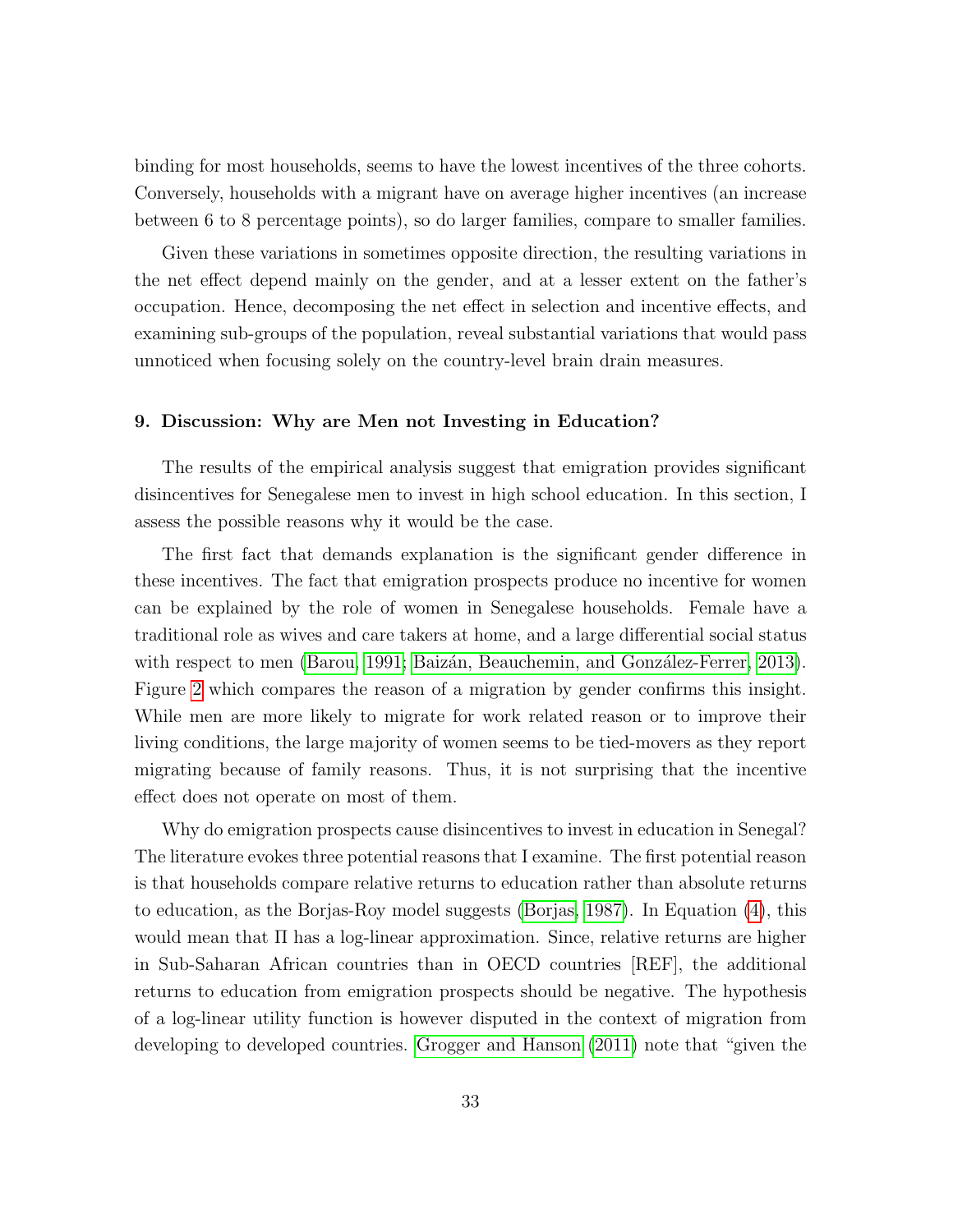binding for most households, seems to have the lowest incentives of the three cohorts. Conversely, households with a migrant have on average higher incentives (an increase between 6 to 8 percentage points), so do larger families, compare to smaller families.

Given these variations in sometimes opposite direction, the resulting variations in the net effect depend mainly on the gender, and at a lesser extent on the father's occupation. Hence, decomposing the net effect in selection and incentive effects, and examining sub-groups of the population, reveal substantial variations that would pass unnoticed when focusing solely on the country-level brain drain measures.

## 9. Discussion: Why are Men not Investing in Education?

The results of the empirical analysis suggest that emigration provides significant disincentives for Senegalese men to invest in high school education. In this section, I assess the possible reasons why it would be the case.

The first fact that demands explanation is the significant gender difference in these incentives. The fact that emigration prospects produce no incentive for women can be explained by the role of women in Senegalese households. Female have a traditional role as wives and care takers at home, and a large differential social status with respect to men (Barou, 1991; Baizán, Beauchemin, and González-Ferrer, 2013). Figure 2 which compares the reason of a migration by gender confirms this insight. While men are more likely to migrate for work related reason or to improve their living conditions, the large majority of women seems to be tied-movers as they report migrating because of family reasons. Thus, it is not surprising that the incentive effect does not operate on most of them.

Why do emigration prospects cause disincentives to invest in education in Senegal? The literature evokes three potential reasons that I examine. The first potential reason is that households compare relative returns to education rather than absolute returns to education, as the Borjas-Roy model suggests (Borjas, 1987). In Equation (4), this would mean that $\Pi$ has a log-linear approximation. Since, relative returns are higher in Sub-Saharan African countries than in OECD countries [REF], the additional returns to education from emigration prospects should be negative. The hypothesis of a log-linear utility function is however disputed in the context of migration from developing to developed countries. Grogger and Hanson (2011) note that "given the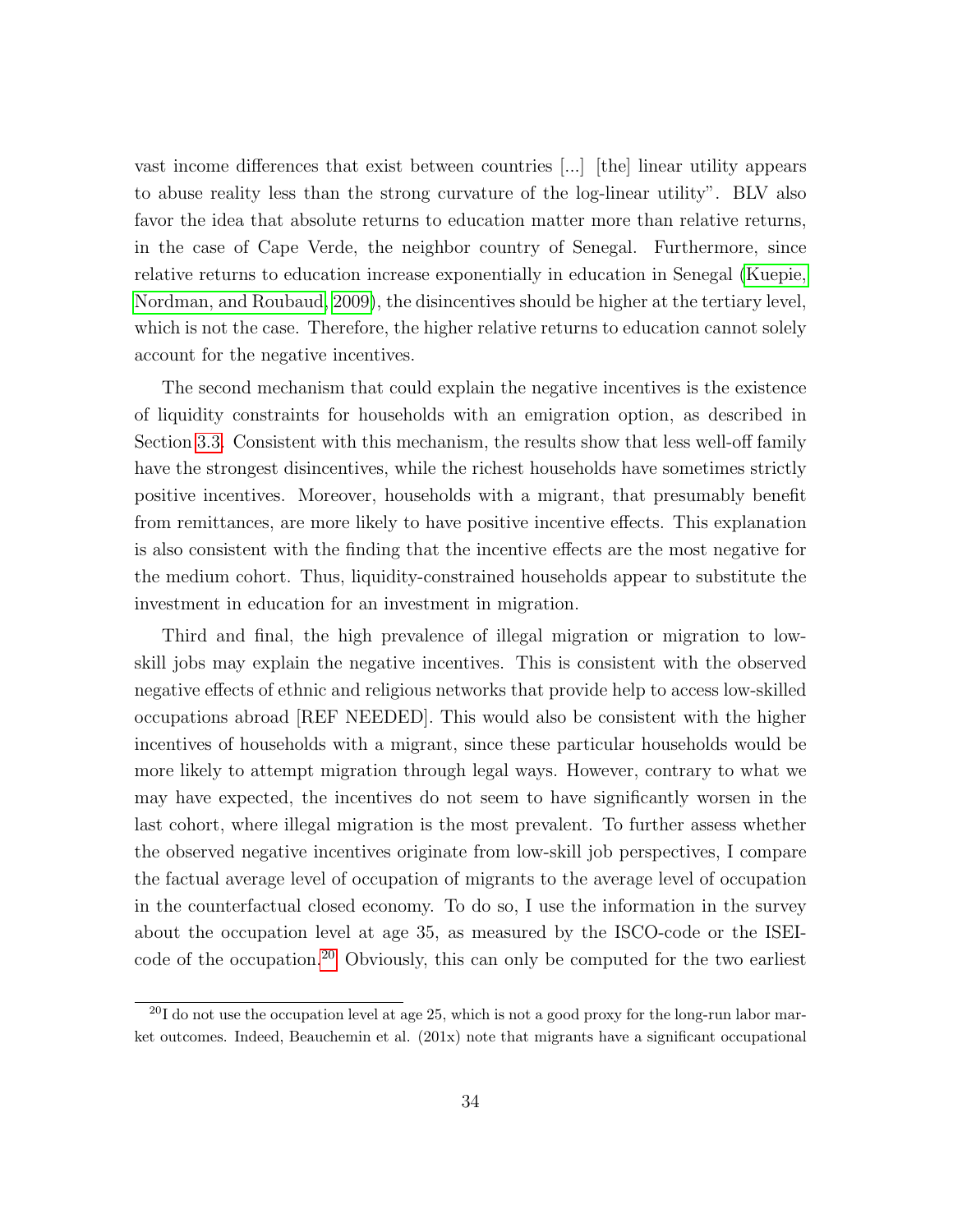vast income differences that exist between countries [...] [the] linear utility appears to abuse reality less than the strong curvature of the log-linear utility". BLV also favor the idea that absolute returns to education matter more than relative returns, in the case of Cape Verde, the neighbor country of Senegal. Furthermore, since relative returns to education increase exponentially in education in Senegal (Kuepie, Nordman, and Roubaud, 2009), the disincentives should be higher at the tertiary level, which is not the case. Therefore, the higher relative returns to education cannot solely account for the negative incentives.

The second mechanism that could explain the negative incentives is the existence of liquidity constraints for households with an emigration option, as described in Section 3.3. Consistent with this mechanism, the results show that less well-off family have the strongest disincentives, while the richest households have sometimes strictly positive incentives. Moreover, households with a migrant, that presumably benefit from remittances, are more likely to have positive incentive effects. This explanation is also consistent with the finding that the incentive effects are the most negative for the medium cohort. Thus, liquidity-constrained households appear to substitute the investment in education for an investment in migration.

Third and final, the high prevalence of illegal migration or migration to low-skill jobs may explain the negative incentives. This is consistent with the observed negative effects of ethnic and religious networks that provide help to access low-skilled occupations abroad [REF NEEDED]. This would also be consistent with the higher incentives of households with a migrant, since these particular households would be more likely to attempt migration through legal ways. However, contrary to what we may have expected, the incentives do not seem to have significantly worsen in the last cohort, where illegal migration is the most prevalent. To further assess whether the observed negative incentives originate from low-skill job perspectives, I compare the factual average level of occupation of migrants to the average level of occupation in the counterfactual closed economy. To do so, I use the information in the survey about the occupation level at age 35, as measured by the ISCO-code or the ISEI-code of the occupation.[20] Obviously, this can only be computed for the two earliest

[20] I do not use the occupation level at age 25, which is not a good proxy for the long-run labor market outcomes. Indeed, Beauchemin et al. (201x) note that migrants have a significant occupational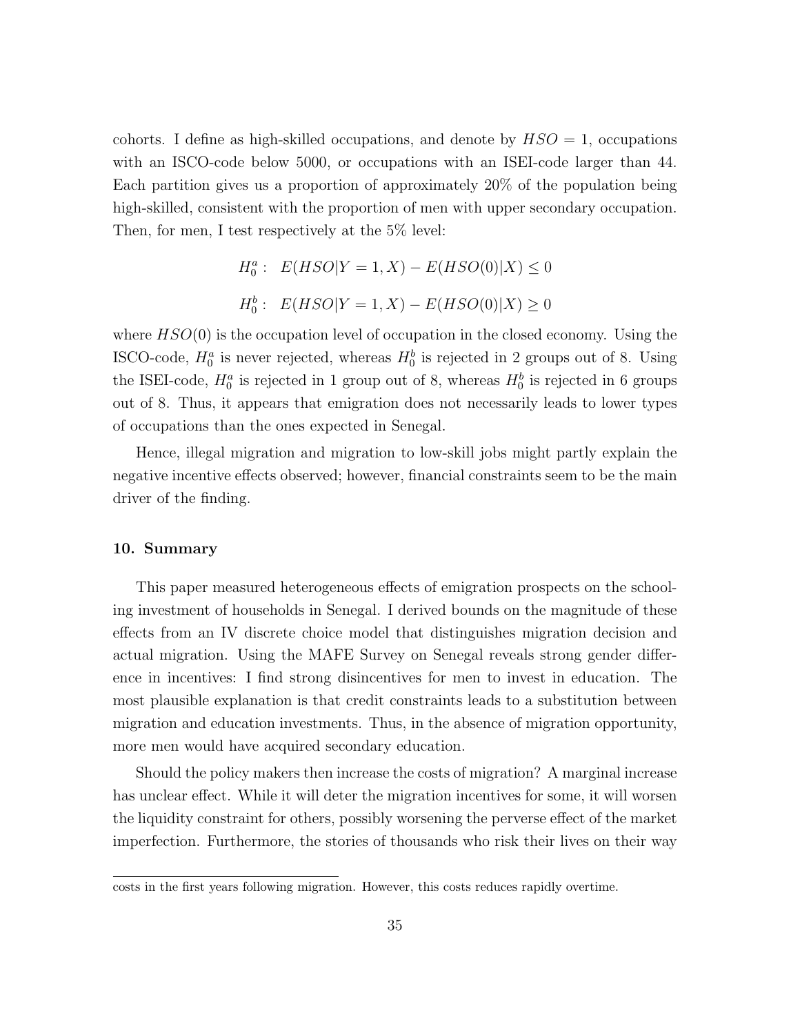cohorts. I define as high-skilled occupations, and denote by $HSO = 1$, occupations with an ISCO-code below 5000, or occupations with an ISEI-code larger than 44. Each partition gives us a proportion of approximately 20% of the population being high-skilled, consistent with the proportion of men with upper secondary occupation. Then, for men, I test respectively at the 5% level:

$$H_0^a: \quad E(HSO|Y=1,X) - E(HSO(0)|X) \leq 0$$

$$H_0^b: \quad E(HSO|Y=1,X) - E(HSO(0)|X) \geq 0$$

where $HSO(0)$ is the occupation level of occupation in the closed economy. Using the ISCO-code, $H_0^a$ is never rejected, whereas $H_0^b$ is rejected in 2 groups out of 8. Using the ISEI-code, $H_0^a$ is rejected in 1 group out of 8, whereas $H_0^b$ is rejected in 6 groups out of 8. Thus, it appears that emigration does not necessarily leads to lower types of occupations than the ones expected in Senegal.

Hence, illegal migration and migration to low-skill jobs might partly explain the negative incentive effects observed; however, financial constraints seem to be the main driver of the finding.

## 10. Summary

This paper measured heterogeneous effects of emigration prospects on the schooling investment of households in Senegal. I derived bounds on the magnitude of these effects from an IV discrete choice model that distinguishes migration decision and actual migration. Using the MAFE Survey on Senegal reveals strong gender difference in incentives: I find strong disincentives for men to invest in education. The most plausible explanation is that credit constraints leads to a substitution between migration and education investments. Thus, in the absence of migration opportunity, more men would have acquired secondary education.

Should the policy makers then increase the costs of migration? A marginal increase has unclear effect. While it will deter the migration incentives for some, it will worsen the liquidity constraint for others, possibly worsening the perverse effect of the market imperfection. Furthermore, the stories of thousands who risk their lives on their way

costs in the first years following migration. However, this costs reduces rapidly overtime.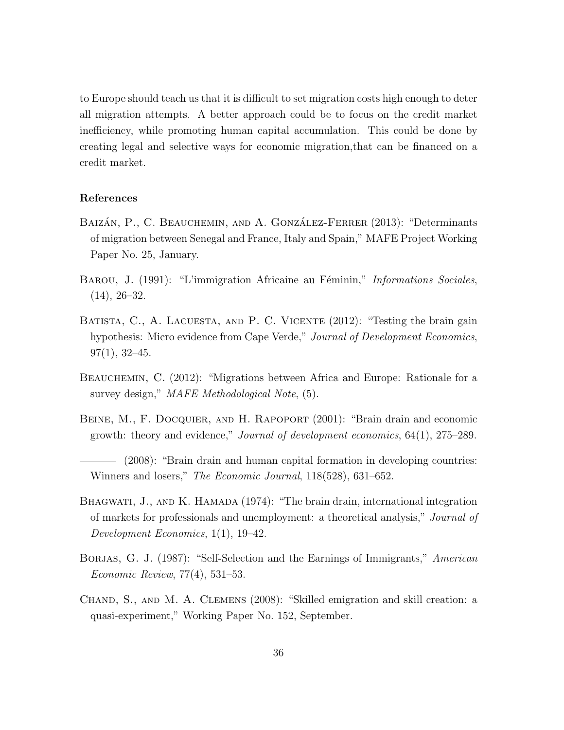to Europe should teach us that it is difficult to set migration costs high enough to deter all migration attempts. A better approach could be to focus on the credit market inefficiency, while promoting human capital accumulation. This could be done by creating legal and selective ways for economic migration,that can be financed on a credit market.

**References**

Baizán, P., C. Beauchemin, and A. González-Ferrer (2013): "Determinants of migration between Senegal and France, Italy and Spain," MAFE Project Working Paper No. 25, January.

Barou, J. (1991): "L'immigration Africaine au Féminin," *Informations Sociales*, (14), 26–32.

Batista, C., A. Lacuesta, and P. C. Vicente (2012): "Testing the brain gain hypothesis: Micro evidence from Cape Verde," *Journal of Development Economics*, 97(1), 32–45.

Beauchemin, C. (2012): "Migrations between Africa and Europe: Rationale for a survey design," *MAFE Methodological Note*, (5).

Beine, M., F. Docquier, and H. Rapoport (2001): "Brain drain and economic growth: theory and evidence," *Journal of development economics*, 64(1), 275–289.

——— (2008): "Brain drain and human capital formation in developing countries: Winners and losers," *The Economic Journal*, 118(528), 631–652.

Bhagwati, J., and K. Hamada (1974): "The brain drain, international integration of markets for professionals and unemployment: a theoretical analysis," *Journal of Development Economics*, 1(1), 19–42.

Borjas, G. J. (1987): "Self-Selection and the Earnings of Immigrants," *American Economic Review*, 77(4), 531–53.

Chand, S., and M. A. Clemens (2008): "Skilled emigration and skill creation: a quasi-experiment," Working Paper No. 152, September.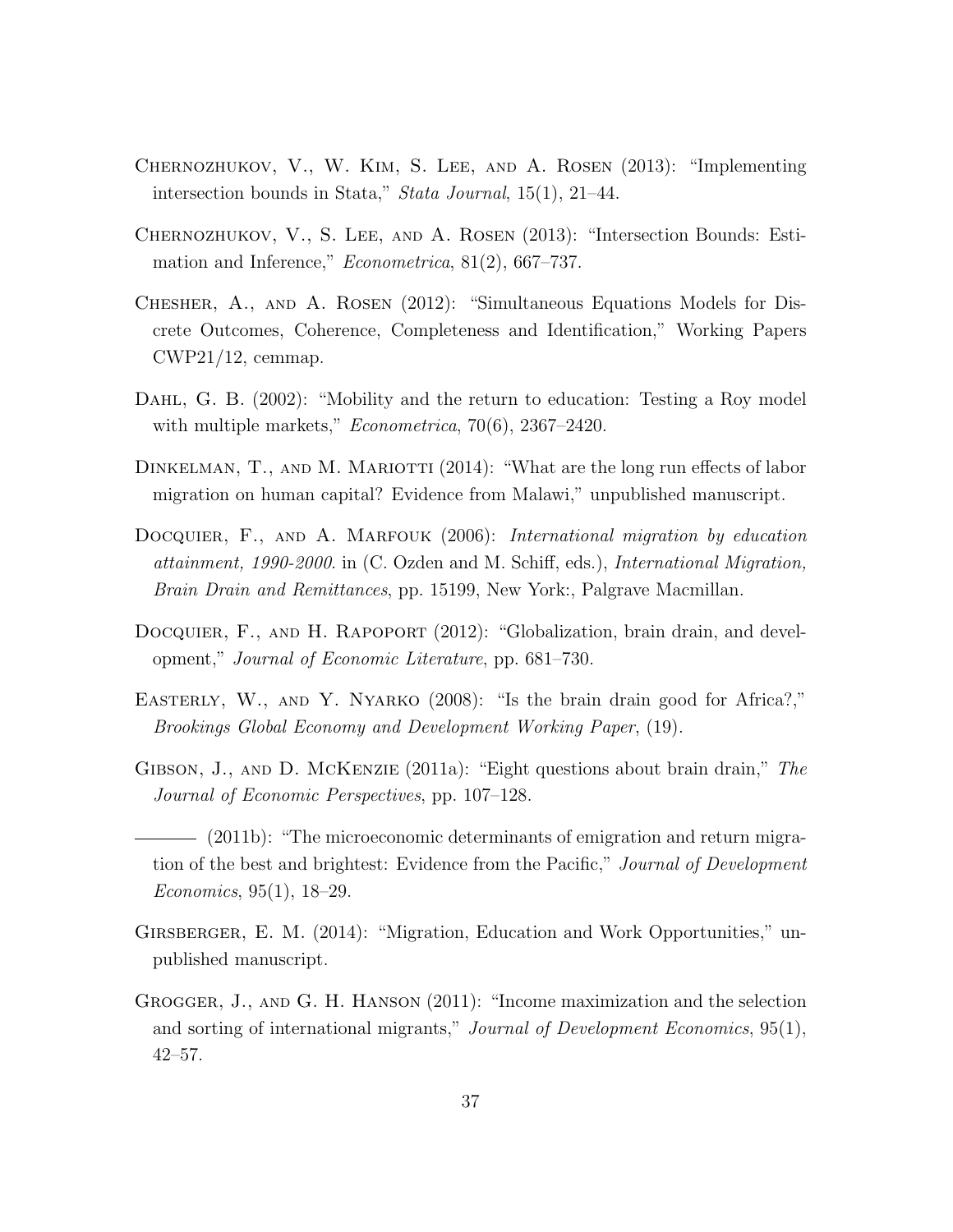Chernozhukov, V., W. Kim, S. Lee, and A. Rosen (2013): "Implementing intersection bounds in Stata," *Stata Journal*, 15(1), 21–44.

Chernozhukov, V., S. Lee, and A. Rosen (2013): "Intersection Bounds: Estimation and Inference," *Econometrica*, 81(2), 667–737.

Chesher, A., and A. Rosen (2012): "Simultaneous Equations Models for Discrete Outcomes, Coherence, Completeness and Identification," Working Papers CWP21/12, cemmap.

Dahl, G. B. (2002): "Mobility and the return to education: Testing a Roy model with multiple markets," *Econometrica*, 70(6), 2367–2420.

Dinkelman, T., and M. Mariotti (2014): "What are the long run effects of labor migration on human capital? Evidence from Malawi," unpublished manuscript.

Docquier, F., and A. Marfouk (2006): *International migration by education attainment, 1990-2000*. in (C. Ozden and M. Schiff, eds.), *International Migration, Brain Drain and Remittances*, pp. 15199, New York:, Palgrave Macmillan.

Docquier, F., and H. Rapoport (2012): "Globalization, brain drain, and development," *Journal of Economic Literature*, pp. 681–730.

Easterly, W., and Y. Nyarko (2008): "Is the brain drain good for Africa?," *Brookings Global Economy and Development Working Paper*, (19).

Gibson, J., and D. McKenzie (2011a): "Eight questions about brain drain," *The Journal of Economic Perspectives*, pp. 107–128.

——— (2011b): "The microeconomic determinants of emigration and return migration of the best and brightest: Evidence from the Pacific," *Journal of Development Economics*, 95(1), 18–29.

Girsberger, E. M. (2014): "Migration, Education and Work Opportunities," unpublished manuscript.

Grogger, J., and G. H. Hanson (2011): "Income maximization and the selection and sorting of international migrants," *Journal of Development Economics*, 95(1), 42–57.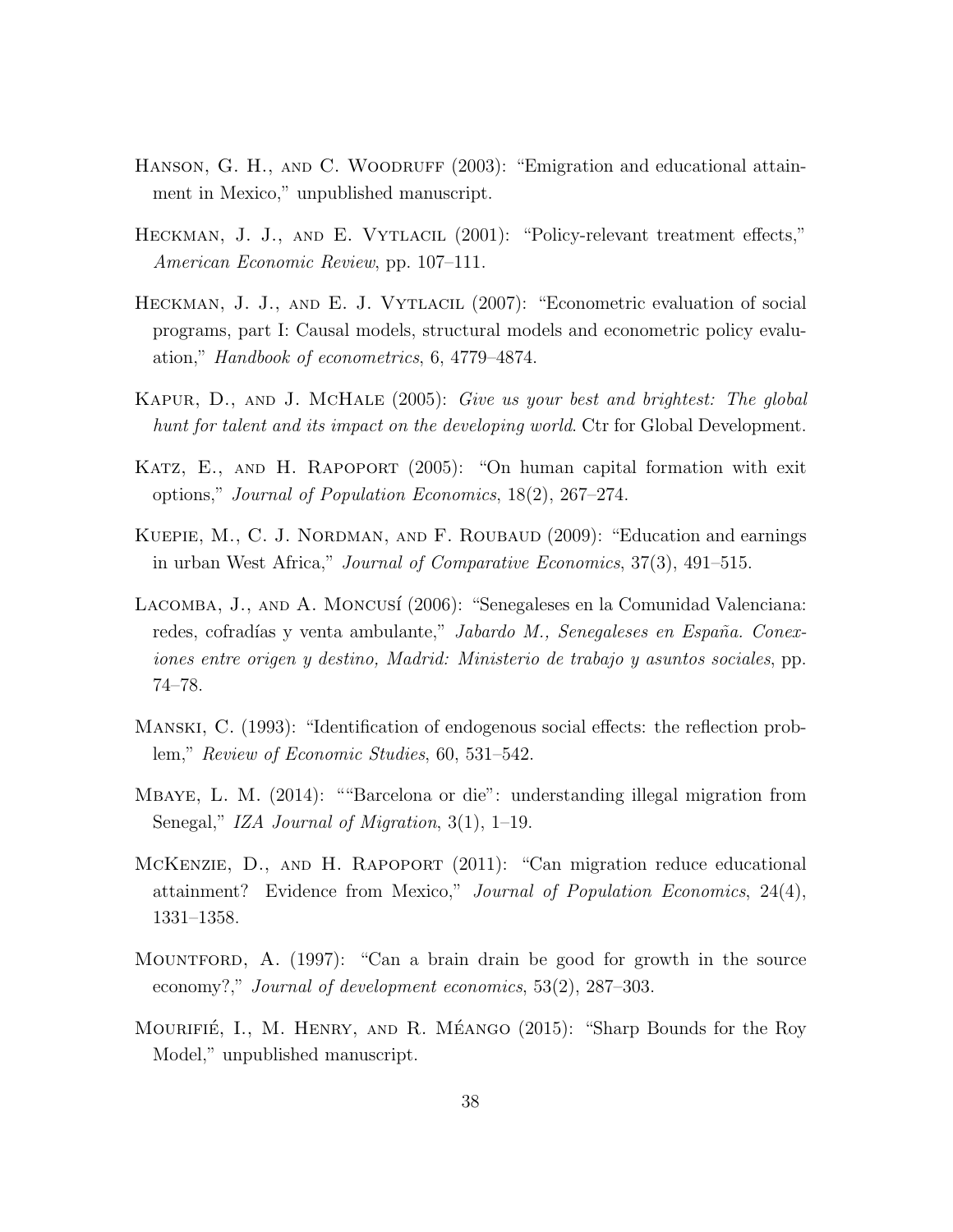Hanson, G. H., and C. Woodruff (2003): "Emigration and educational attainment in Mexico," unpublished manuscript.

Heckman, J. J., and E. Vytlacil (2001): "Policy-relevant treatment effects," *American Economic Review*, pp. 107–111.

Heckman, J. J., and E. J. Vytlacil (2007): "Econometric evaluation of social programs, part I: Causal models, structural models and econometric policy evaluation," *Handbook of econometrics*, 6, 4779–4874.

Kapur, D., and J. McHale (2005): *Give us your best and brightest: The global hunt for talent and its impact on the developing world*. Ctr for Global Development.

Katz, E., and H. Rapoport (2005): "On human capital formation with exit options," *Journal of Population Economics*, 18(2), 267–274.

Kuepie, M., C. J. Nordman, and F. Roubaud (2009): "Education and earnings in urban West Africa," *Journal of Comparative Economics*, 37(3), 491–515.

Lacomba, J., and A. Moncusí (2006): "Senegaleses en la Comunidad Valenciana: redes, cofradías y venta ambulante," *Jabardo M., Senegaleses en España. Conexiones entre origen y destino, Madrid: Ministerio de trabajo y asuntos sociales*, pp. 74–78.

Manski, C. (1993): "Identification of endogenous social effects: the reflection problem," *Review of Economic Studies*, 60, 531–542.

Mbaye, L. M. (2014): ""Barcelona or die": understanding illegal migration from Senegal," *IZA Journal of Migration*, 3(1), 1–19.

McKenzie, D., and H. Rapoport (2011): "Can migration reduce educational attainment? Evidence from Mexico," *Journal of Population Economics*, 24(4), 1331–1358.

Mountford, A. (1997): "Can a brain drain be good for growth in the source economy?," *Journal of development economics*, 53(2), 287–303.

Mourifié, I., M. Henry, and R. Méango (2015): "Sharp Bounds for the Roy Model," unpublished manuscript.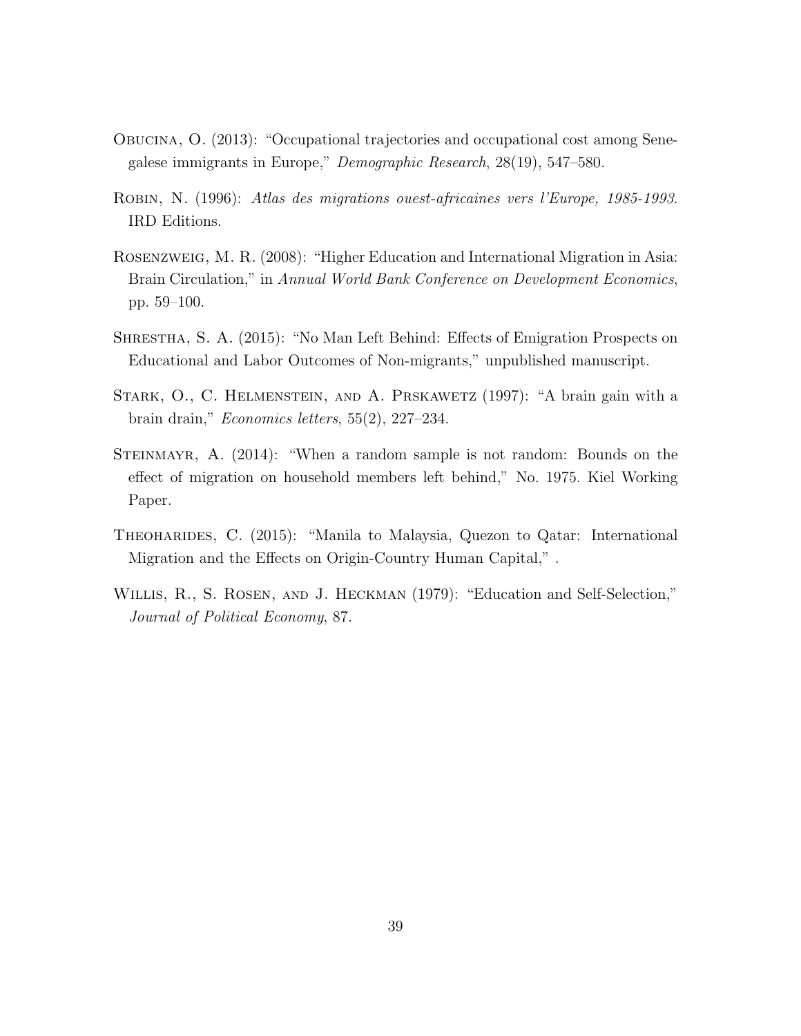Obucina, O. (2013): "Occupational trajectories and occupational cost among Senegalese immigrants in Europe," *Demographic Research*, 28(19), 547–580.

Robin, N. (1996): *Atlas des migrations ouest-africaines vers l'Europe, 1985-1993.* IRD Editions.

Rosenzweig, M. R. (2008): "Higher Education and International Migration in Asia: Brain Circulation," in *Annual World Bank Conference on Development Economics*, pp. 59–100.

Shrestha, S. A. (2015): "No Man Left Behind: Effects of Emigration Prospects on Educational and Labor Outcomes of Non-migrants," unpublished manuscript.

Stark, O., C. Helmenstein, and A. Prskawetz (1997): "A brain gain with a brain drain," *Economics letters*, 55(2), 227–234.

Steinmayr, A. (2014): "When a random sample is not random: Bounds on the effect of migration on household members left behind," No. 1975. Kiel Working Paper.

Theoharides, C. (2015): "Manila to Malaysia, Quezon to Qatar: International Migration and the Effects on Origin-Country Human Capital," .

Willis, R., S. Rosen, and J. Heckman (1979): "Education and Self-Selection," *Journal of Political Economy*, 87.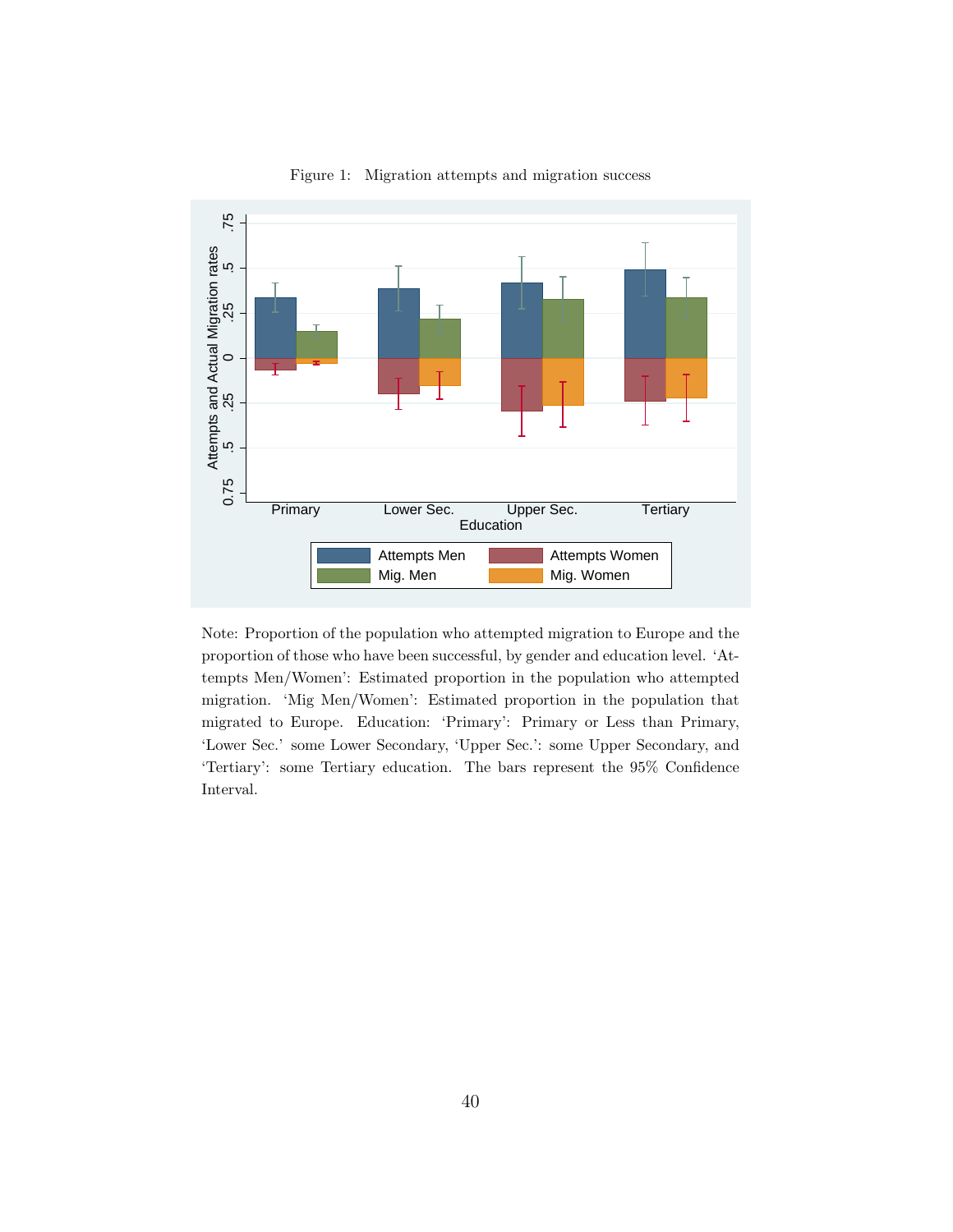Figure 1: Migration attempts and migration success

Note: Proportion of the population who attempted migration to Europe and the proportion of those who have been successful, by gender and education level. 'Attempts Men/Women': Estimated proportion in the population who attempted migration. 'Mig Men/Women': Estimated proportion in the population that migrated to Europe. Education: 'Primary': Primary or Less than Primary, 'Lower Sec.' some Lower Secondary, 'Upper Sec.': some Upper Secondary, and 'Tertiary': some Tertiary education. The bars represent the 95% Confidence Interval.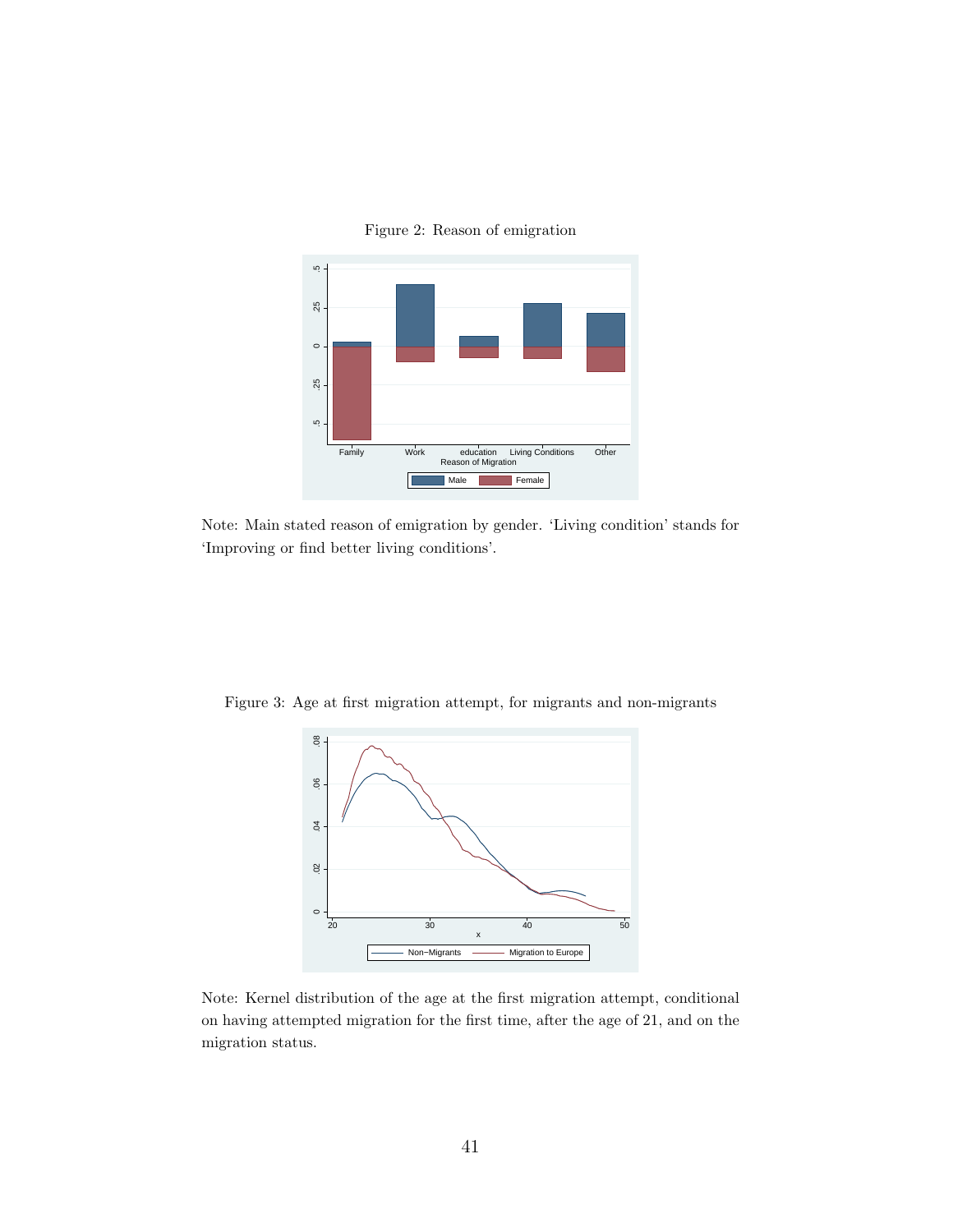Figure 2: Reason of emigration

Note: Main stated reason of emigration by gender. 'Living condition' stands for 'Improving or find better living conditions'.

Figure 3: Age at first migration attempt, for migrants and non-migrants

Note: Kernel distribution of the age at the first migration attempt, conditional on having attempted migration for the first time, after the age of 21, and on the migration status.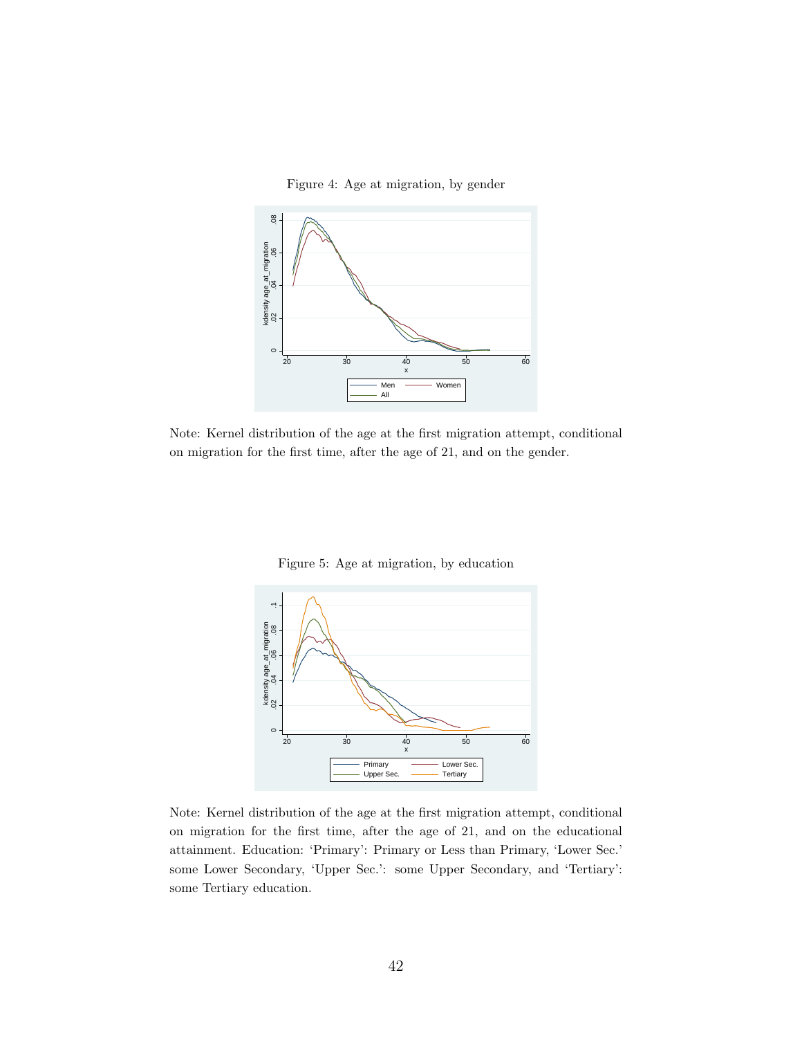Figure 4: Age at migration, by gender

Note: Kernel distribution of the age at the first migration attempt, conditional on migration for the first time, after the age of 21, and on the gender.

Figure 5: Age at migration, by education

Note: Kernel distribution of the age at the first migration attempt, conditional on migration for the first time, after the age of 21, and on the educational attainment. Education: 'Primary': Primary or Less than Primary, 'Lower Sec.' some Lower Secondary, 'Upper Sec.': some Upper Secondary, and 'Tertiary': some Tertiary education.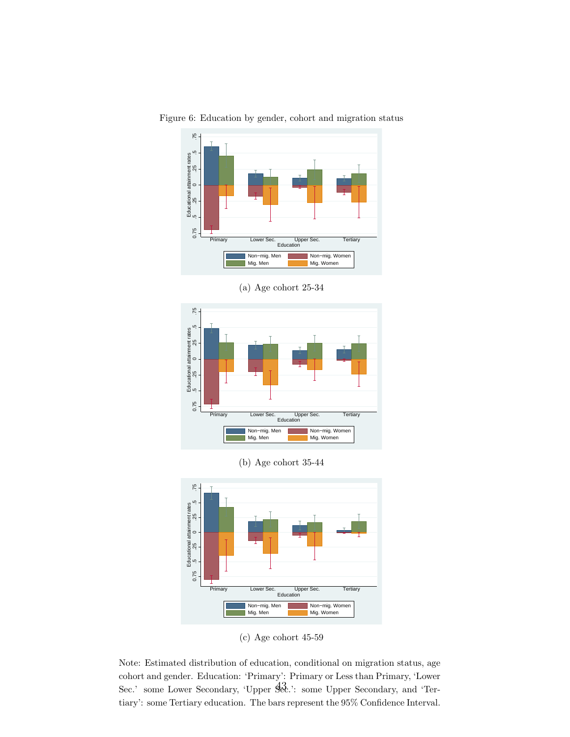Figure 6: Education by gender, cohort and migration status

(a) Age cohort 25-34

(b) Age cohort 35-44

(c) Age cohort 45-59

Note: Estimated distribution of education, conditional on migration status, age cohort and gender. Education: ‘Primary’: Primary or Less than Primary, ‘Lower Sec.’ some Lower Secondary, ‘Upper Sec.’: some Upper Secondary, and ‘Tertiary’: some Tertiary education. The bars represent the 95% Confidence Interval.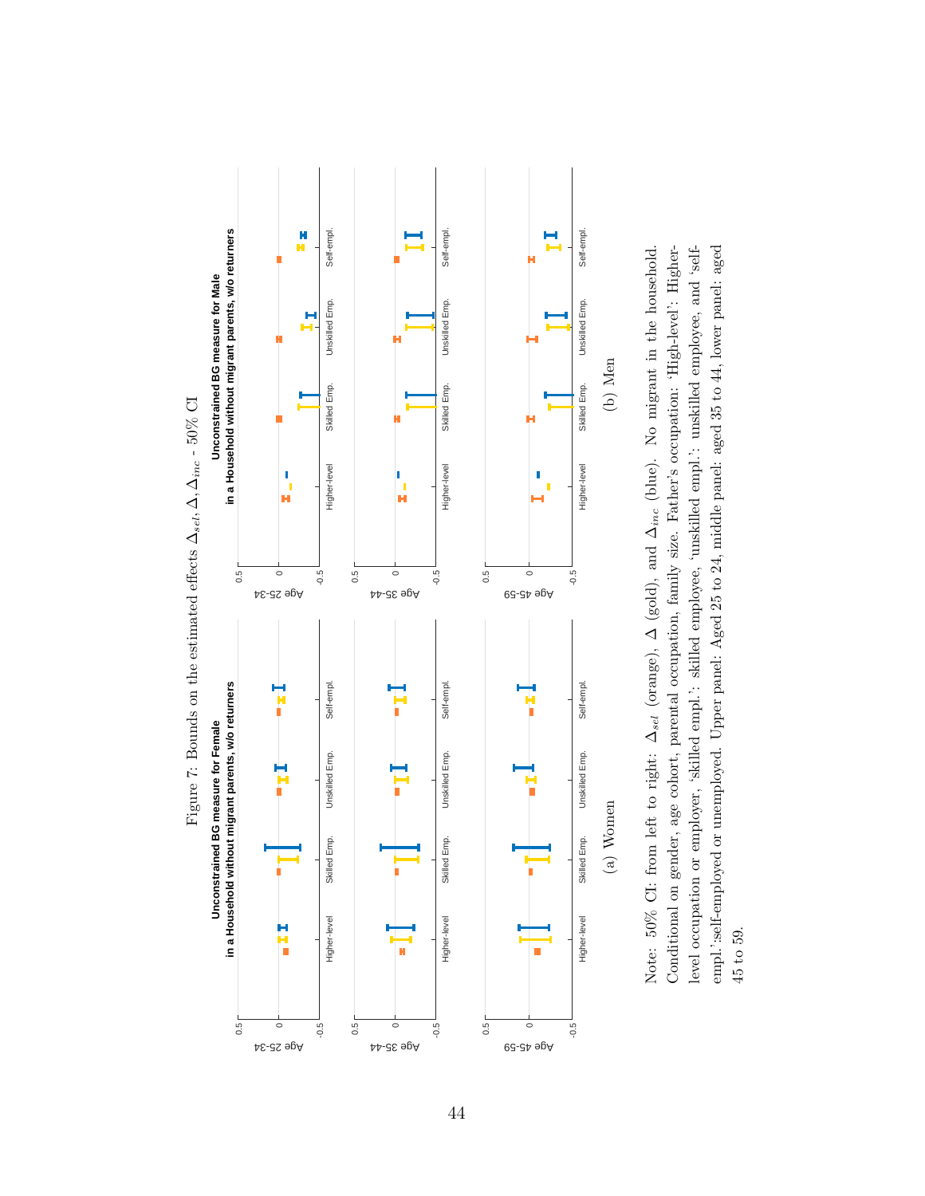Figure 7: Bounds on the estimated effects $\Delta_{sel}, \Delta, \Delta_{inc}$ - 50% CI

(a) Women

(b) Men

Note: 50% CI: from left to right: $\Delta_{sel}$ (orange), $\Delta$ (gold), and $\Delta_{inc}$ (blue). No migrant in the household. Conditional on gender, age cohort, parental occupation, family size. Father's occupation: 'High-level': Higher-level occupation or employer, 'skilled empl.': skilled employee, 'unskilled empl.': unskilled employee, and 'self-empl.':self-employed or unemployed. Upper panel: Aged 25 to 24, middle panel: aged 35 to 44, lower panel: aged 45 to 59.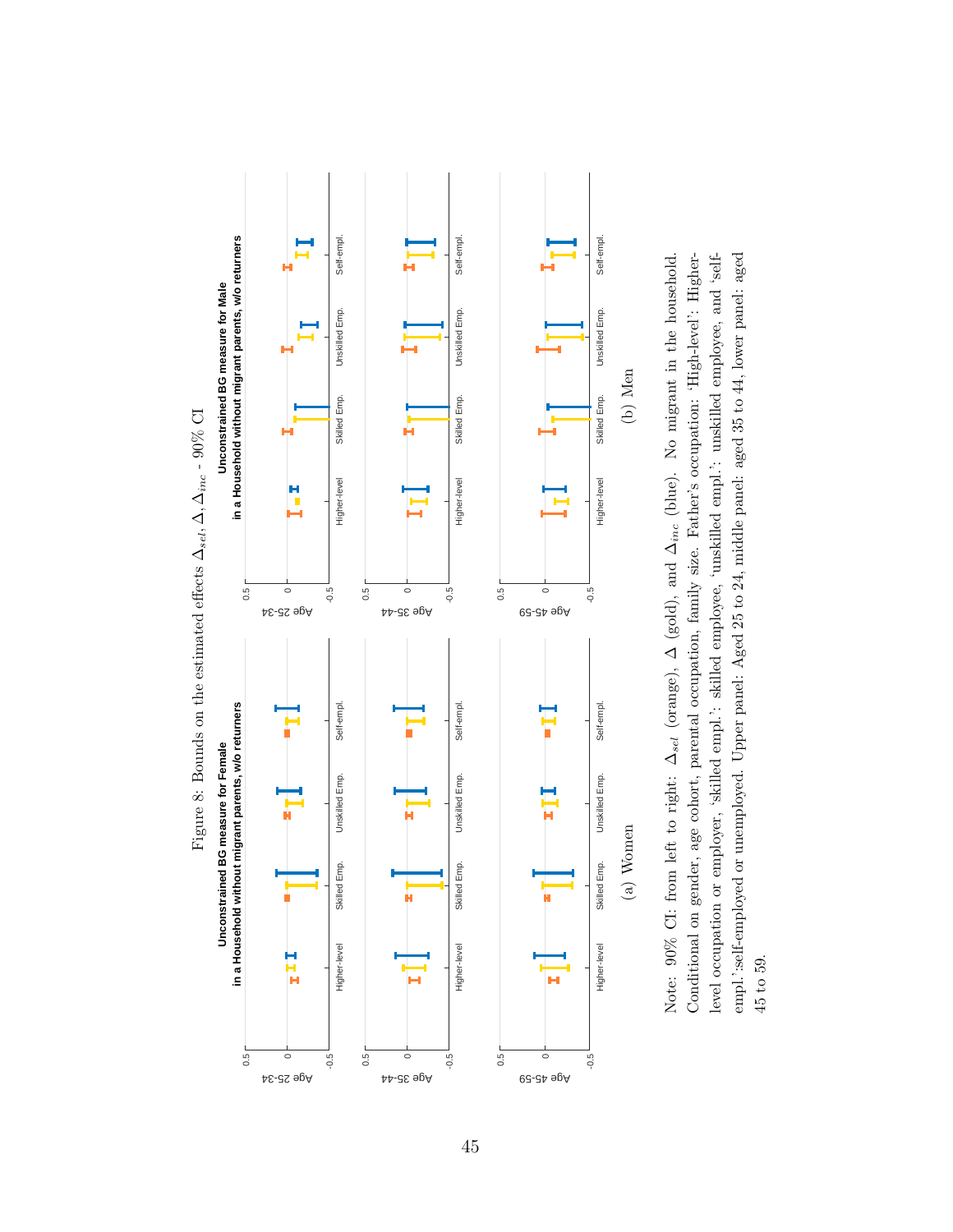Figure 8: Bounds on the estimated effects $\Delta_{sel}, \Delta, \Delta_{inc}$ - 90% CI

(a) Women

(b) Men

Note: 90% CI: from left to right: $\Delta_{sel}$ (orange), $\Delta$ (gold), and $\Delta_{inc}$ (blue). No migrant in the household. Conditional on gender, age cohort, parental occupation, family size. Father's occupation: 'High-level': Higher-level occupation or employer, 'skilled empl.': skilled employee, 'unskilled empl.': unskilled employee, and 'self-empl.':self-employed or unemployed. Upper panel: Aged 25 to 24, middle panel: aged 35 to 44, lower panel: aged 45 to 59.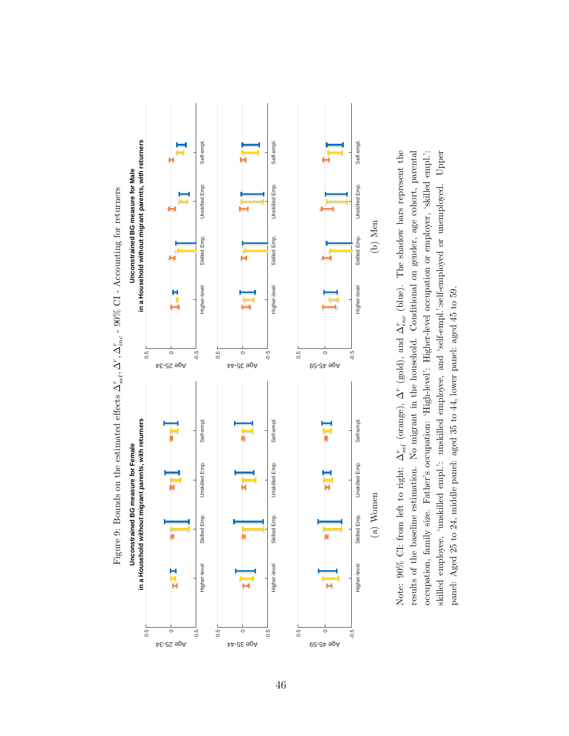Figure 9: Bounds on the estimated effects $\Delta^r_{sel}, \Delta^r, \Delta^r_{inc}$ - 90% CI - Accounting for returners

**Unconstrained BG measure for Female in a Household without migrant parents, with returners**

(a) Women

**Unconstrained BG measure for Male in a Household without migrant parents, with returners**

(b) Men

Note: 90% CI: from left to right: $\Delta^r_{sel}$ (orange), $\Delta^r$ (gold), and $\Delta^r_{inc}$ (blue). The shadow bars represent the results of the baseline estimation. No migrant in the household. Conditional on gender, age cohort, parental occupation, family size. Father's occupation: 'High-level': Higher-level occupation or employer, 'skilled empl.': skilled employee, 'unskilled empl.': unskilled employee, and 'self-empl.':self-employed or unemployed. Upper panel: Aged 25 to 24, middle panel: aged 35 to 44, lower panel: aged 45 to 59.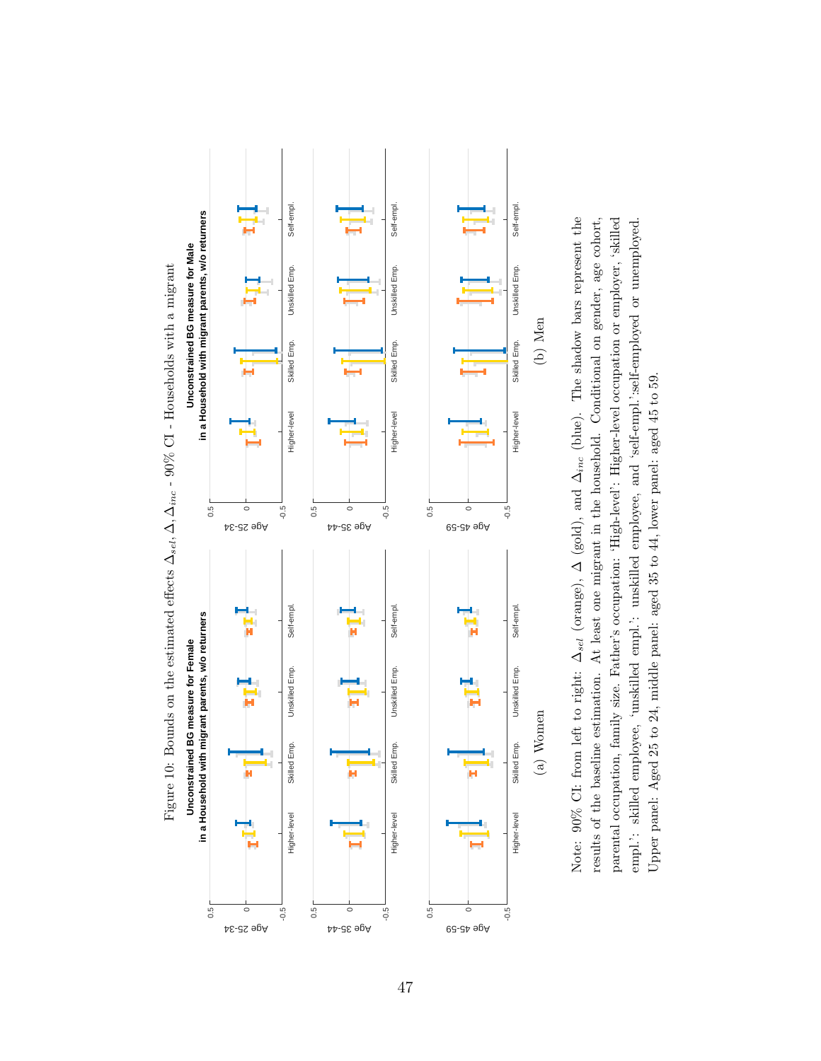Figure 10: Bounds on the estimated effects $\Delta_{sel}, \Delta, \Delta_{inc}$ - 90% CI - Households with a migrant

(a) Women

(b) Men

Note: 90% CI: from left to right: $\Delta_{sel}$ (orange), $\Delta$ (gold), and $\Delta_{inc}$ (blue). The shadow bars represent the results of the baseline estimation. At least one migrant in the household. Conditional on gender, age cohort, parental occupation, family size. Father's occupation: 'High-level': Higher-level occupation or employer, 'skilled empl.': skilled employee, 'unskilled empl.': unskilled employee, and 'self-empl.':self-employed or unemployed. Upper panel: Aged 25 to 24, middle panel: aged 35 to 44, lower panel: aged 45 to 59.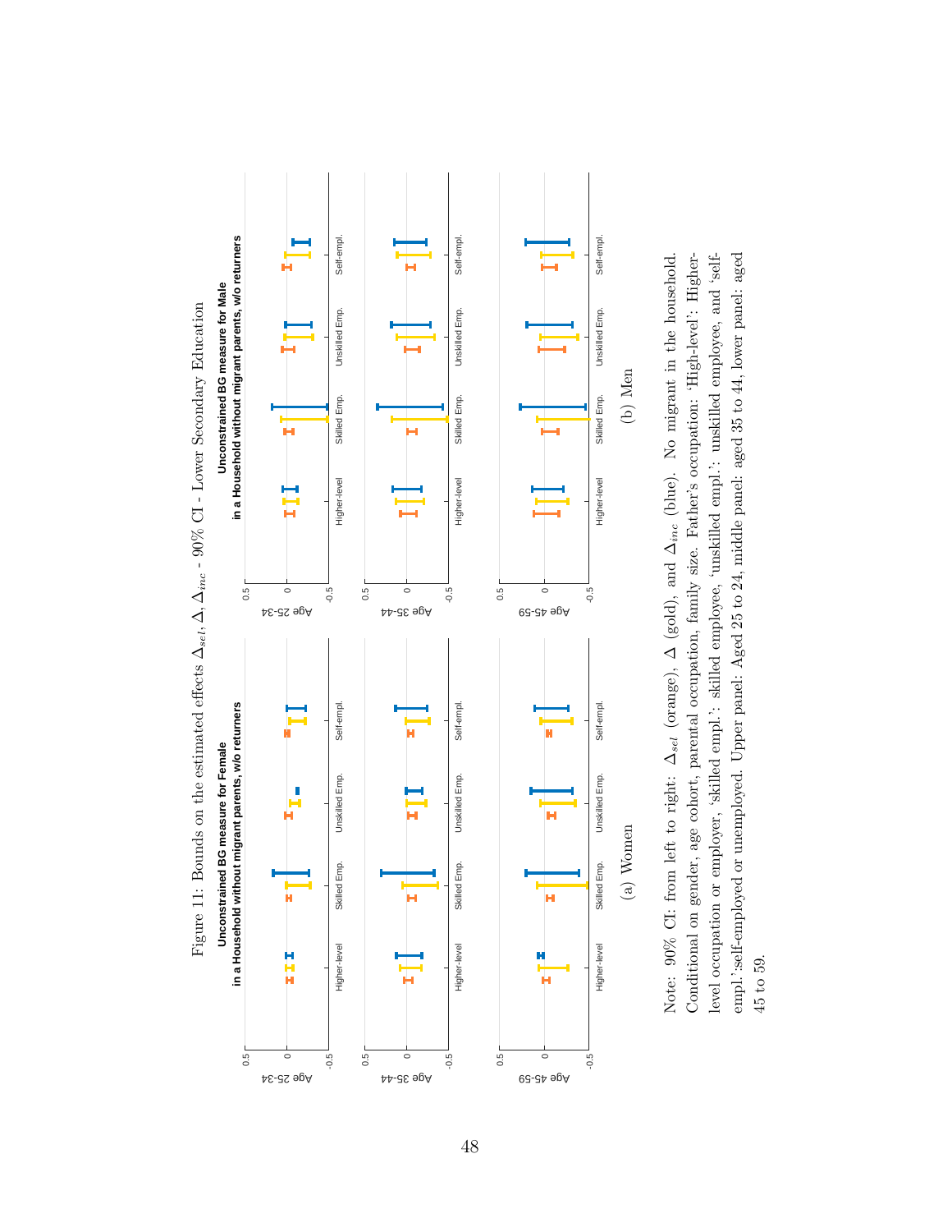Figure 11: Bounds on the estimated effects $\Delta_{sel}$, $\Delta$, $\Delta_{inc}$ - 90% CI - Lower Secondary Education

**Unconstrained BG measure for Female in a Household without migrant parents, w/o returners**

(a) Women

**Unconstrained BG measure for Male in a Household without migrant parents, w/o returners**

(b) Men

Note: 90% CI: from left to right: $\Delta_{sel}$ (orange), $\Delta$ (gold), and $\Delta_{inc}$ (blue). No migrant in the household. Conditional on gender, age cohort, parental occupation, family size. Father's occupation: 'High-level': Higher-level occupation or employer, 'skilled empl.': skilled employee, 'unskilled empl.': unskilled employee, and 'self-empl.':self-employed or unemployed. Upper panel: Aged 25 to 24, middle panel: aged 35 to 44, lower panel: aged 45 to 59.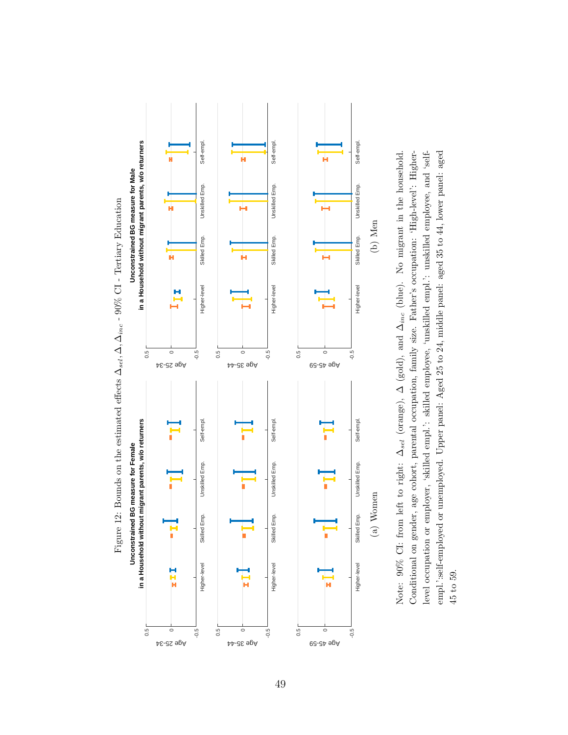Figure 12: Bounds on the estimated effects $\Delta_{sel}, \Delta, \Delta_{inc}$ - 90% CI - Tertiary Education

Unconstrained BG measure for Female in a Household without migrant parents, w/o returners

Age 25-34

Age 35-44

Age 45-59

Higher-level | Skilled Emp. | Unskilled Emp. | Self-empl.

(a) Women

Unconstrained BG measure for Male in a Household without migrant parents, w/o returners

Age 25-34

Age 35-44

Age 45-59

Higher-level | Skilled Emp. | Unskilled Emp. | Self-empl.

(b) Men

Note: 90% CI: from left to right: $\Delta_{sel}$ (orange), $\Delta$ (gold), and $\Delta_{inc}$ (blue). No migrant in the household. Conditional on gender, age cohort, parental occupation, family size. Father's occupation: 'High-level': Higher-level occupation or employer, 'skilled empl.': skilled employee, 'unskilled empl.': unskilled employee, and 'self-empl.':self-employed or unemployed. Upper panel: Aged 25 to 24, middle panel: aged 35 to 44, lower panel: aged 45 to 59.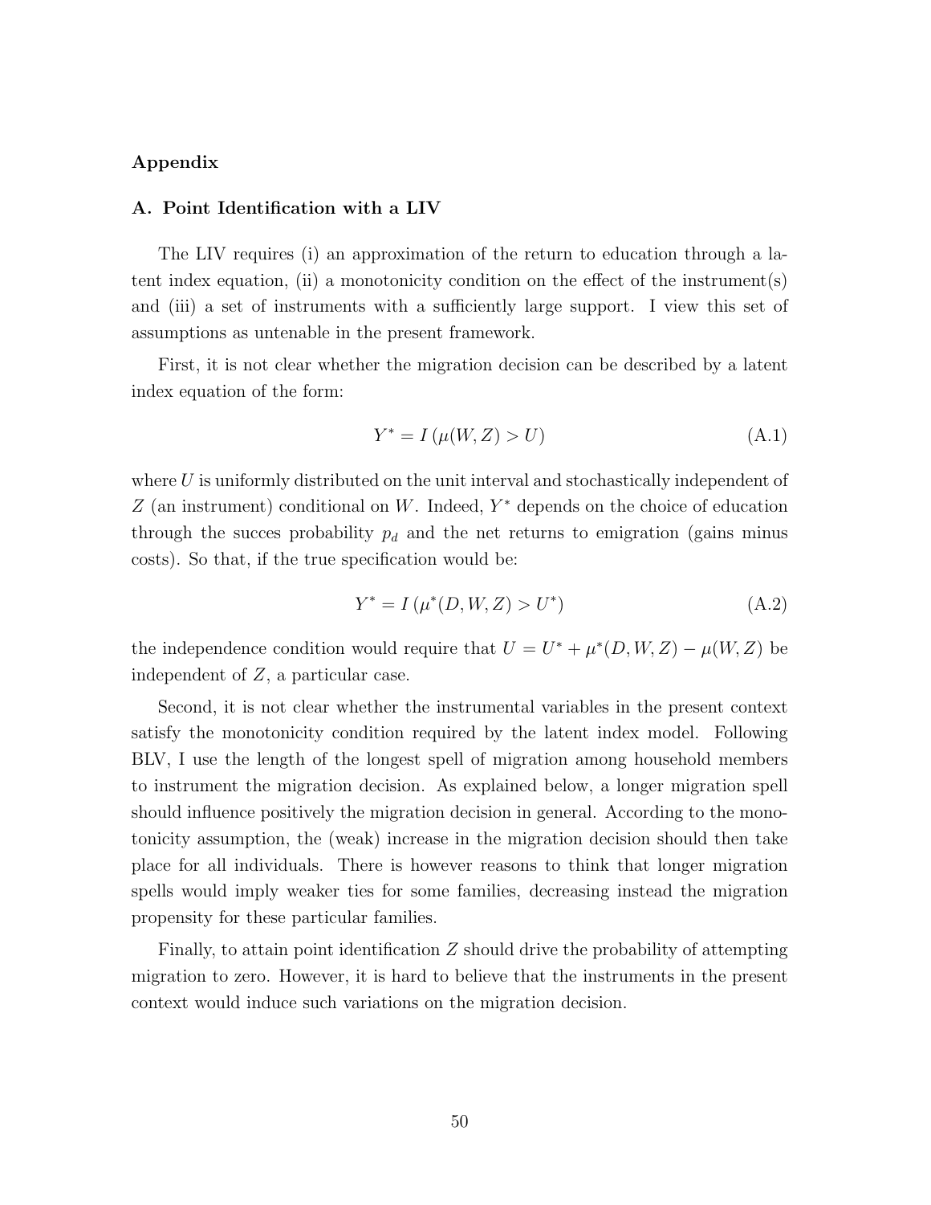## Appendix

### A. Point Identification with a LIV

The LIV requires (i) an approximation of the return to education through a latent index equation, (ii) a monotonicity condition on the effect of the instrument(s) and (iii) a set of instruments with a sufficiently large support. I view this set of assumptions as untenable in the present framework.

First, it is not clear whether the migration decision can be described by a latent index equation of the form:

$$Y^* = I\left(\mu(W, Z) > U\right) \tag{A.1}$$

where $U$ is uniformly distributed on the unit interval and stochastically independent of $Z$ (an instrument) conditional on $W$. Indeed, $Y^*$ depends on the choice of education through the succes probability $p_d$ and the net returns to emigration (gains minus costs). So that, if the true specification would be:

$$Y^* = I\left(\mu^*(D, W, Z) > U^*\right) \tag{A.2}$$

the independence condition would require that $U = U^* + \mu^*(D, W, Z) - \mu(W, Z)$ be independent of $Z$, a particular case.

Second, it is not clear whether the instrumental variables in the present context satisfy the monotonicity condition required by the latent index model. Following BLV, I use the length of the longest spell of migration among household members to instrument the migration decision. As explained below, a longer migration spell should influence positively the migration decision in general. According to the monotonicity assumption, the (weak) increase in the migration decision should then take place for all individuals. There is however reasons to think that longer migration spells would imply weaker ties for some families, decreasing instead the migration propensity for these particular families.

Finally, to attain point identification $Z$ should drive the probability of attempting migration to zero. However, it is hard to believe that the instruments in the present context would induce such variations on the migration decision.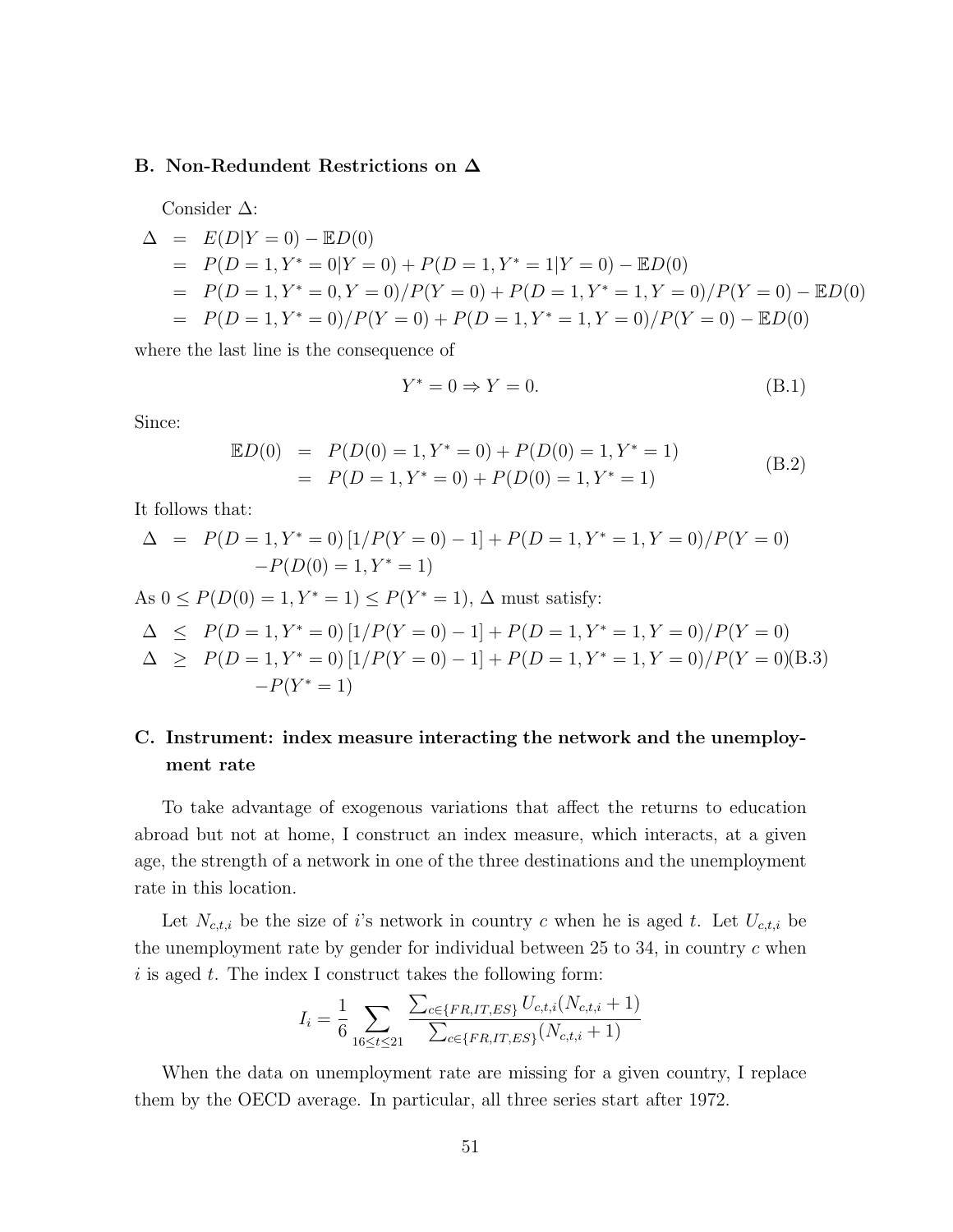## B. Non-Redundent Restrictions on $\Delta$

Consider $\Delta$:

$$
\begin{aligned}
\Delta &= E(D|Y=0) - \mathbb{E}D(0) \\
&= P(D=1, Y^*=0|Y=0) + P(D=1, Y^*=1|Y=0) - \mathbb{E}D(0) \\
&= P(D=1, Y^*=0, Y=0)/P(Y=0) + P(D=1, Y^*=1, Y=0)/P(Y=0) - \mathbb{E}D(0) \\
&= P(D=1, Y^*=0)/P(Y=0) + P(D=1, Y^*=1, Y=0)/P(Y=0) - \mathbb{E}D(0)
\end{aligned}
$$

where the last line is the consequence of

$$
Y^* = 0 \Rightarrow Y = 0. \tag{B.1}
$$

Since:

$$
\begin{aligned}
\mathbb{E}D(0) &= P(D(0)=1, Y^*=0) + P(D(0)=1, Y^*=1) \\
&= P(D=1, Y^*=0) + P(D(0)=1, Y^*=1)
\end{aligned} \tag{B.2}
$$

It follows that:

$$
\begin{aligned}
\Delta = \; & P(D=1, Y^*=0)\left[1/P(Y=0) - 1\right] + P(D=1, Y^*=1, Y=0)/P(Y=0) \\
& - P(D(0)=1, Y^*=1)
\end{aligned}
$$

As $0 \leq P(D(0)=1, Y^*=1) \leq P(Y^*=1)$, $\Delta$ must satisfy:

$$
\begin{aligned}
\Delta &\leq P(D=1, Y^*=0)\left[1/P(Y=0) - 1\right] + P(D=1, Y^*=1, Y=0)/P(Y=0) \\
\Delta &\geq P(D=1, Y^*=0)\left[1/P(Y=0) - 1\right] + P(D=1, Y^*=1, Y=0)/P(Y=0) \\
& \quad - P(Y^*=1)
\end{aligned} \tag{B.3}
$$

## C. Instrument: index measure interacting the network and the unemployment rate

To take advantage of exogenous variations that affect the returns to education abroad but not at home, I construct an index measure, which interacts, at a given age, the strength of a network in one of the three destinations and the unemployment rate in this location.

Let $N_{c,t,i}$ be the size of $i$'s network in country $c$ when he is aged $t$. Let $U_{c,t,i}$ be the unemployment rate by gender for individual between 25 to 34, in country $c$ when $i$ is aged $t$. The index I construct takes the following form:

$$
I_i = \frac{1}{6} \sum_{16 \leq t \leq 21} \frac{\sum_{c \in \{FR,IT,ES\}} U_{c,t,i}(N_{c,t,i}+1)}{\sum_{c \in \{FR,IT,ES\}} (N_{c,t,i}+1)}
$$

When the data on unemployment rate are missing for a given country, I replace them by the OECD average. In particular, all three series start after 1972.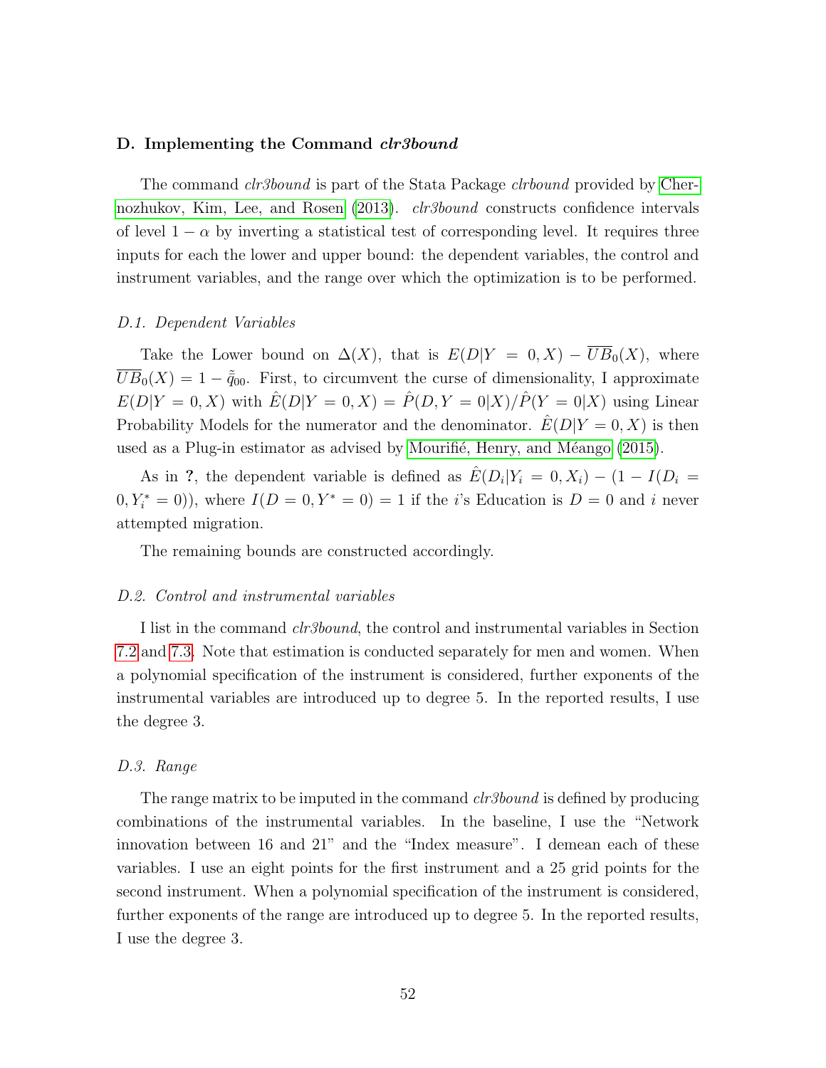### D. Implementing the Command *clr3bound*

The command *clr3bound* is part of the Stata Package *clrbound* provided by Chernozhukov, Kim, Lee, and Rosen (2013). *clr3bound* constructs confidence intervals of level $1-\alpha$ by inverting a statistical test of corresponding level. It requires three inputs for each the lower and upper bound: the dependent variables, the control and instrument variables, and the range over which the optimization is to be performed.

#### *D.1. Dependent Variables*

Take the Lower bound on $\Delta(X)$, that is $E(D|Y=0,X) - \overline{UB}_0(X)$, where $\overline{UB}_0(X) = 1 - \tilde{\tilde{q}}_{00}$. First, to circumvent the curse of dimensionality, I approximate $E(D|Y=0,X)$ with $\hat{E}(D|Y=0,X) = \hat{P}(D,Y=0|X)/\hat{P}(Y=0|X)$ using Linear Probability Models for the numerator and the denominator. $\hat{E}(D|Y=0,X)$ is then used as a Plug-in estimator as advised by Mourifié, Henry, and Méango (2015).

As in **?**, the dependent variable is defined as $\hat{E}(D_i|Y_i=0,X_i) - (1 - I(D_i = 0, Y_i^* = 0))$, where $I(D=0,Y^*=0) = 1$ if the $i$'s Education is $D=0$ and $i$ never attempted migration.

The remaining bounds are constructed accordingly.

#### *D.2. Control and instrumental variables*

I list in the command *clr3bound*, the control and instrumental variables in Section 7.2 and 7.3. Note that estimation is conducted separately for men and women. When a polynomial specification of the instrument is considered, further exponents of the instrumental variables are introduced up to degree 5. In the reported results, I use the degree 3.

#### *D.3. Range*

The range matrix to be imputed in the command *clr3bound* is defined by producing combinations of the instrumental variables. In the baseline, I use the "Network innovation between 16 and 21" and the "Index measure". I demean each of these variables. I use an eight points for the first instrument and a 25 grid points for the second instrument. When a polynomial specification of the instrument is considered, further exponents of the range are introduced up to degree 5. In the reported results, I use the degree 3.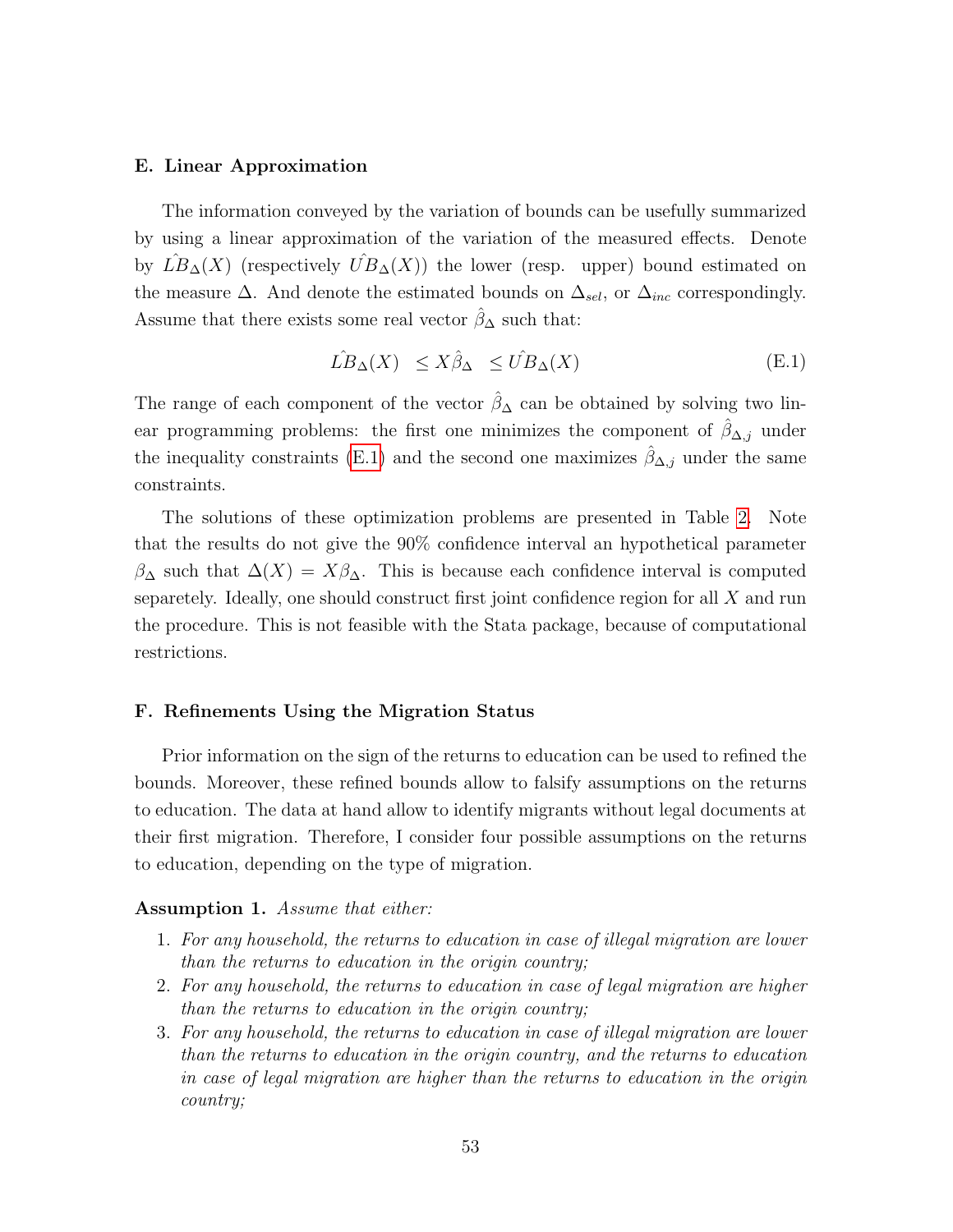### E. Linear Approximation

The information conveyed by the variation of bounds can be usefully summarized by using a linear approximation of the variation of the measured effects. Denote by $\hat{LB}_\Delta(X)$ (respectively $\hat{UB}_\Delta(X)$) the lower (resp. upper) bound estimated on the measure $\Delta$. And denote the estimated bounds on $\Delta_{sel}$, or $\Delta_{inc}$ correspondingly. Assume that there exists some real vector $\hat{\beta}_\Delta$ such that:

$$\hat{LB}_\Delta(X) \quad \leq X\hat{\beta}_\Delta \quad \leq \hat{UB}_\Delta(X) \tag{E.1}$$

The range of each component of the vector $\hat{\beta}_\Delta$ can be obtained by solving two linear programming problems: the first one minimizes the component of $\hat{\beta}_{\Delta,j}$ under the inequality constraints (E.1) and the second one maximizes $\hat{\beta}_{\Delta,j}$ under the same constraints.

The solutions of these optimization problems are presented in Table 2. Note that the results do not give the 90% confidence interval an hypothetical parameter $\beta_\Delta$ such that $\Delta(X) = X\beta_\Delta$. This is because each confidence interval is computed separetely. Ideally, one should construct first joint confidence region for all $X$ and run the procedure. This is not feasible with the Stata package, because of computational restrictions.

### F. Refinements Using the Migration Status

Prior information on the sign of the returns to education can be used to refined the bounds. Moreover, these refined bounds allow to falsify assumptions on the returns to education. The data at hand allow to identify migrants without legal documents at their first migration. Therefore, I consider four possible assumptions on the returns to education, depending on the type of migration.

**Assumption 1.** *Assume that either:*

1. *For any household, the returns to education in case of illegal migration are lower than the returns to education in the origin country;*
2. *For any household, the returns to education in case of legal migration are higher than the returns to education in the origin country;*
3. *For any household, the returns to education in case of illegal migration are lower than the returns to education in the origin country, and the returns to education in case of legal migration are higher than the returns to education in the origin country;*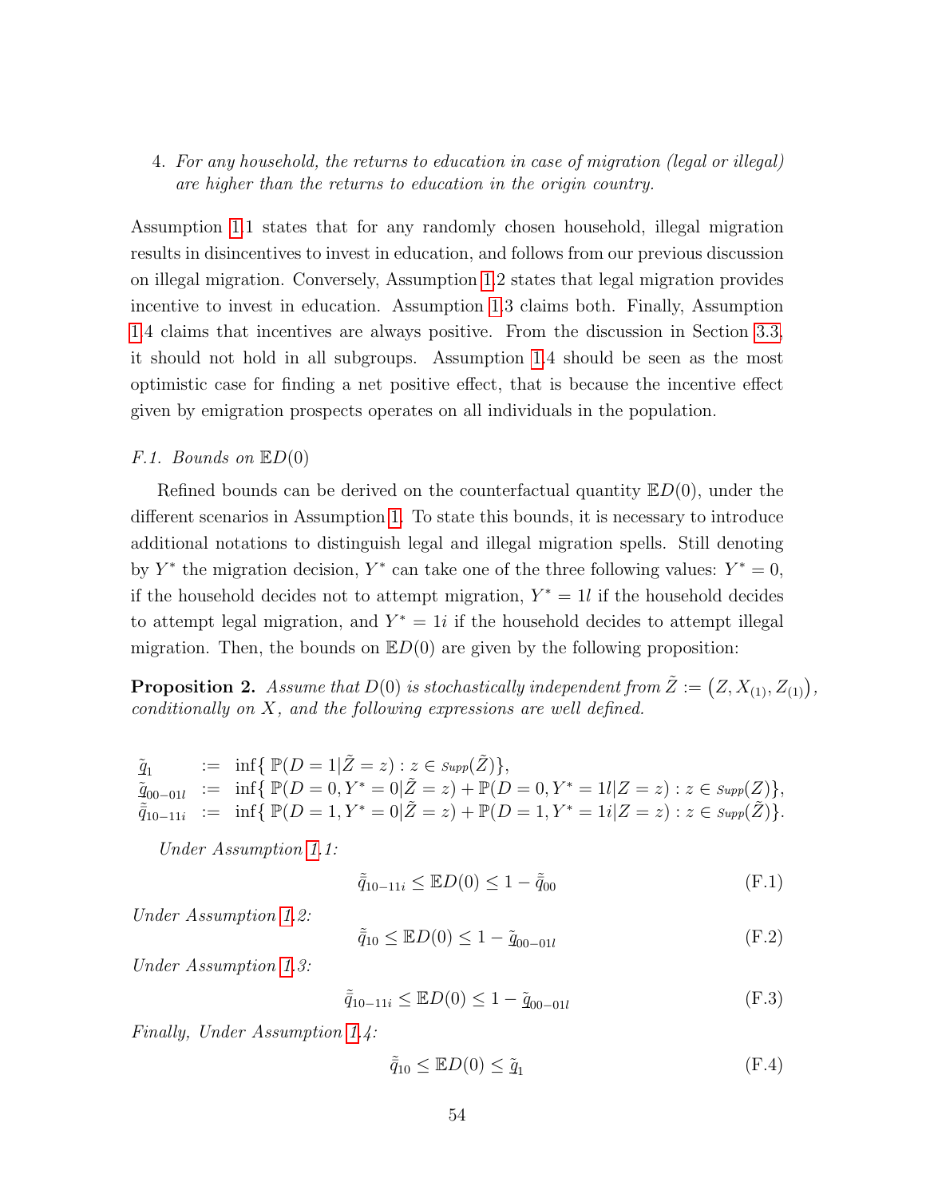4. *For any household, the returns to education in case of migration (legal or illegal) are higher than the returns to education in the origin country.*

Assumption 1.1 states that for any randomly chosen household, illegal migration results in disincentives to invest in education, and follows from our previous discussion on illegal migration. Conversely, Assumption 1.2 states that legal migration provides incentive to invest in education. Assumption 1.3 claims both. Finally, Assumption 1.4 claims that incentives are always positive. From the discussion in Section 3.3, it should not hold in all subgroups. Assumption 1.4 should be seen as the most optimistic case for finding a net positive effect, that is because the incentive effect given by emigration prospects operates on all individuals in the population.

*F.1. Bounds on $\mathbb{E}D(0)$*

Refined bounds can be derived on the counterfactual quantity $\mathbb{E}D(0)$, under the different scenarios in Assumption 1. To state this bounds, it is necessary to introduce additional notations to distinguish legal and illegal migration spells. Still denoting by $Y^*$ the migration decision, $Y^*$ can take one of the three following values: $Y^* = 0$, if the household decides not to attempt migration, $Y^* = 1l$ if the household decides to attempt legal migration, and $Y^* = 1i$ if the household decides to attempt illegal migration. Then, the bounds on $\mathbb{E}D(0)$ are given by the following proposition:

**Proposition 2.** *Assume that $D(0)$ is stochastically independent from $\tilde{Z} := \left(Z, X_{(1)}, Z_{(1)}\right)$, conditionally on $X$, and the following expressions are well defined.*

$$
\begin{aligned}
\tilde{\underline{q}}_1 \quad &:= \quad \inf\{\, \mathbb{P}(D=1|\tilde{Z}=z) : z \in \mathit{Supp}(\tilde{Z})\},\\
\tilde{\underline{q}}_{00-01l} \quad &:= \quad \inf\{\, \mathbb{P}(D=0, Y^*=0|\tilde{Z}=z) + \mathbb{P}(D=0, Y^*=1l|Z=z) : z \in \mathit{Supp}(Z)\},\\
\tilde{\tilde{\underline{q}}}_{10-11i} \quad &:= \quad \inf\{\, \mathbb{P}(D=1, Y^*=0|\tilde{Z}=z) + \mathbb{P}(D=1, Y^*=1i|Z=z) : z \in \mathit{Supp}(\tilde{Z})\}.
\end{aligned}
$$

*Under Assumption 1.1:*

$$
\tilde{\tilde{\underline{q}}}_{10-11i} \leq \mathbb{E}D(0) \leq 1 - \tilde{\underline{q}}_{00} \tag{F.1}
$$

*Under Assumption 1.2:*

$$
\tilde{\tilde{\underline{q}}}_{10} \leq \mathbb{E}D(0) \leq 1 - \tilde{\underline{q}}_{00-01l} \tag{F.2}
$$

*Under Assumption 1.3:*

$$
\tilde{\tilde{\underline{q}}}_{10-11i} \leq \mathbb{E}D(0) \leq 1 - \tilde{\underline{q}}_{00-01l} \tag{F.3}
$$

*Finally, Under Assumption 1.4:*

$$
\tilde{\tilde{\underline{q}}}_{10} \leq \mathbb{E}D(0) \leq \tilde{\underline{q}}_1 \tag{F.4}
$$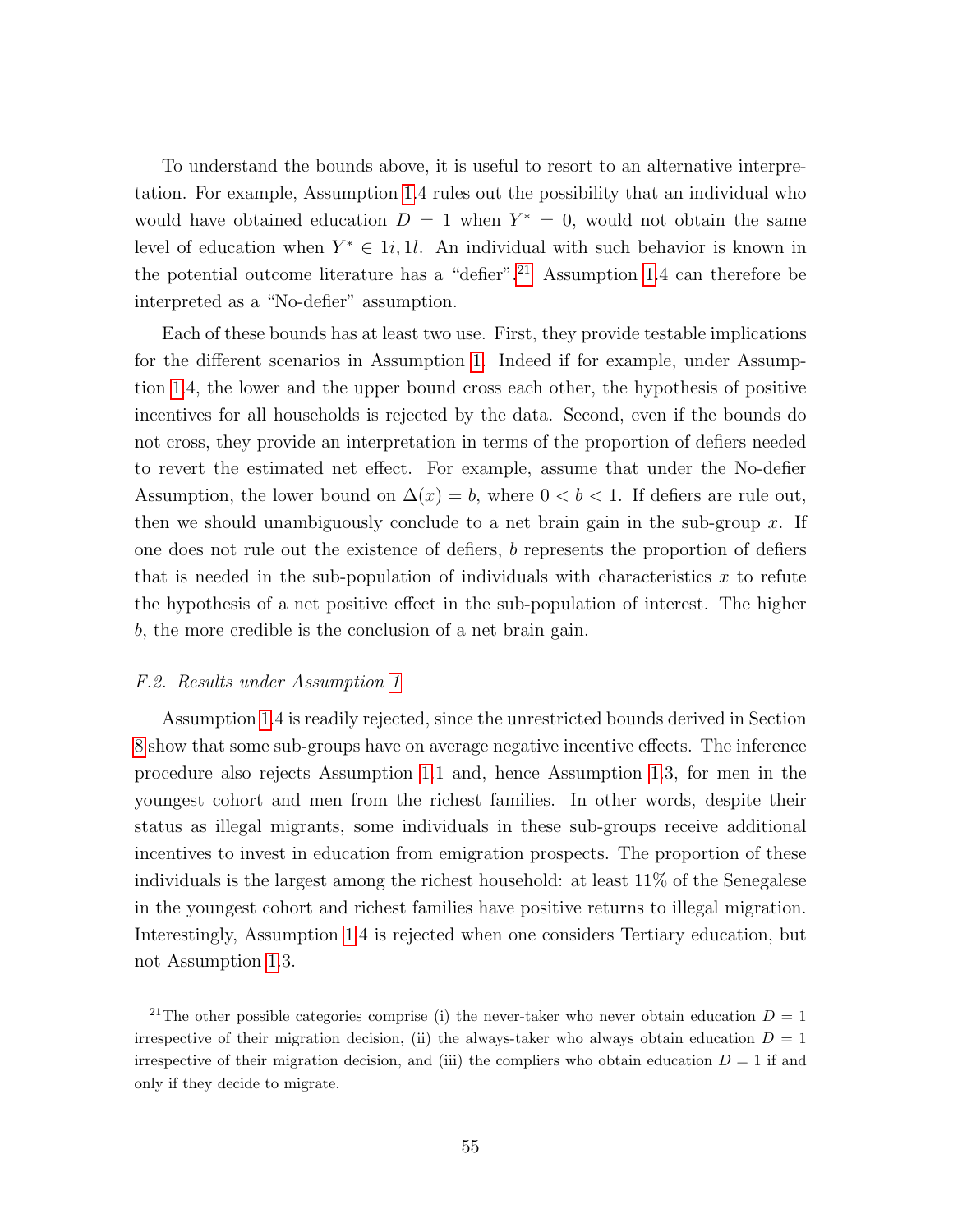To understand the bounds above, it is useful to resort to an alternative interpretation. For example, Assumption 1.4 rules out the possibility that an individual who would have obtained education $D = 1$ when $Y^* = 0$, would not obtain the same level of education when $Y^* \in 1i, 1l$. An individual with such behavior is known in the potential outcome literature has a "defier".[21] Assumption 1.4 can therefore be interpreted as a "No-defier" assumption.

Each of these bounds has at least two use. First, they provide testable implications for the different scenarios in Assumption 1. Indeed if for example, under Assumption 1.4, the lower and the upper bound cross each other, the hypothesis of positive incentives for all households is rejected by the data. Second, even if the bounds do not cross, they provide an interpretation in terms of the proportion of defiers needed to revert the estimated net effect. For example, assume that under the No-defier Assumption, the lower bound on $\Delta(x) = b$, where $0 < b < 1$. If defiers are rule out, then we should unambiguously conclude to a net brain gain in the sub-group $x$. If one does not rule out the existence of defiers, $b$ represents the proportion of defiers that is needed in the sub-population of individuals with characteristics $x$ to refute the hypothesis of a net positive effect in the sub-population of interest. The higher $b$, the more credible is the conclusion of a net brain gain.

### *F.2. Results under Assumption 1*

Assumption 1.4 is readily rejected, since the unrestricted bounds derived in Section 8 show that some sub-groups have on average negative incentive effects. The inference procedure also rejects Assumption 1.1 and, hence Assumption 1.3, for men in the youngest cohort and men from the richest families. In other words, despite their status as illegal migrants, some individuals in these sub-groups receive additional incentives to invest in education from emigration prospects. The proportion of these individuals is the largest among the richest household: at least 11% of the Senegalese in the youngest cohort and richest families have positive returns to illegal migration. Interestingly, Assumption 1.4 is rejected when one considers Tertiary education, but not Assumption 1.3.

[21] The other possible categories comprise (i) the never-taker who never obtain education $D = 1$ irrespective of their migration decision, (ii) the always-taker who always obtain education $D = 1$ irrespective of their migration decision, and (iii) the compliers who obtain education $D = 1$ if and only if they decide to migrate.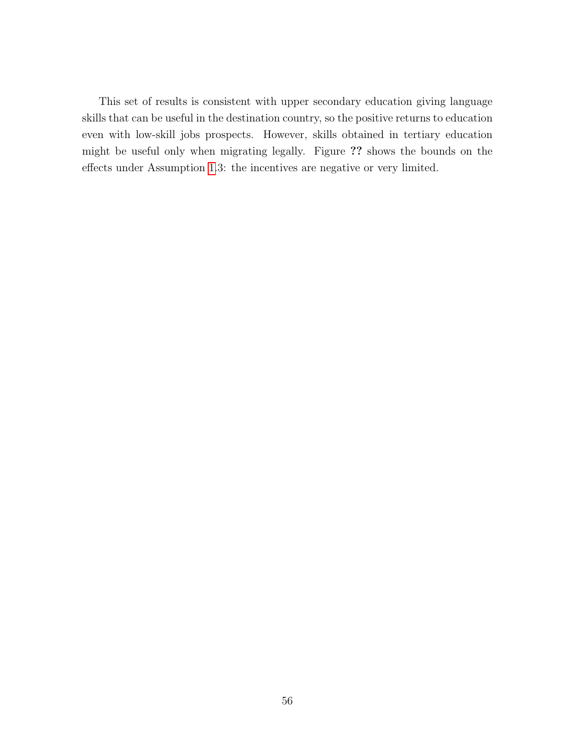This set of results is consistent with upper secondary education giving language skills that can be useful in the destination country, so the positive returns to education even with low-skill jobs prospects. However, skills obtained in tertiary education might be useful only when migrating legally. Figure ?? shows the bounds on the effects under Assumption 1.3: the incentives are negative or very limited.